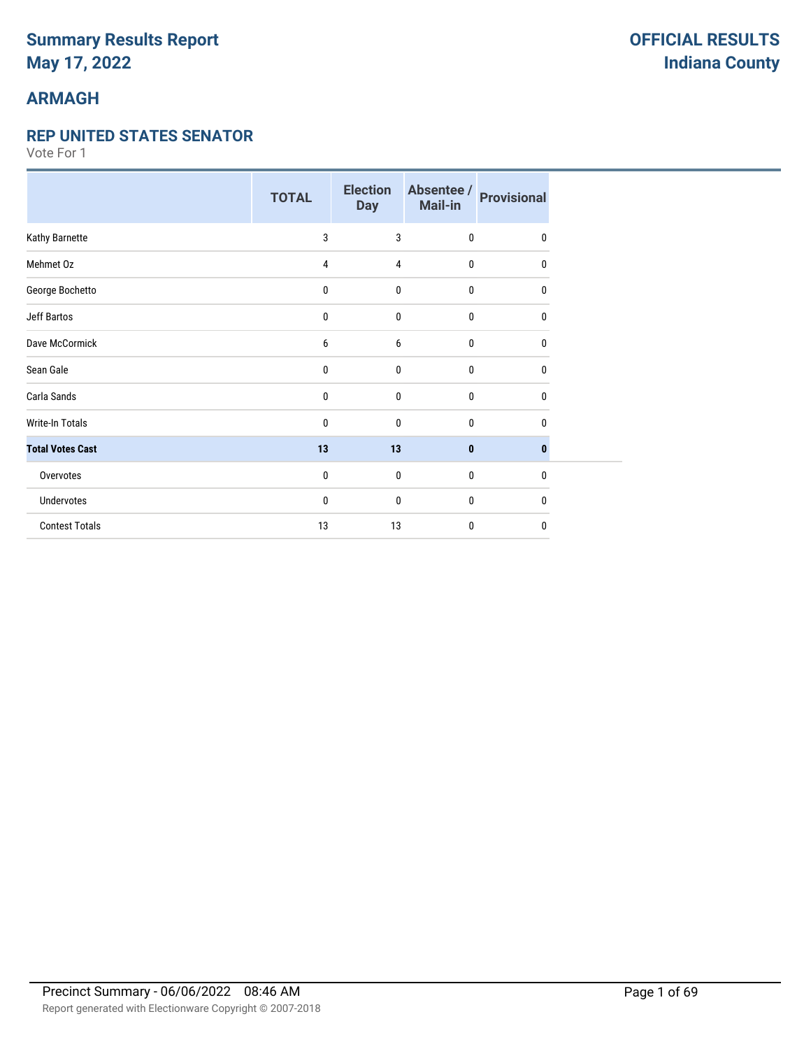# Summary Results Report
# May 17, 2022

**OFFICIAL RESULTS**
**Indiana County**

## ARMAGH

### REP UNITED STATES SENATOR

Vote For 1

| | TOTAL | Election Day | Absentee / Mail-in | Provisional |
|---|---|---|---|---|
| Kathy Barnette | 3 | 3 | 0 | 0 |
| Mehmet Oz | 4 | 4 | 0 | 0 |
| George Bochetto | 0 | 0 | 0 | 0 |
| Jeff Bartos | 0 | 0 | 0 | 0 |
| Dave McCormick | 6 | 6 | 0 | 0 |
| Sean Gale | 0 | 0 | 0 | 0 |
| Carla Sands | 0 | 0 | 0 | 0 |
| Write-In Totals | 0 | 0 | 0 | 0 |
| **Total Votes Cast** | **13** | **13** | **0** | **0** |
| Overvotes | 0 | 0 | 0 | 0 |
| Undervotes | 0 | 0 | 0 | 0 |
| Contest Totals | 13 | 13 | 0 | 0 |

Precinct Summary - 06/06/2022 08:46 AM

Report generated with Electionware Copyright © 2007-2018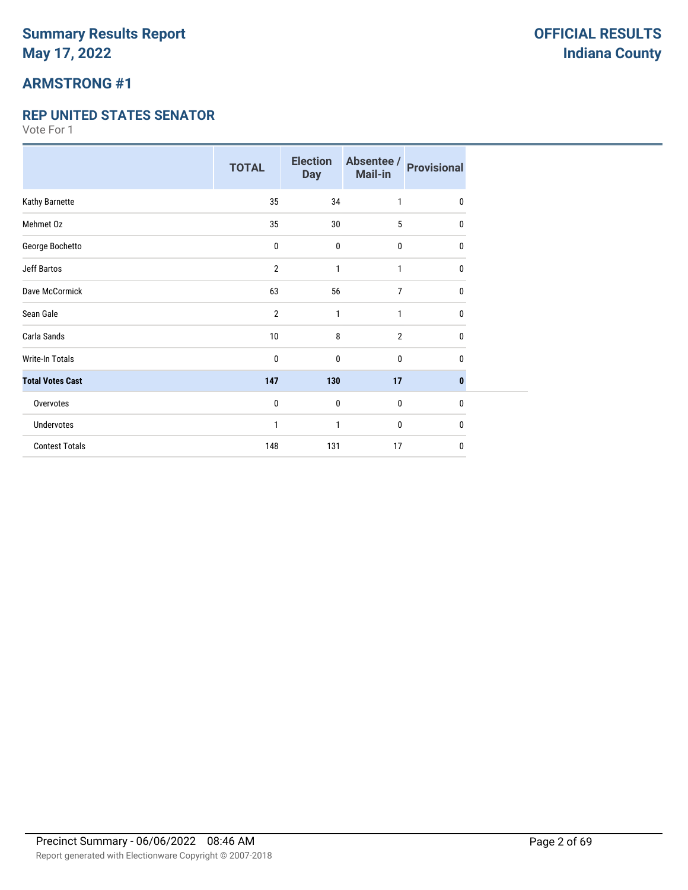# Summary Results Report
# May 17, 2022

**OFFICIAL RESULTS**
**Indiana County**

## ARMSTRONG #1

### REP UNITED STATES SENATOR

Vote For 1

| | TOTAL | Election Day | Absentee / Mail-in | Provisional |
|---|---|---|---|---|
| Kathy Barnette | 35 | 34 | 1 | 0 |
| Mehmet Oz | 35 | 30 | 5 | 0 |
| George Bochetto | 0 | 0 | 0 | 0 |
| Jeff Bartos | 2 | 1 | 1 | 0 |
| Dave McCormick | 63 | 56 | 7 | 0 |
| Sean Gale | 2 | 1 | 1 | 0 |
| Carla Sands | 10 | 8 | 2 | 0 |
| Write-In Totals | 0 | 0 | 0 | 0 |
| **Total Votes Cast** | **147** | **130** | **17** | **0** |
| Overvotes | 0 | 0 | 0 | 0 |
| Undervotes | 1 | 1 | 0 | 0 |
| Contest Totals | 148 | 131 | 17 | 0 |

Precinct Summary - 06/06/2022 08:46 AM

Report generated with Electionware Copyright © 2007-2018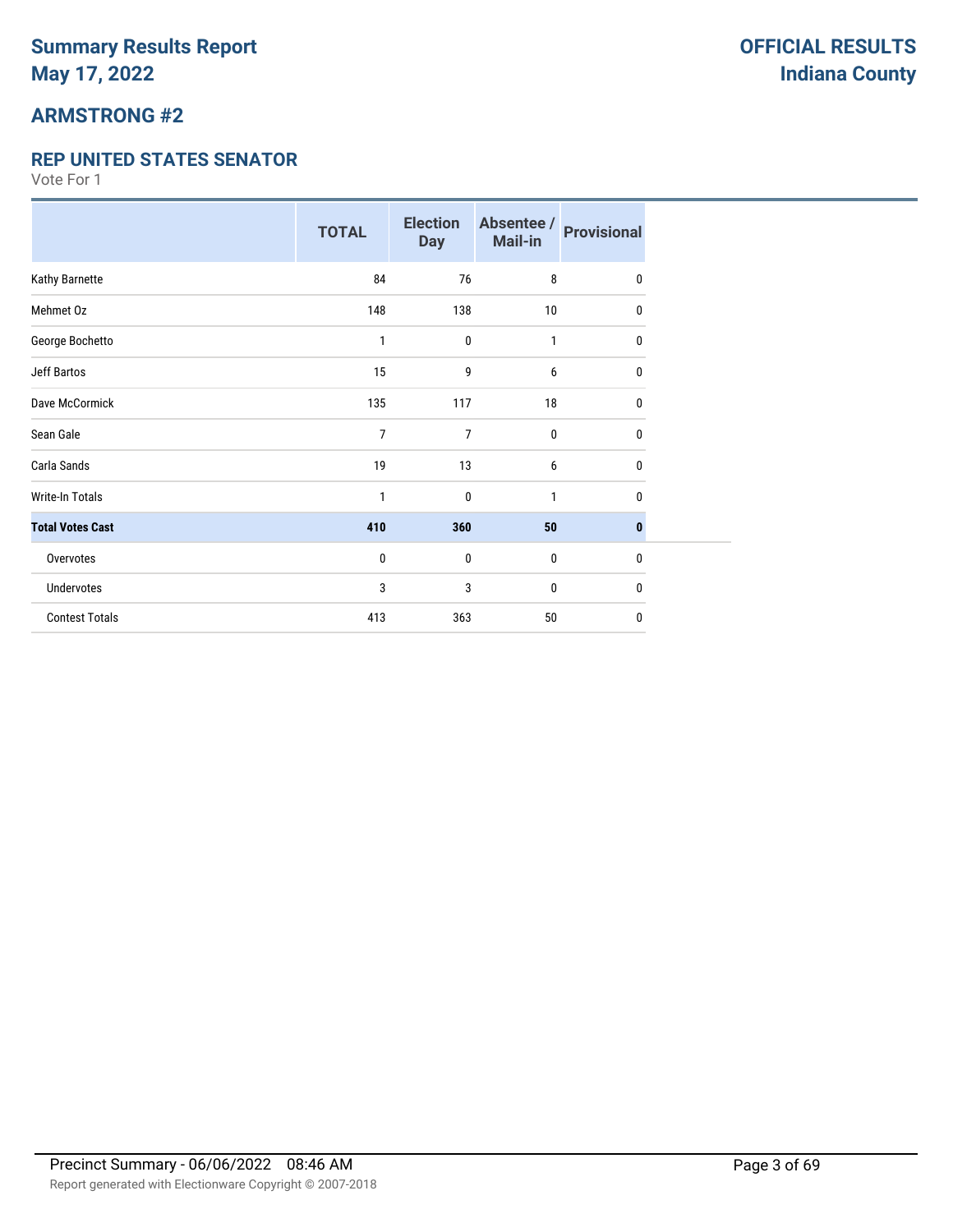# Summary Results Report
# May 17, 2022

**OFFICIAL RESULTS**
**Indiana County**

## ARMSTRONG #2

### REP UNITED STATES SENATOR

Vote For 1

| | TOTAL | Election Day | Absentee / Mail-in | Provisional |
|---|---|---|---|---|
| Kathy Barnette | 84 | 76 | 8 | 0 |
| Mehmet Oz | 148 | 138 | 10 | 0 |
| George Bochetto | 1 | 0 | 1 | 0 |
| Jeff Bartos | 15 | 9 | 6 | 0 |
| Dave McCormick | 135 | 117 | 18 | 0 |
| Sean Gale | 7 | 7 | 0 | 0 |
| Carla Sands | 19 | 13 | 6 | 0 |
| Write-In Totals | 1 | 0 | 1 | 0 |
| **Total Votes Cast** | **410** | **360** | **50** | **0** |
| Overvotes | 0 | 0 | 0 | 0 |
| Undervotes | 3 | 3 | 0 | 0 |
| Contest Totals | 413 | 363 | 50 | 0 |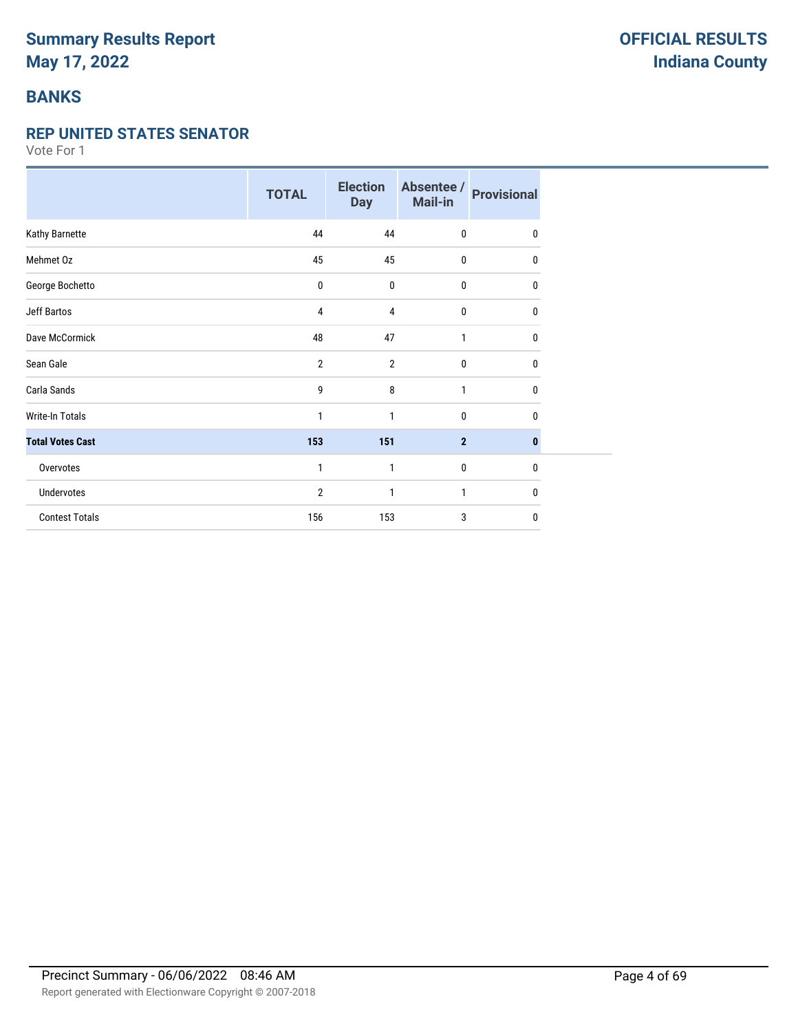# Summary Results Report
# May 17, 2022

**OFFICIAL RESULTS**
**Indiana County**

## BANKS

### REP UNITED STATES SENATOR

Vote For 1

| | TOTAL | Election Day | Absentee / Mail-in | Provisional |
|---|---|---|---|---|
| Kathy Barnette | 44 | 44 | 0 | 0 |
| Mehmet Oz | 45 | 45 | 0 | 0 |
| George Bochetto | 0 | 0 | 0 | 0 |
| Jeff Bartos | 4 | 4 | 0 | 0 |
| Dave McCormick | 48 | 47 | 1 | 0 |
| Sean Gale | 2 | 2 | 0 | 0 |
| Carla Sands | 9 | 8 | 1 | 0 |
| Write-In Totals | 1 | 1 | 0 | 0 |
| **Total Votes Cast** | **153** | **151** | **2** | **0** |
| Overvotes | 1 | 1 | 0 | 0 |
| Undervotes | 2 | 1 | 1 | 0 |
| Contest Totals | 156 | 153 | 3 | 0 |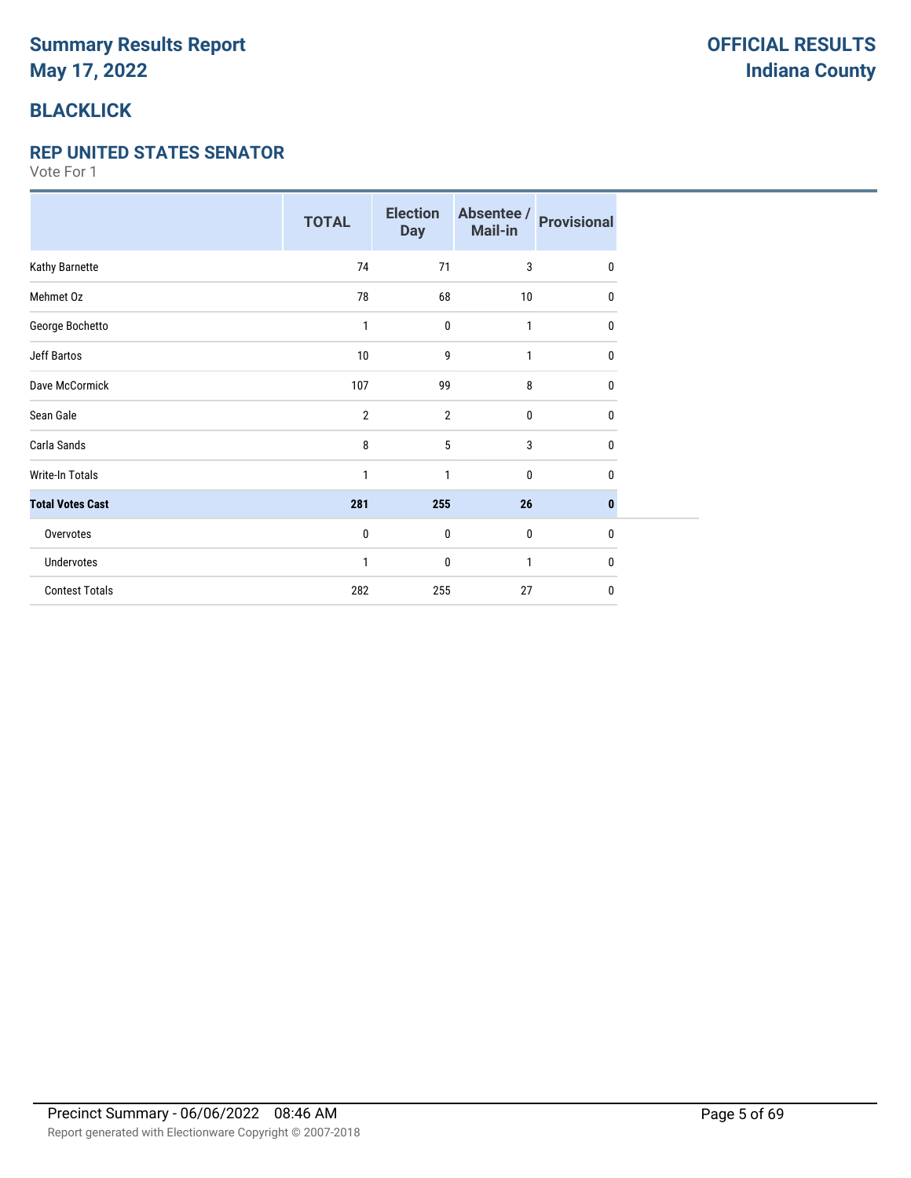# Summary Results Report
# May 17, 2022

**OFFICIAL RESULTS**
**Indiana County**

## BLACKLICK

### REP UNITED STATES SENATOR

Vote For 1

| | TOTAL | Election Day | Absentee / Mail-in | Provisional |
|---|---|---|---|---|
| Kathy Barnette | 74 | 71 | 3 | 0 |
| Mehmet Oz | 78 | 68 | 10 | 0 |
| George Bochetto | 1 | 0 | 1 | 0 |
| Jeff Bartos | 10 | 9 | 1 | 0 |
| Dave McCormick | 107 | 99 | 8 | 0 |
| Sean Gale | 2 | 2 | 0 | 0 |
| Carla Sands | 8 | 5 | 3 | 0 |
| Write-In Totals | 1 | 1 | 0 | 0 |
| **Total Votes Cast** | **281** | **255** | **26** | **0** |
| Overvotes | 0 | 0 | 0 | 0 |
| Undervotes | 1 | 0 | 1 | 0 |
| Contest Totals | 282 | 255 | 27 | 0 |

Precinct Summary - 06/06/2022 08:46 AM

Report generated with Electionware Copyright © 2007-2018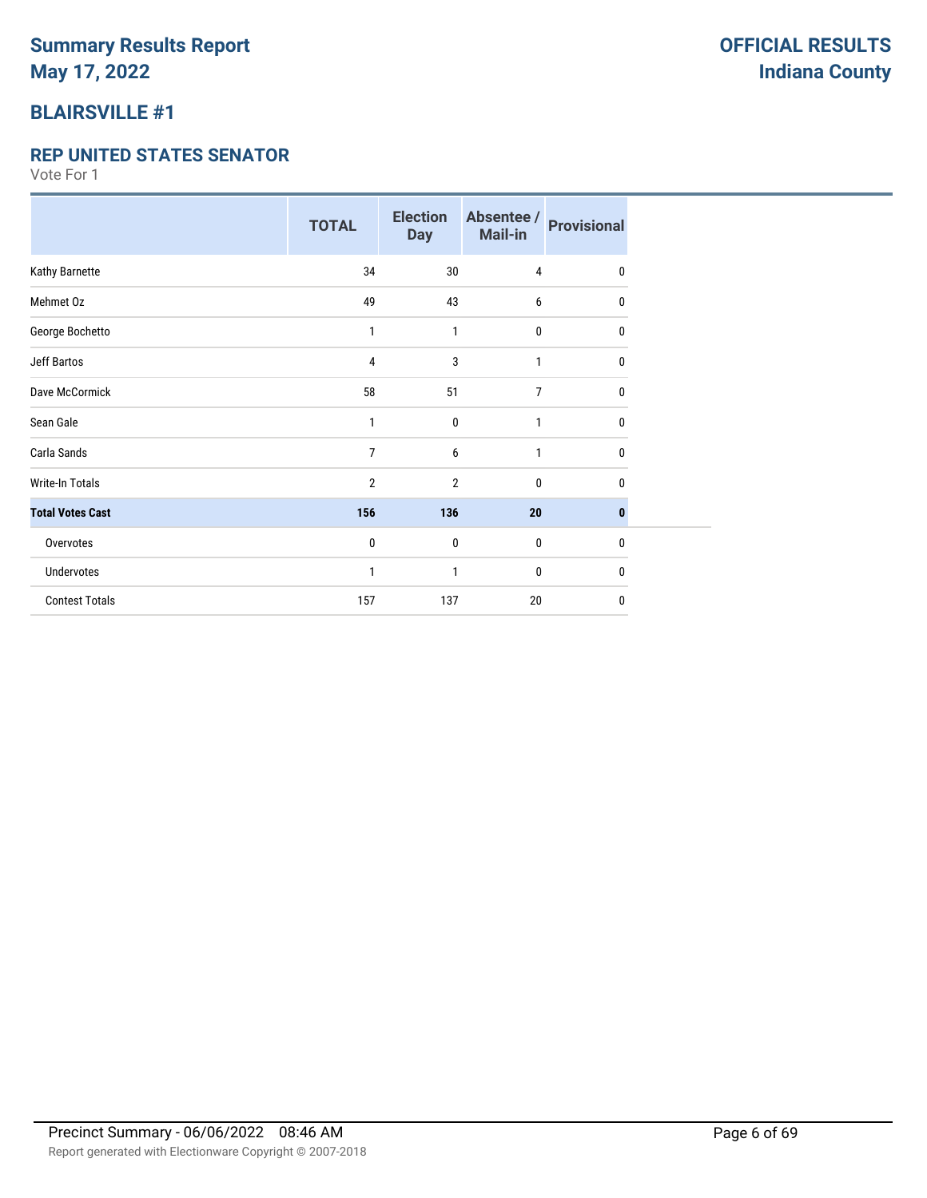# Summary Results Report
# May 17, 2022

**OFFICIAL RESULTS**
**Indiana County**

## BLAIRSVILLE #1

### REP UNITED STATES SENATOR

Vote For 1

| | TOTAL | Election Day | Absentee / Mail-in | Provisional |
|---|---|---|---|---|
| Kathy Barnette | 34 | 30 | 4 | 0 |
| Mehmet Oz | 49 | 43 | 6 | 0 |
| George Bochetto | 1 | 1 | 0 | 0 |
| Jeff Bartos | 4 | 3 | 1 | 0 |
| Dave McCormick | 58 | 51 | 7 | 0 |
| Sean Gale | 1 | 0 | 1 | 0 |
| Carla Sands | 7 | 6 | 1 | 0 |
| Write-In Totals | 2 | 2 | 0 | 0 |
| **Total Votes Cast** | **156** | **136** | **20** | **0** |
| Overvotes | 0 | 0 | 0 | 0 |
| Undervotes | 1 | 1 | 0 | 0 |
| Contest Totals | 157 | 137 | 20 | 0 |

Precinct Summary - 06/06/2022 08:46 AM

Report generated with Electionware Copyright © 2007-2018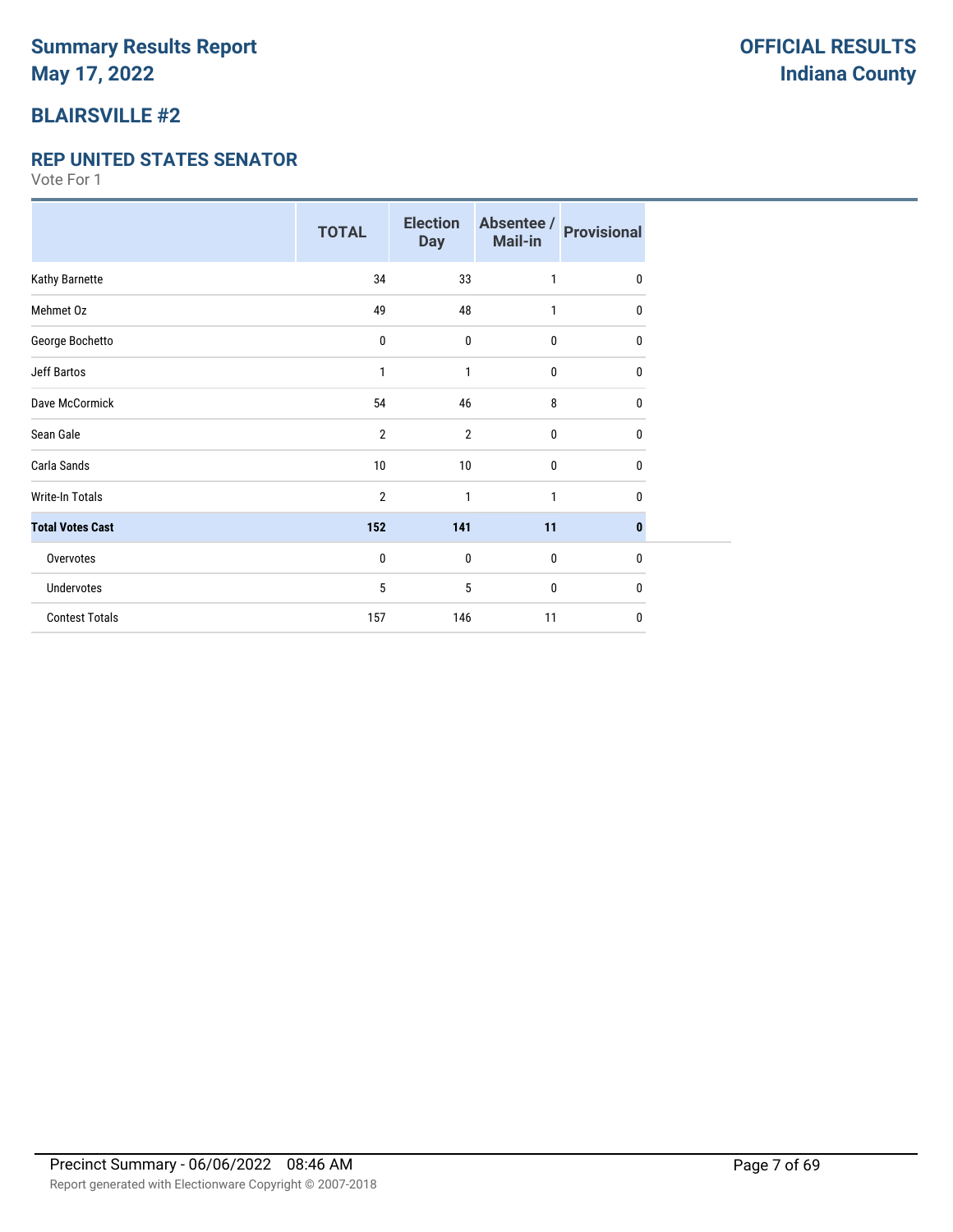# Summary Results Report
# May 17, 2022

**OFFICIAL RESULTS**
**Indiana County**

## BLAIRSVILLE #2

### REP UNITED STATES SENATOR

Vote For 1

| | TOTAL | Election Day | Absentee / Mail-in | Provisional |
|---|---|---|---|---|
| Kathy Barnette | 34 | 33 | 1 | 0 |
| Mehmet Oz | 49 | 48 | 1 | 0 |
| George Bochetto | 0 | 0 | 0 | 0 |
| Jeff Bartos | 1 | 1 | 0 | 0 |
| Dave McCormick | 54 | 46 | 8 | 0 |
| Sean Gale | 2 | 2 | 0 | 0 |
| Carla Sands | 10 | 10 | 0 | 0 |
| Write-In Totals | 2 | 1 | 1 | 0 |
| **Total Votes Cast** | **152** | **141** | **11** | **0** |
| Overvotes | 0 | 0 | 0 | 0 |
| Undervotes | 5 | 5 | 0 | 0 |
| Contest Totals | 157 | 146 | 11 | 0 |

Precinct Summary - 06/06/2022 08:46 AM

Report generated with Electionware Copyright © 2007-2018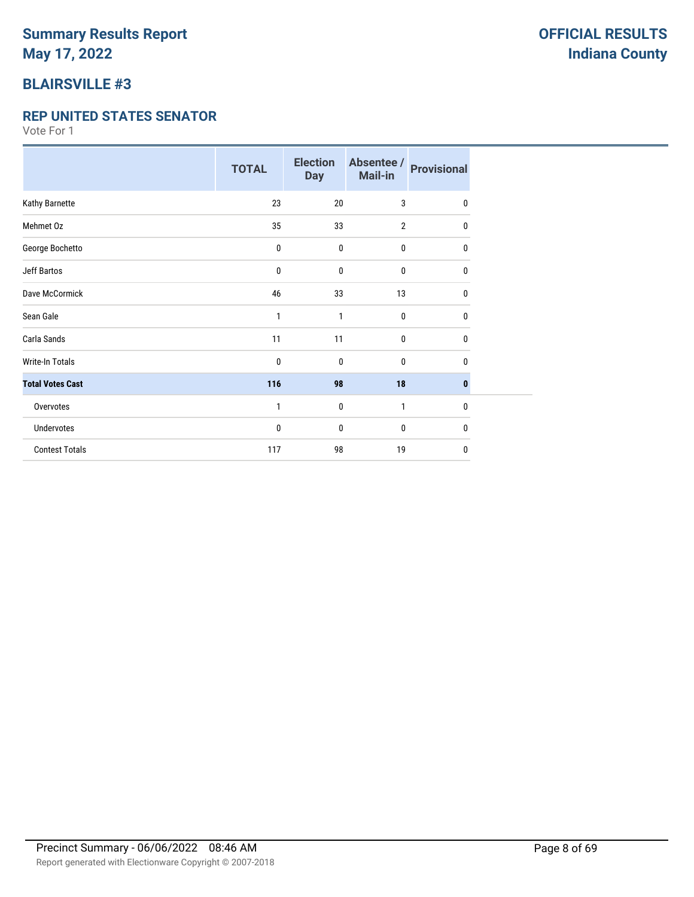# Summary Results Report
# May 17, 2022

**OFFICIAL RESULTS**
**Indiana County**

## BLAIRSVILLE #3

### REP UNITED STATES SENATOR

Vote For 1

| | TOTAL | Election Day | Absentee / Mail-in | Provisional |
|---|---|---|---|---|
| Kathy Barnette | 23 | 20 | 3 | 0 |
| Mehmet Oz | 35 | 33 | 2 | 0 |
| George Bochetto | 0 | 0 | 0 | 0 |
| Jeff Bartos | 0 | 0 | 0 | 0 |
| Dave McCormick | 46 | 33 | 13 | 0 |
| Sean Gale | 1 | 1 | 0 | 0 |
| Carla Sands | 11 | 11 | 0 | 0 |
| Write-In Totals | 0 | 0 | 0 | 0 |
| **Total Votes Cast** | **116** | **98** | **18** | **0** |
| Overvotes | 1 | 0 | 1 | 0 |
| Undervotes | 0 | 0 | 0 | 0 |
| Contest Totals | 117 | 98 | 19 | 0 |

Precinct Summary - 06/06/2022 08:46 AM

Report generated with Electionware Copyright © 2007-2018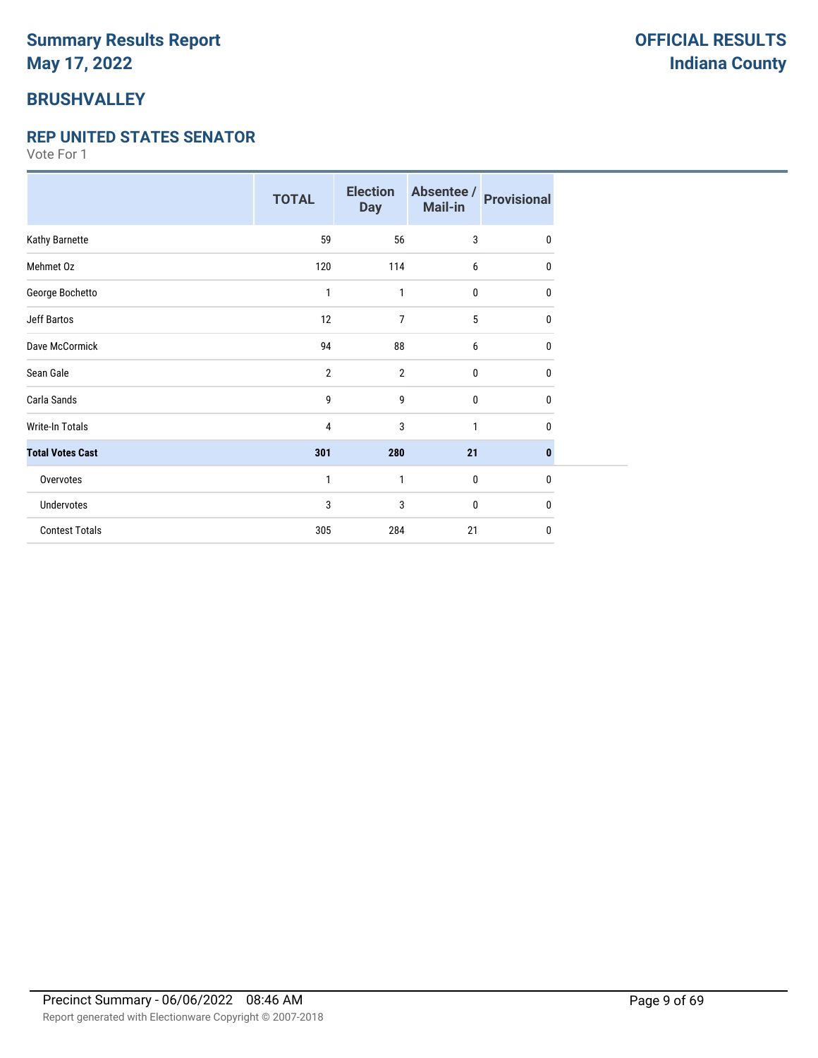# Summary Results Report
# May 17, 2022

**OFFICIAL RESULTS**
**Indiana County**

## BRUSHVALLEY

### REP UNITED STATES SENATOR

Vote For 1

| | TOTAL | Election Day | Absentee / Mail-in | Provisional |
|---|---|---|---|---|
| Kathy Barnette | 59 | 56 | 3 | 0 |
| Mehmet Oz | 120 | 114 | 6 | 0 |
| George Bochetto | 1 | 1 | 0 | 0 |
| Jeff Bartos | 12 | 7 | 5 | 0 |
| Dave McCormick | 94 | 88 | 6 | 0 |
| Sean Gale | 2 | 2 | 0 | 0 |
| Carla Sands | 9 | 9 | 0 | 0 |
| Write-In Totals | 4 | 3 | 1 | 0 |
| **Total Votes Cast** | **301** | **280** | **21** | **0** |
| Overvotes | 1 | 1 | 0 | 0 |
| Undervotes | 3 | 3 | 0 | 0 |
| Contest Totals | 305 | 284 | 21 | 0 |

Precinct Summary - 06/06/2022 08:46 AM

Report generated with Electionware Copyright © 2007-2018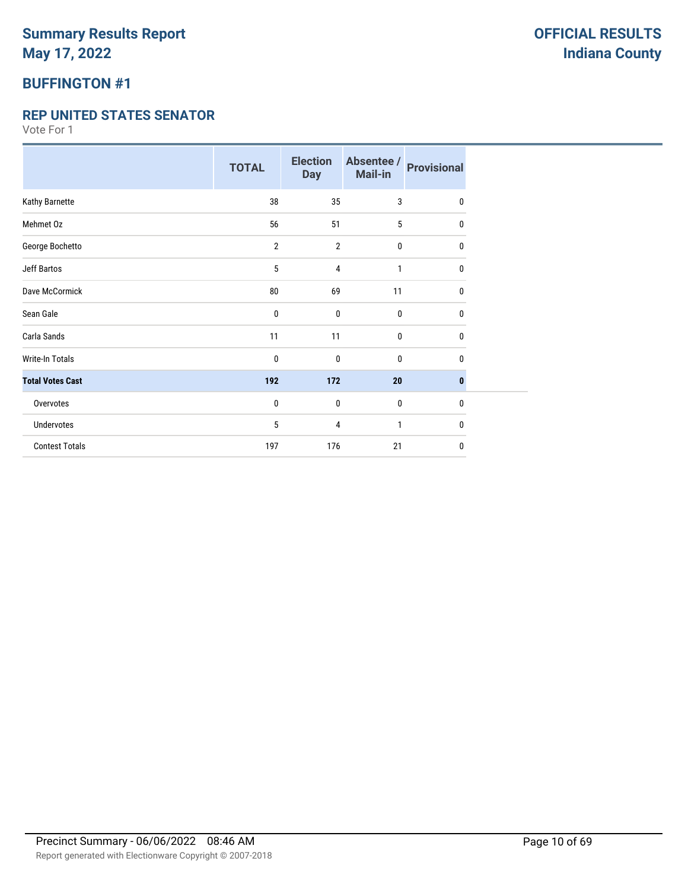# Summary Results Report
# May 17, 2022

**OFFICIAL RESULTS**
**Indiana County**

## BUFFINGTON #1

### REP UNITED STATES SENATOR

Vote For 1

| | TOTAL | Election Day | Absentee / Mail-in | Provisional |
|---|---|---|---|---|
| Kathy Barnette | 38 | 35 | 3 | 0 |
| Mehmet Oz | 56 | 51 | 5 | 0 |
| George Bochetto | 2 | 2 | 0 | 0 |
| Jeff Bartos | 5 | 4 | 1 | 0 |
| Dave McCormick | 80 | 69 | 11 | 0 |
| Sean Gale | 0 | 0 | 0 | 0 |
| Carla Sands | 11 | 11 | 0 | 0 |
| Write-In Totals | 0 | 0 | 0 | 0 |
| **Total Votes Cast** | **192** | **172** | **20** | **0** |
| Overvotes | 0 | 0 | 0 | 0 |
| Undervotes | 5 | 4 | 1 | 0 |
| Contest Totals | 197 | 176 | 21 | 0 |

Precinct Summary - 06/06/2022 08:46 AM

Report generated with Electionware Copyright © 2007-2018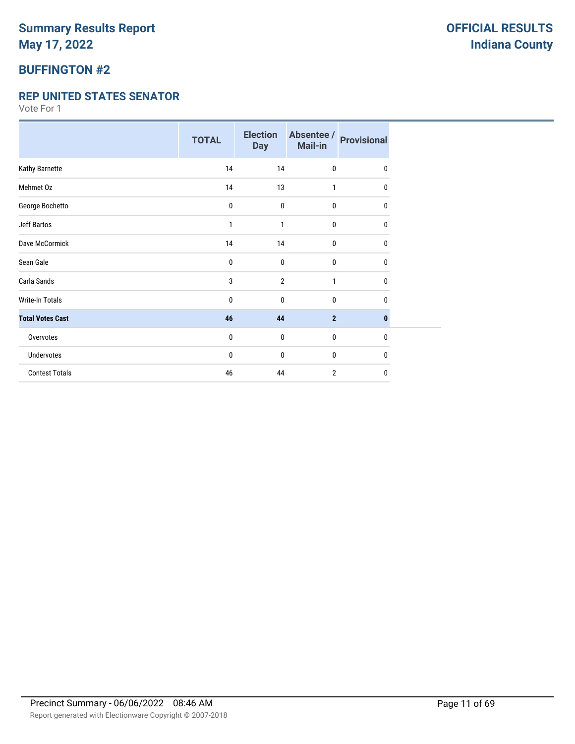# Summary Results Report
# May 17, 2022

**OFFICIAL RESULTS**
**Indiana County**

## BUFFINGTON #2

### REP UNITED STATES SENATOR

Vote For 1

| | TOTAL | Election Day | Absentee / Mail-in | Provisional |
|---|---|---|---|---|
| Kathy Barnette | 14 | 14 | 0 | 0 |
| Mehmet Oz | 14 | 13 | 1 | 0 |
| George Bochetto | 0 | 0 | 0 | 0 |
| Jeff Bartos | 1 | 1 | 0 | 0 |
| Dave McCormick | 14 | 14 | 0 | 0 |
| Sean Gale | 0 | 0 | 0 | 0 |
| Carla Sands | 3 | 2 | 1 | 0 |
| Write-In Totals | 0 | 0 | 0 | 0 |
| **Total Votes Cast** | **46** | **44** | **2** | **0** |
| Overvotes | 0 | 0 | 0 | 0 |
| Undervotes | 0 | 0 | 0 | 0 |
| Contest Totals | 46 | 44 | 2 | 0 |

Precinct Summary - 06/06/2022 08:46 AM

Report generated with Electionware Copyright © 2007-2018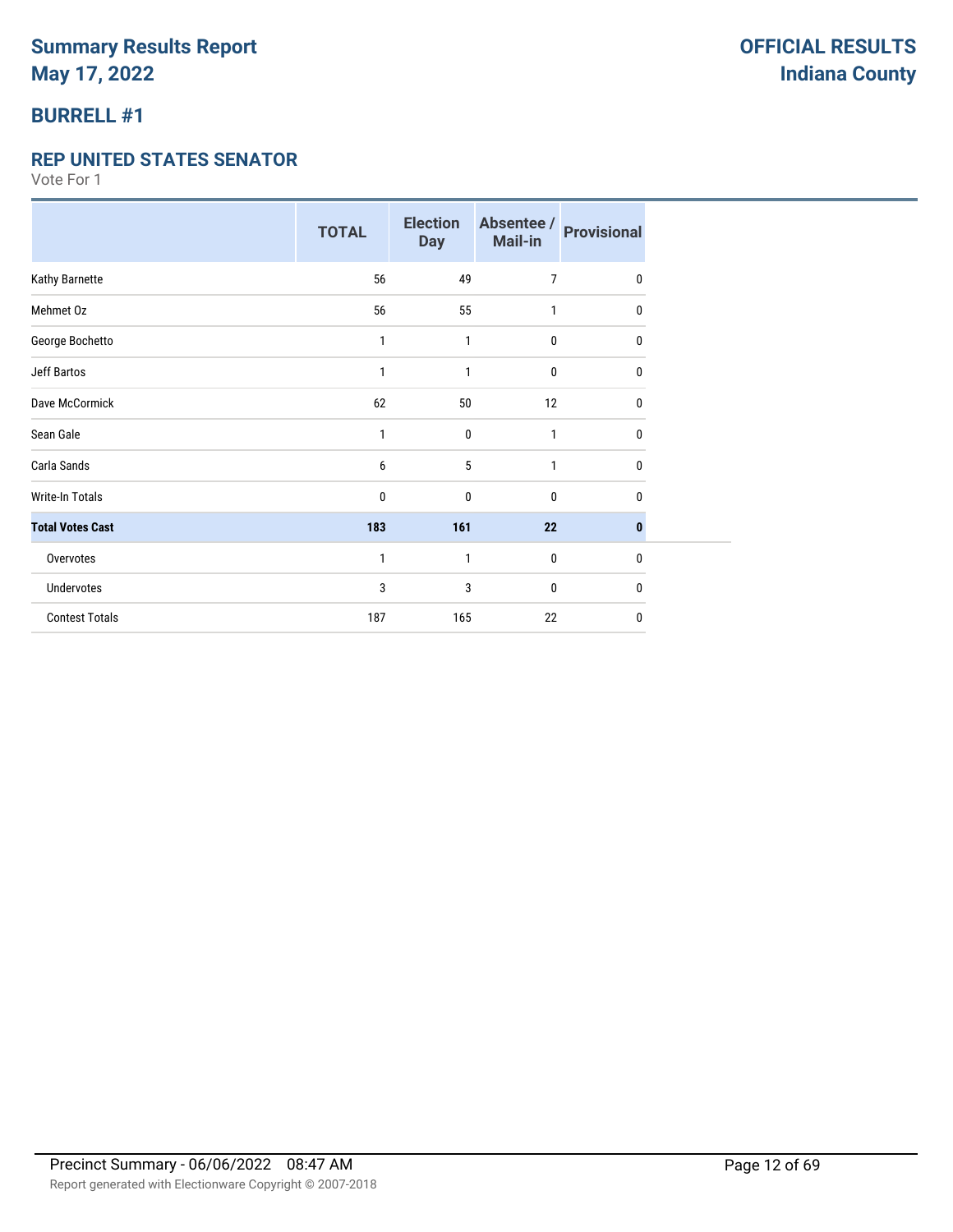# Summary Results Report
# May 17, 2022

**OFFICIAL RESULTS**
**Indiana County**

## BURRELL #1

### REP UNITED STATES SENATOR

Vote For 1

| | TOTAL | Election Day | Absentee / Mail-in | Provisional |
|---|---|---|---|---|
| Kathy Barnette | 56 | 49 | 7 | 0 |
| Mehmet Oz | 56 | 55 | 1 | 0 |
| George Bochetto | 1 | 1 | 0 | 0 |
| Jeff Bartos | 1 | 1 | 0 | 0 |
| Dave McCormick | 62 | 50 | 12 | 0 |
| Sean Gale | 1 | 0 | 1 | 0 |
| Carla Sands | 6 | 5 | 1 | 0 |
| Write-In Totals | 0 | 0 | 0 | 0 |
| **Total Votes Cast** | **183** | **161** | **22** | **0** |
| Overvotes | 1 | 1 | 0 | 0 |
| Undervotes | 3 | 3 | 0 | 0 |
| Contest Totals | 187 | 165 | 22 | 0 |

Precinct Summary - 06/06/2022 08:47 AM

Report generated with Electionware Copyright © 2007-2018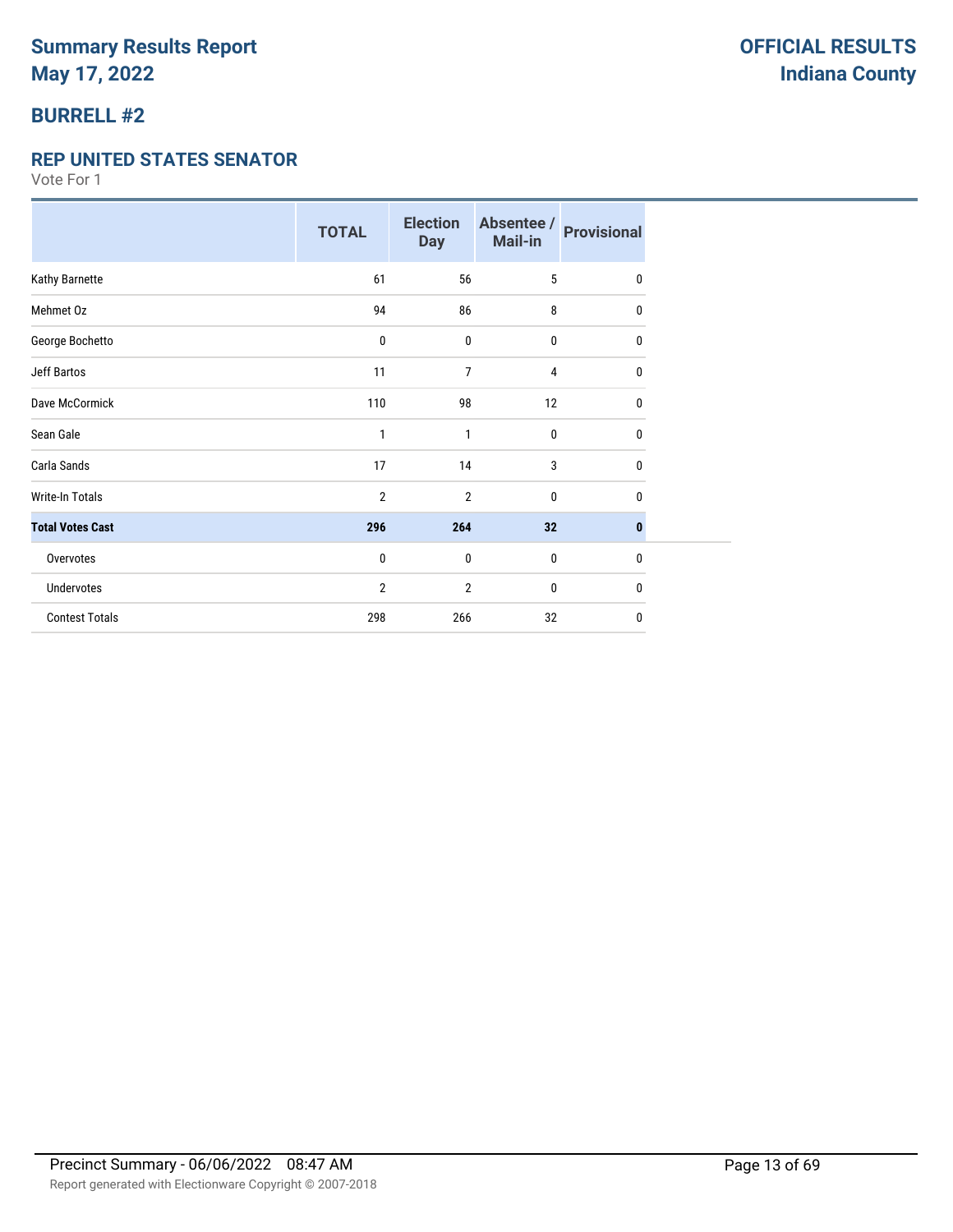# Summary Results Report
# May 17, 2022

**OFFICIAL RESULTS**
**Indiana County**

## BURRELL #2

### REP UNITED STATES SENATOR

Vote For 1

| | TOTAL | Election Day | Absentee / Mail-in | Provisional |
|---|---|---|---|---|
| Kathy Barnette | 61 | 56 | 5 | 0 |
| Mehmet Oz | 94 | 86 | 8 | 0 |
| George Bochetto | 0 | 0 | 0 | 0 |
| Jeff Bartos | 11 | 7 | 4 | 0 |
| Dave McCormick | 110 | 98 | 12 | 0 |
| Sean Gale | 1 | 1 | 0 | 0 |
| Carla Sands | 17 | 14 | 3 | 0 |
| Write-In Totals | 2 | 2 | 0 | 0 |
| **Total Votes Cast** | **296** | **264** | **32** | **0** |
| Overvotes | 0 | 0 | 0 | 0 |
| Undervotes | 2 | 2 | 0 | 0 |
| Contest Totals | 298 | 266 | 32 | 0 |

Precinct Summary - 06/06/2022 08:47 AM

Report generated with Electionware Copyright © 2007-2018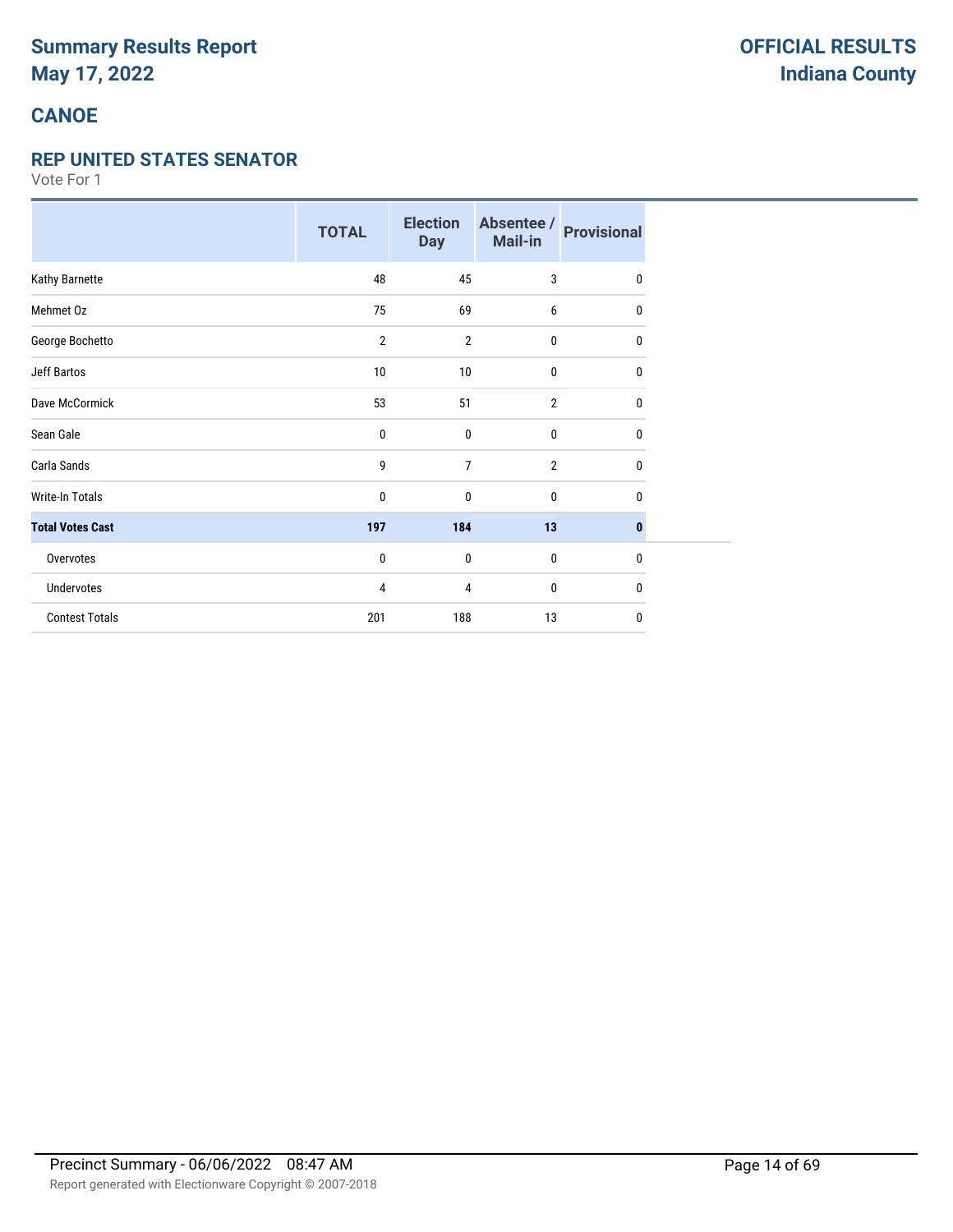# Summary Results Report
# May 17, 2022

**OFFICIAL RESULTS**
**Indiana County**

## CANOE

### REP UNITED STATES SENATOR

Vote For 1

| | TOTAL | Election Day | Absentee / Mail-in | Provisional |
|---|---|---|---|---|
| Kathy Barnette | 48 | 45 | 3 | 0 |
| Mehmet Oz | 75 | 69 | 6 | 0 |
| George Bochetto | 2 | 2 | 0 | 0 |
| Jeff Bartos | 10 | 10 | 0 | 0 |
| Dave McCormick | 53 | 51 | 2 | 0 |
| Sean Gale | 0 | 0 | 0 | 0 |
| Carla Sands | 9 | 7 | 2 | 0 |
| Write-In Totals | 0 | 0 | 0 | 0 |
| **Total Votes Cast** | **197** | **184** | **13** | **0** |
| Overvotes | 0 | 0 | 0 | 0 |
| Undervotes | 4 | 4 | 0 | 0 |
| Contest Totals | 201 | 188 | 13 | 0 |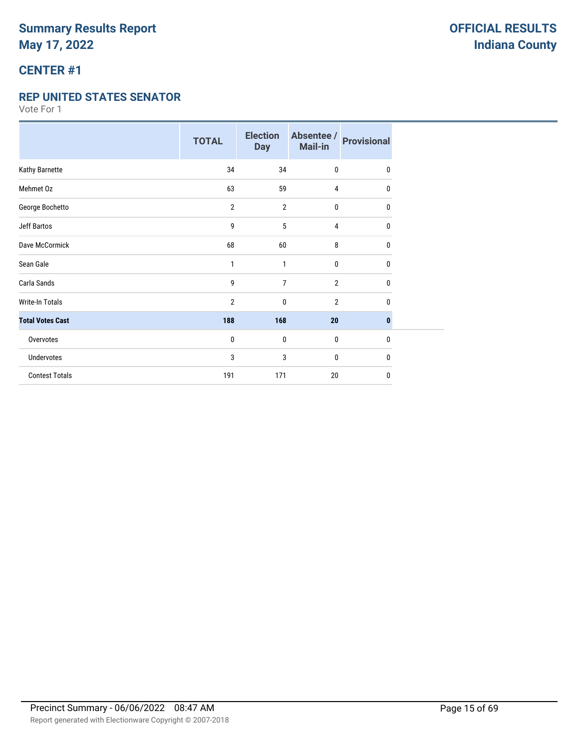# Summary Results Report
# May 17, 2022

**OFFICIAL RESULTS**
**Indiana County**

## CENTER #1

### REP UNITED STATES SENATOR

Vote For 1

| | TOTAL | Election Day | Absentee / Mail-in | Provisional |
|---|---|---|---|---|
| Kathy Barnette | 34 | 34 | 0 | 0 |
| Mehmet Oz | 63 | 59 | 4 | 0 |
| George Bochetto | 2 | 2 | 0 | 0 |
| Jeff Bartos | 9 | 5 | 4 | 0 |
| Dave McCormick | 68 | 60 | 8 | 0 |
| Sean Gale | 1 | 1 | 0 | 0 |
| Carla Sands | 9 | 7 | 2 | 0 |
| Write-In Totals | 2 | 0 | 2 | 0 |
| **Total Votes Cast** | **188** | **168** | **20** | **0** |
| Overvotes | 0 | 0 | 0 | 0 |
| Undervotes | 3 | 3 | 0 | 0 |
| Contest Totals | 191 | 171 | 20 | 0 |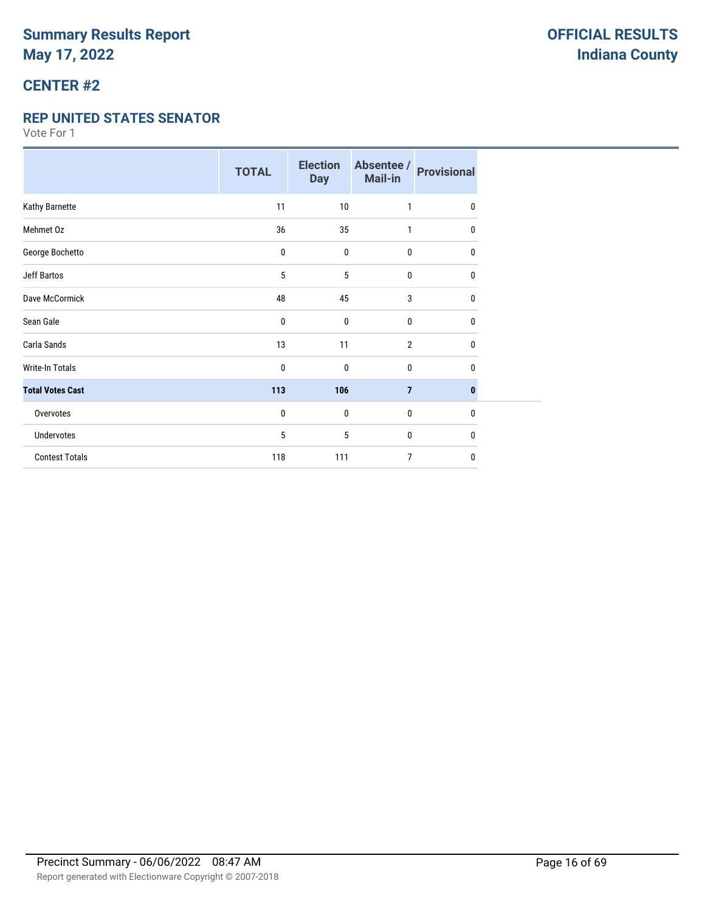# Summary Results Report
# May 17, 2022

**OFFICIAL RESULTS**
**Indiana County**

## CENTER #2

### REP UNITED STATES SENATOR

Vote For 1

| | TOTAL | Election Day | Absentee / Mail-in | Provisional |
|---|---|---|---|---|
| Kathy Barnette | 11 | 10 | 1 | 0 |
| Mehmet Oz | 36 | 35 | 1 | 0 |
| George Bochetto | 0 | 0 | 0 | 0 |
| Jeff Bartos | 5 | 5 | 0 | 0 |
| Dave McCormick | 48 | 45 | 3 | 0 |
| Sean Gale | 0 | 0 | 0 | 0 |
| Carla Sands | 13 | 11 | 2 | 0 |
| Write-In Totals | 0 | 0 | 0 | 0 |
| **Total Votes Cast** | **113** | **106** | **7** | **0** |
| Overvotes | 0 | 0 | 0 | 0 |
| Undervotes | 5 | 5 | 0 | 0 |
| Contest Totals | 118 | 111 | 7 | 0 |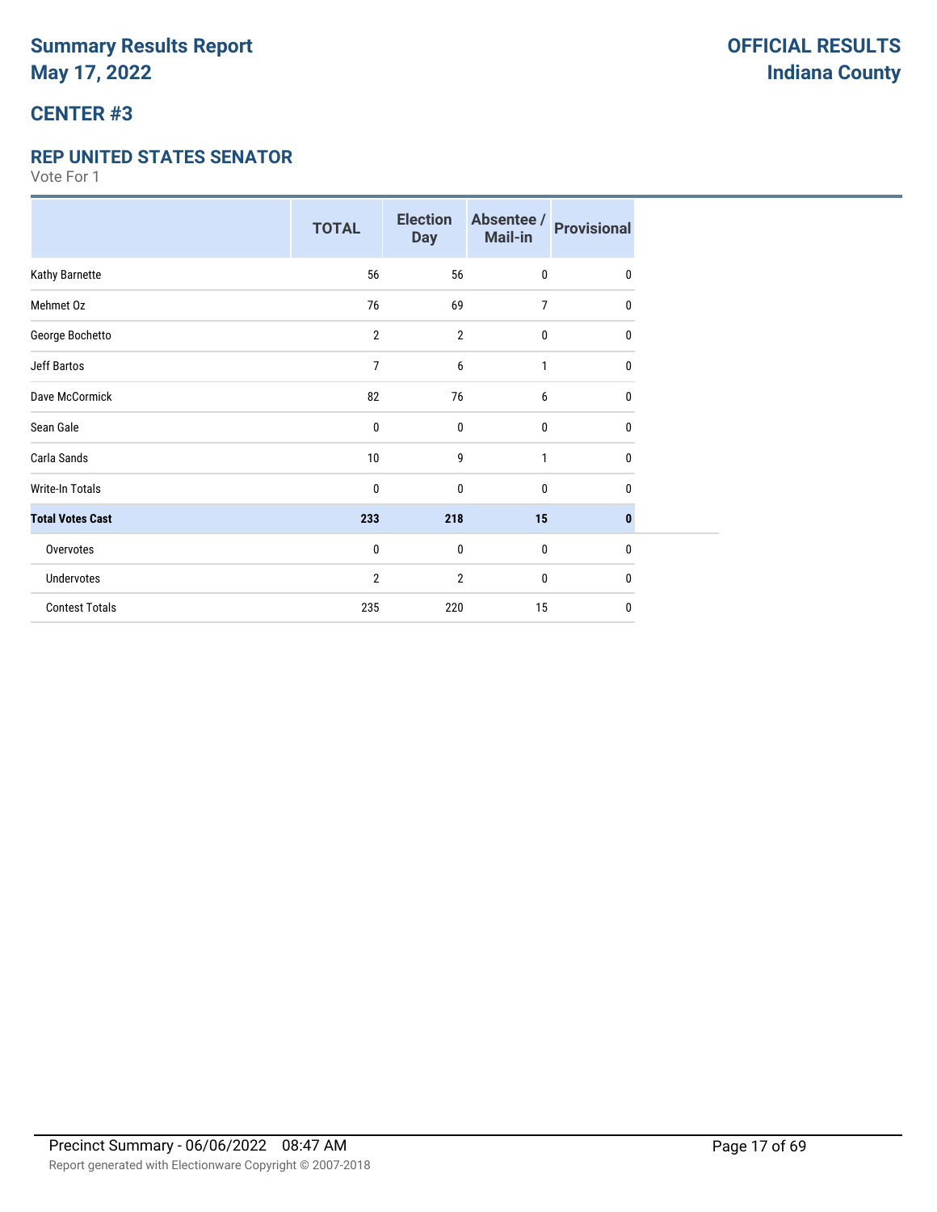# Summary Results Report
# May 17, 2022

**OFFICIAL RESULTS**
**Indiana County**

## CENTER #3

### REP UNITED STATES SENATOR

Vote For 1

| | TOTAL | Election Day | Absentee / Mail-in | Provisional |
|---|---|---|---|---|
| Kathy Barnette | 56 | 56 | 0 | 0 |
| Mehmet Oz | 76 | 69 | 7 | 0 |
| George Bochetto | 2 | 2 | 0 | 0 |
| Jeff Bartos | 7 | 6 | 1 | 0 |
| Dave McCormick | 82 | 76 | 6 | 0 |
| Sean Gale | 0 | 0 | 0 | 0 |
| Carla Sands | 10 | 9 | 1 | 0 |
| Write-In Totals | 0 | 0 | 0 | 0 |
| **Total Votes Cast** | **233** | **218** | **15** | **0** |
| Overvotes | 0 | 0 | 0 | 0 |
| Undervotes | 2 | 2 | 0 | 0 |
| Contest Totals | 235 | 220 | 15 | 0 |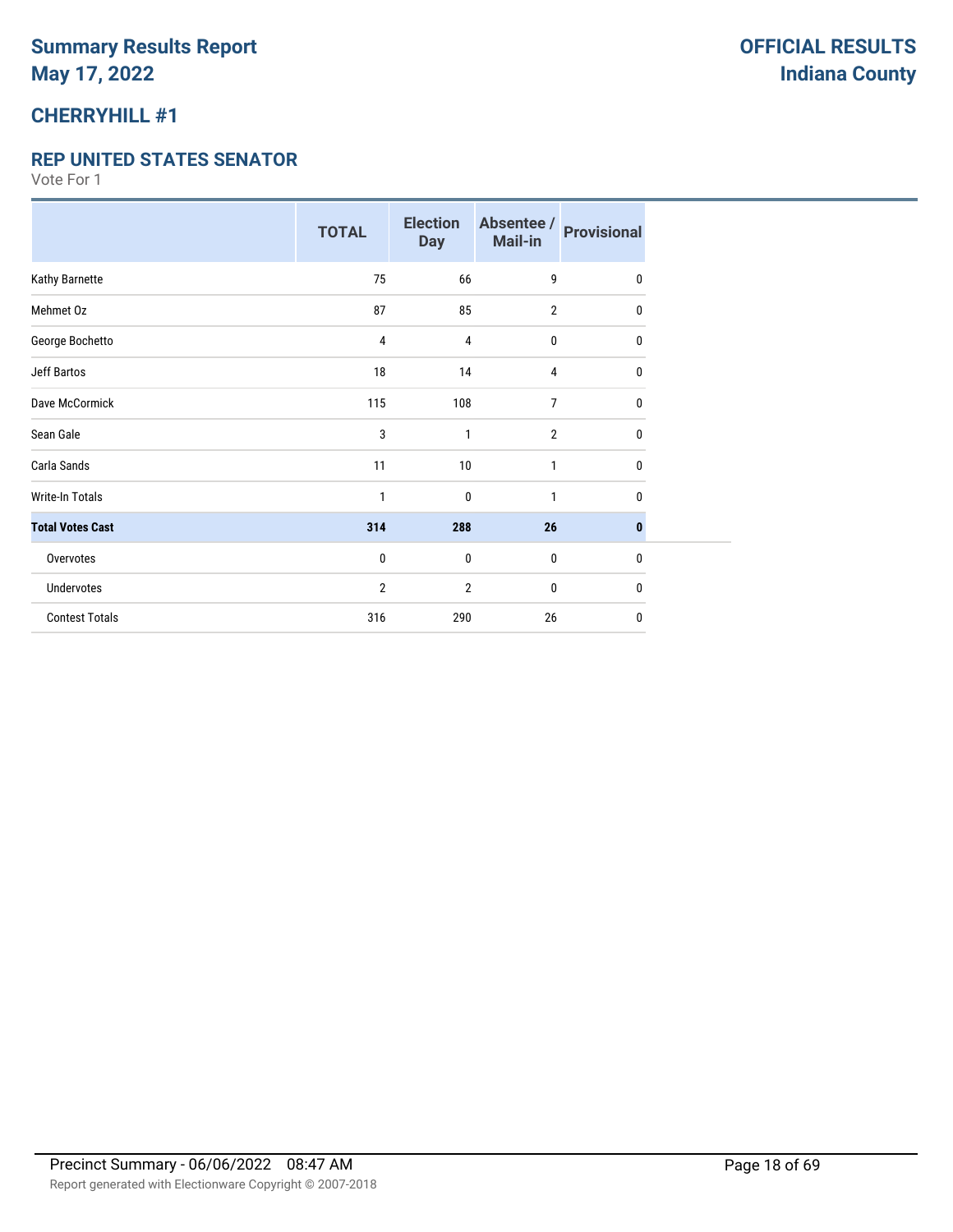# Summary Results Report
# May 17, 2022

**OFFICIAL RESULTS**
**Indiana County**

## CHERRYHILL #1

### REP UNITED STATES SENATOR

Vote For 1

| | TOTAL | Election Day | Absentee / Mail-in | Provisional |
|---|---|---|---|---|
| Kathy Barnette | 75 | 66 | 9 | 0 |
| Mehmet Oz | 87 | 85 | 2 | 0 |
| George Bochetto | 4 | 4 | 0 | 0 |
| Jeff Bartos | 18 | 14 | 4 | 0 |
| Dave McCormick | 115 | 108 | 7 | 0 |
| Sean Gale | 3 | 1 | 2 | 0 |
| Carla Sands | 11 | 10 | 1 | 0 |
| Write-In Totals | 1 | 0 | 1 | 0 |
| **Total Votes Cast** | **314** | **288** | **26** | **0** |
| Overvotes | 0 | 0 | 0 | 0 |
| Undervotes | 2 | 2 | 0 | 0 |
| Contest Totals | 316 | 290 | 26 | 0 |

Precinct Summary - 06/06/2022 08:47 AM

Report generated with Electionware Copyright © 2007-2018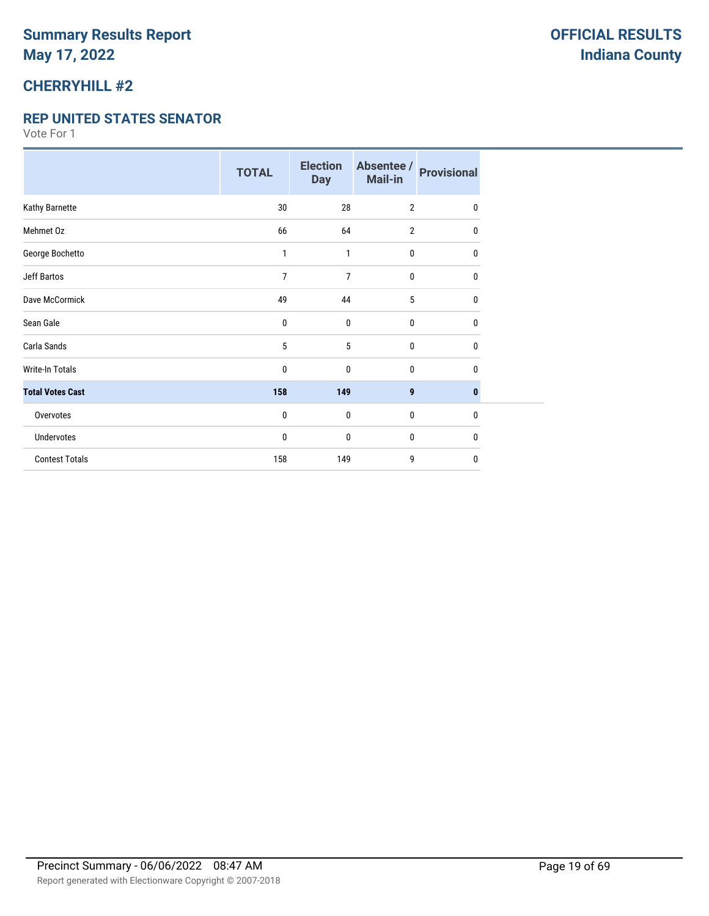# Summary Results Report
# May 17, 2022

**OFFICIAL RESULTS**
**Indiana County**

## CHERRYHILL #2

### REP UNITED STATES SENATOR

Vote For 1

| | TOTAL | Election Day | Absentee / Mail-in | Provisional |
|---|---|---|---|---|
| Kathy Barnette | 30 | 28 | 2 | 0 |
| Mehmet Oz | 66 | 64 | 2 | 0 |
| George Bochetto | 1 | 1 | 0 | 0 |
| Jeff Bartos | 7 | 7 | 0 | 0 |
| Dave McCormick | 49 | 44 | 5 | 0 |
| Sean Gale | 0 | 0 | 0 | 0 |
| Carla Sands | 5 | 5 | 0 | 0 |
| Write-In Totals | 0 | 0 | 0 | 0 |
| **Total Votes Cast** | **158** | **149** | **9** | **0** |
| Overvotes | 0 | 0 | 0 | 0 |
| Undervotes | 0 | 0 | 0 | 0 |
| Contest Totals | 158 | 149 | 9 | 0 |

Precinct Summary - 06/06/2022 08:47 AM

Report generated with Electionware Copyright © 2007-2018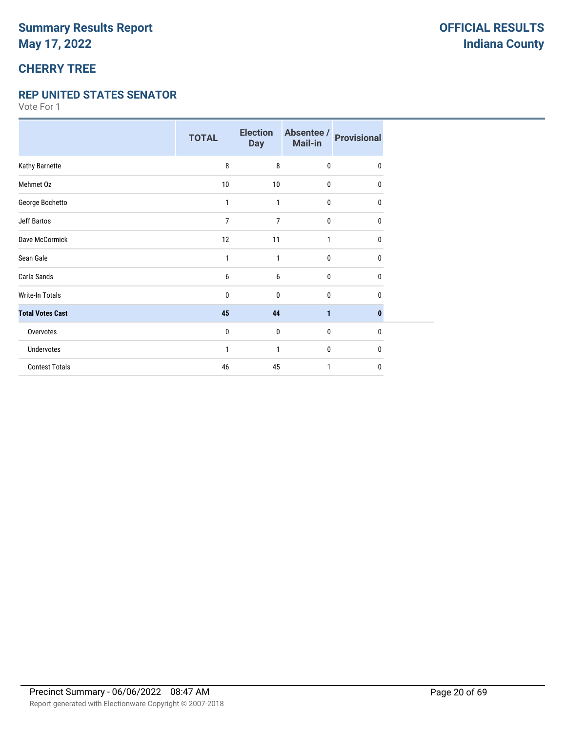# Summary Results Report
# May 17, 2022

**OFFICIAL RESULTS**
**Indiana County**

## CHERRY TREE

### REP UNITED STATES SENATOR

Vote For 1

| | TOTAL | Election Day | Absentee / Mail-in | Provisional |
|---|---|---|---|---|
| Kathy Barnette | 8 | 8 | 0 | 0 |
| Mehmet Oz | 10 | 10 | 0 | 0 |
| George Bochetto | 1 | 1 | 0 | 0 |
| Jeff Bartos | 7 | 7 | 0 | 0 |
| Dave McCormick | 12 | 11 | 1 | 0 |
| Sean Gale | 1 | 1 | 0 | 0 |
| Carla Sands | 6 | 6 | 0 | 0 |
| Write-In Totals | 0 | 0 | 0 | 0 |
| **Total Votes Cast** | **45** | **44** | **1** | **0** |
| Overvotes | 0 | 0 | 0 | 0 |
| Undervotes | 1 | 1 | 0 | 0 |
| Contest Totals | 46 | 45 | 1 | 0 |

Precinct Summary - 06/06/2022 08:47 AM

Report generated with Electionware Copyright © 2007-2018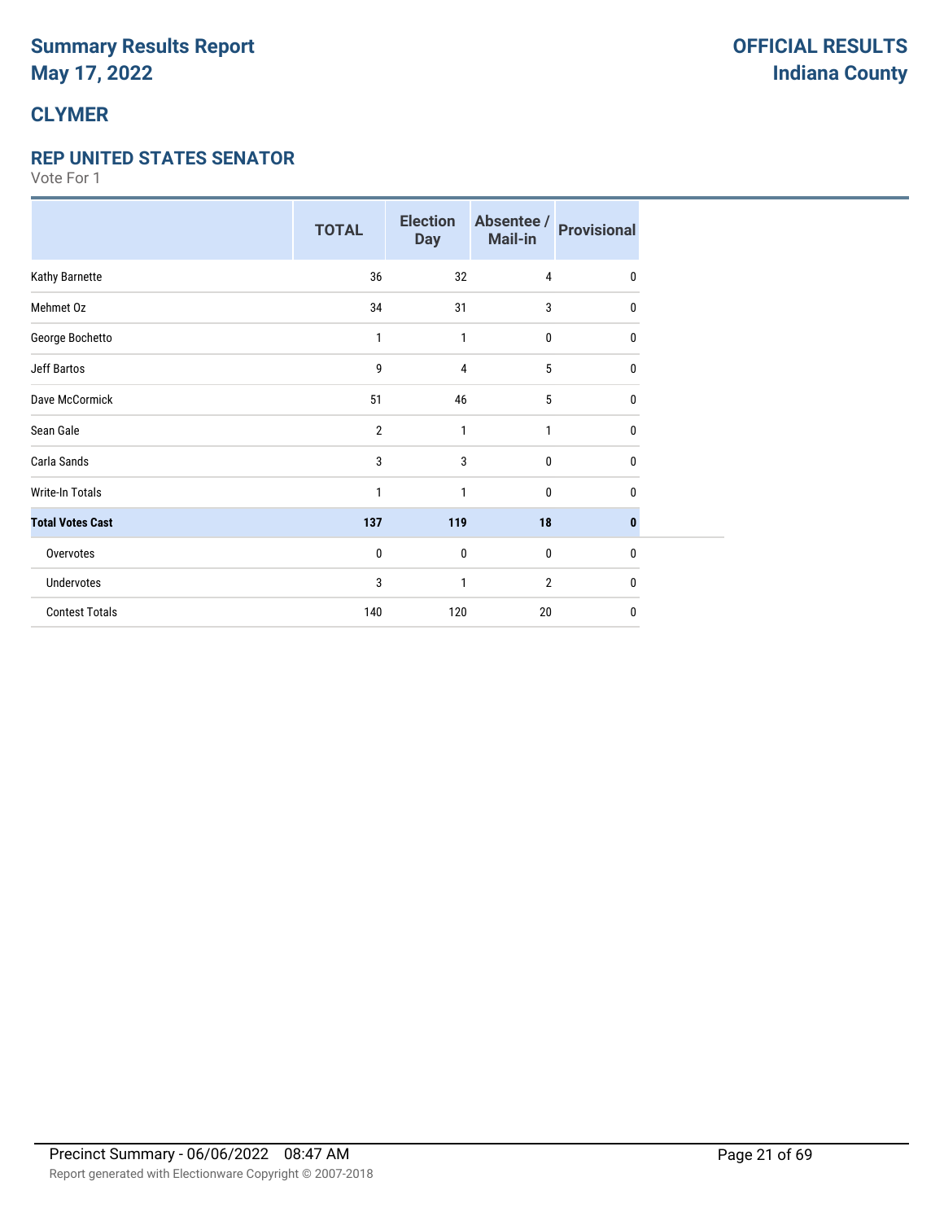# Summary Results Report
# May 17, 2022

**OFFICIAL RESULTS**
**Indiana County**

## CLYMER

### REP UNITED STATES SENATOR

Vote For 1

| | TOTAL | Election Day | Absentee / Mail-in | Provisional |
|---|---|---|---|---|
| Kathy Barnette | 36 | 32 | 4 | 0 |
| Mehmet Oz | 34 | 31 | 3 | 0 |
| George Bochetto | 1 | 1 | 0 | 0 |
| Jeff Bartos | 9 | 4 | 5 | 0 |
| Dave McCormick | 51 | 46 | 5 | 0 |
| Sean Gale | 2 | 1 | 1 | 0 |
| Carla Sands | 3 | 3 | 0 | 0 |
| Write-In Totals | 1 | 1 | 0 | 0 |
| **Total Votes Cast** | **137** | **119** | **18** | **0** |
| Overvotes | 0 | 0 | 0 | 0 |
| Undervotes | 3 | 1 | 2 | 0 |
| Contest Totals | 140 | 120 | 20 | 0 |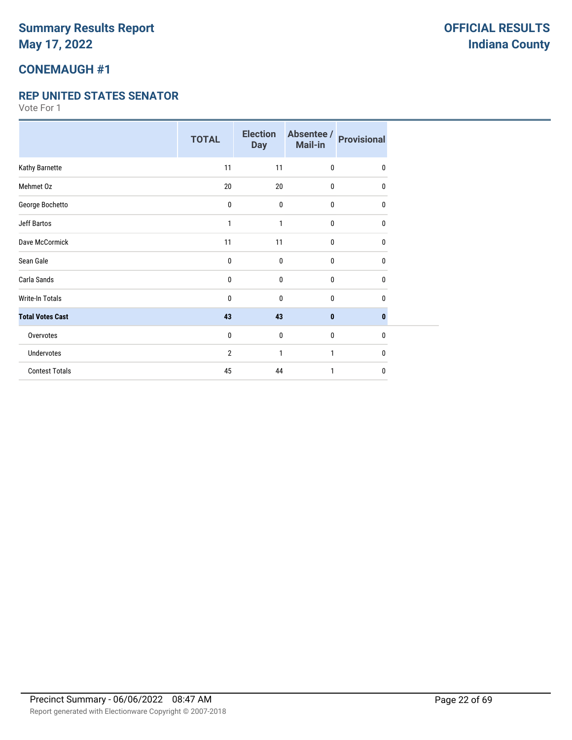# Summary Results Report
# May 17, 2022

**OFFICIAL RESULTS**
**Indiana County**

## CONEMAUGH #1

### REP UNITED STATES SENATOR

Vote For 1

| | TOTAL | Election Day | Absentee / Mail-in | Provisional |
|---|---|---|---|---|
| Kathy Barnette | 11 | 11 | 0 | 0 |
| Mehmet Oz | 20 | 20 | 0 | 0 |
| George Bochetto | 0 | 0 | 0 | 0 |
| Jeff Bartos | 1 | 1 | 0 | 0 |
| Dave McCormick | 11 | 11 | 0 | 0 |
| Sean Gale | 0 | 0 | 0 | 0 |
| Carla Sands | 0 | 0 | 0 | 0 |
| Write-In Totals | 0 | 0 | 0 | 0 |
| **Total Votes Cast** | **43** | **43** | **0** | **0** |
| Overvotes | 0 | 0 | 0 | 0 |
| Undervotes | 2 | 1 | 1 | 0 |
| Contest Totals | 45 | 44 | 1 | 0 |

Precinct Summary - 06/06/2022 08:47 AM

Report generated with Electionware Copyright © 2007-2018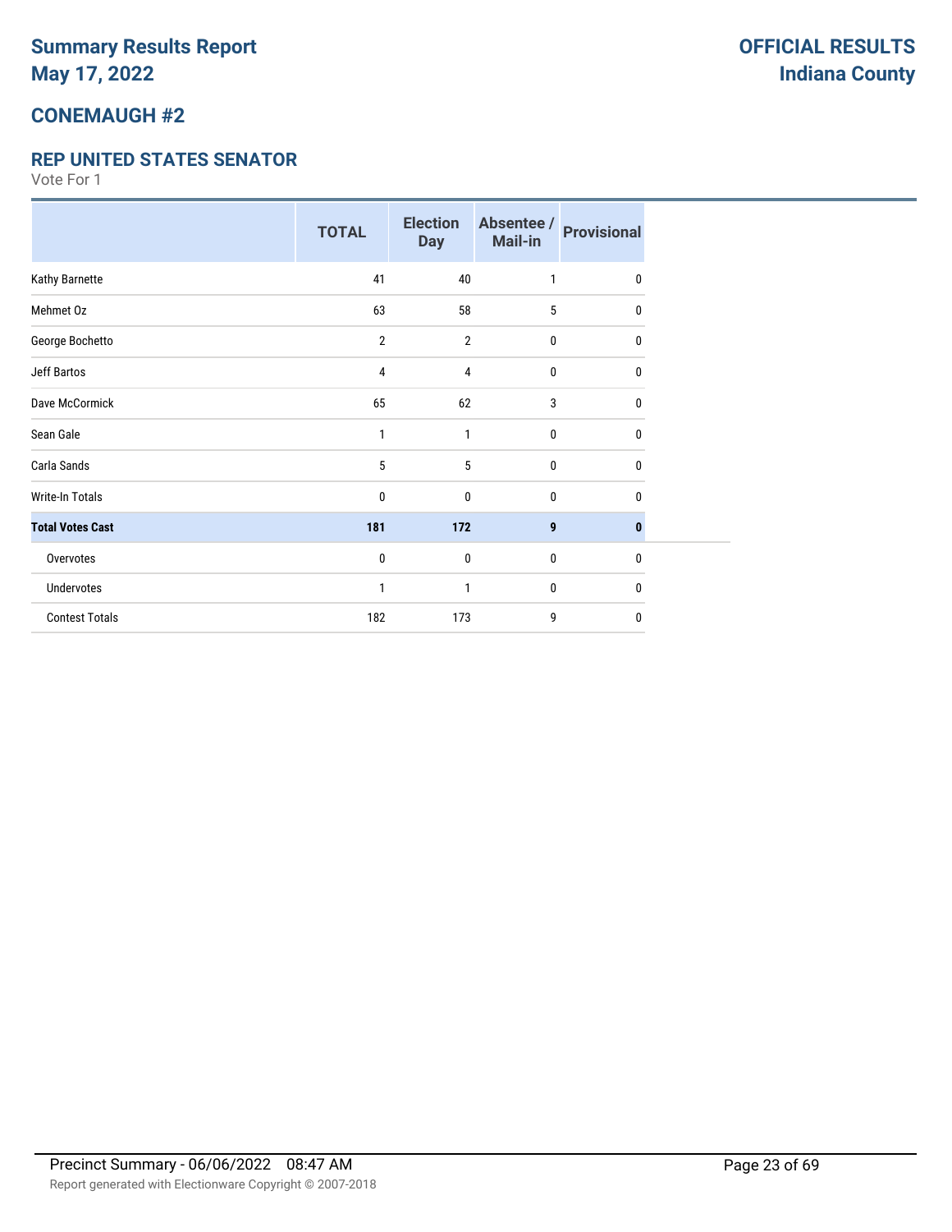# Summary Results Report
# May 17, 2022

# OFFICIAL RESULTS
# Indiana County

## CONEMAUGH #2

### REP UNITED STATES SENATOR

Vote For 1

| | TOTAL | Election Day | Absentee / Mail-in | Provisional |
|---|---|---|---|---|
| Kathy Barnette | 41 | 40 | 1 | 0 |
| Mehmet Oz | 63 | 58 | 5 | 0 |
| George Bochetto | 2 | 2 | 0 | 0 |
| Jeff Bartos | 4 | 4 | 0 | 0 |
| Dave McCormick | 65 | 62 | 3 | 0 |
| Sean Gale | 1 | 1 | 0 | 0 |
| Carla Sands | 5 | 5 | 0 | 0 |
| Write-In Totals | 0 | 0 | 0 | 0 |
| **Total Votes Cast** | **181** | **172** | **9** | **0** |
| Overvotes | 0 | 0 | 0 | 0 |
| Undervotes | 1 | 1 | 0 | 0 |
| Contest Totals | 182 | 173 | 9 | 0 |

Precinct Summary - 06/06/2022 08:47 AM

Report generated with Electionware Copyright © 2007-2018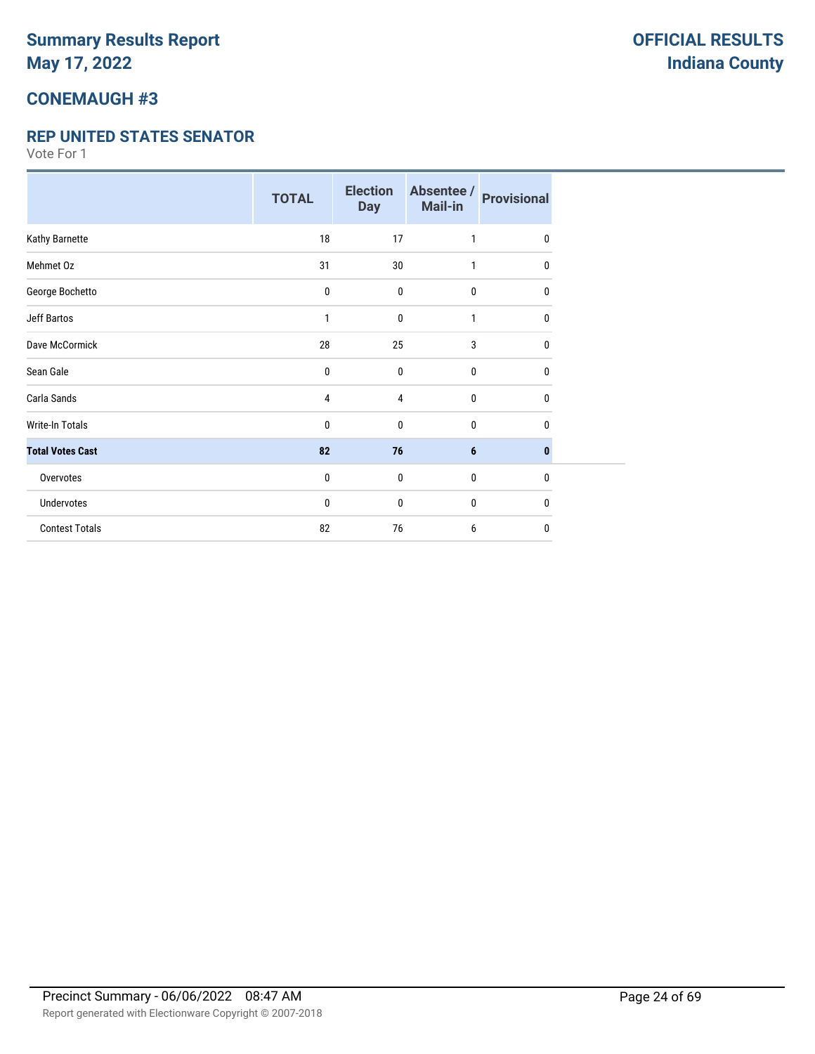# Summary Results Report
# May 17, 2022

**OFFICIAL RESULTS**
**Indiana County**

## CONEMAUGH #3

### REP UNITED STATES SENATOR

Vote For 1

| | TOTAL | Election Day | Absentee / Mail-in | Provisional |
|---|---|---|---|---|
| Kathy Barnette | 18 | 17 | 1 | 0 |
| Mehmet Oz | 31 | 30 | 1 | 0 |
| George Bochetto | 0 | 0 | 0 | 0 |
| Jeff Bartos | 1 | 0 | 1 | 0 |
| Dave McCormick | 28 | 25 | 3 | 0 |
| Sean Gale | 0 | 0 | 0 | 0 |
| Carla Sands | 4 | 4 | 0 | 0 |
| Write-In Totals | 0 | 0 | 0 | 0 |
| **Total Votes Cast** | **82** | **76** | **6** | **0** |
| Overvotes | 0 | 0 | 0 | 0 |
| Undervotes | 0 | 0 | 0 | 0 |
| Contest Totals | 82 | 76 | 6 | 0 |

Precinct Summary - 06/06/2022 08:47 AM

Report generated with Electionware Copyright © 2007-2018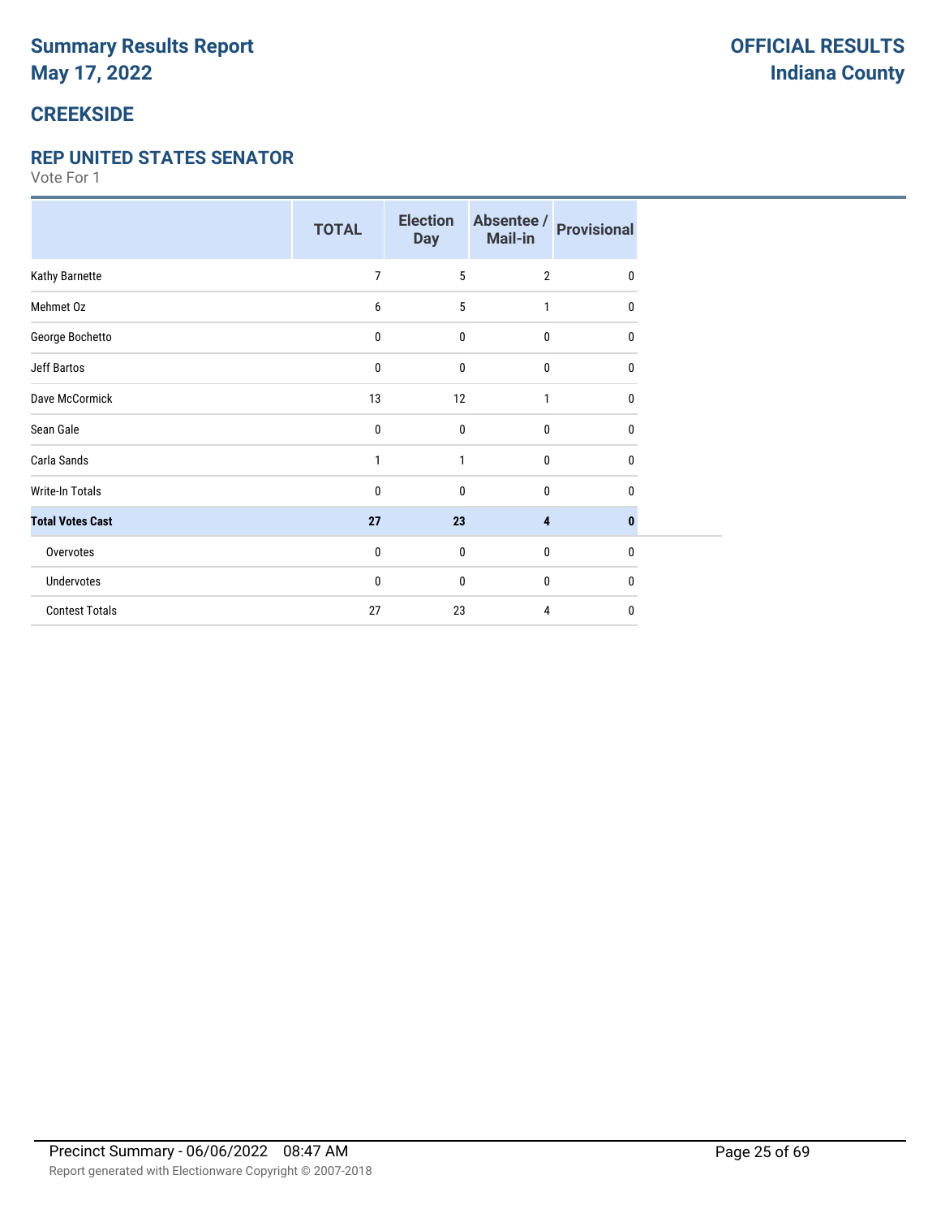# Summary Results Report
# May 17, 2022

**OFFICIAL RESULTS**
**Indiana County**

## CREEKSIDE

### REP UNITED STATES SENATOR

Vote For 1

| | TOTAL | Election Day | Absentee / Mail-in | Provisional |
|---|---|---|---|---|
| Kathy Barnette | 7 | 5 | 2 | 0 |
| Mehmet Oz | 6 | 5 | 1 | 0 |
| George Bochetto | 0 | 0 | 0 | 0 |
| Jeff Bartos | 0 | 0 | 0 | 0 |
| Dave McCormick | 13 | 12 | 1 | 0 |
| Sean Gale | 0 | 0 | 0 | 0 |
| Carla Sands | 1 | 1 | 0 | 0 |
| Write-In Totals | 0 | 0 | 0 | 0 |
| **Total Votes Cast** | **27** | **23** | **4** | **0** |
| Overvotes | 0 | 0 | 0 | 0 |
| Undervotes | 0 | 0 | 0 | 0 |
| Contest Totals | 27 | 23 | 4 | 0 |

Precinct Summary - 06/06/2022 08:47 AM

Report generated with Electionware Copyright © 2007-2018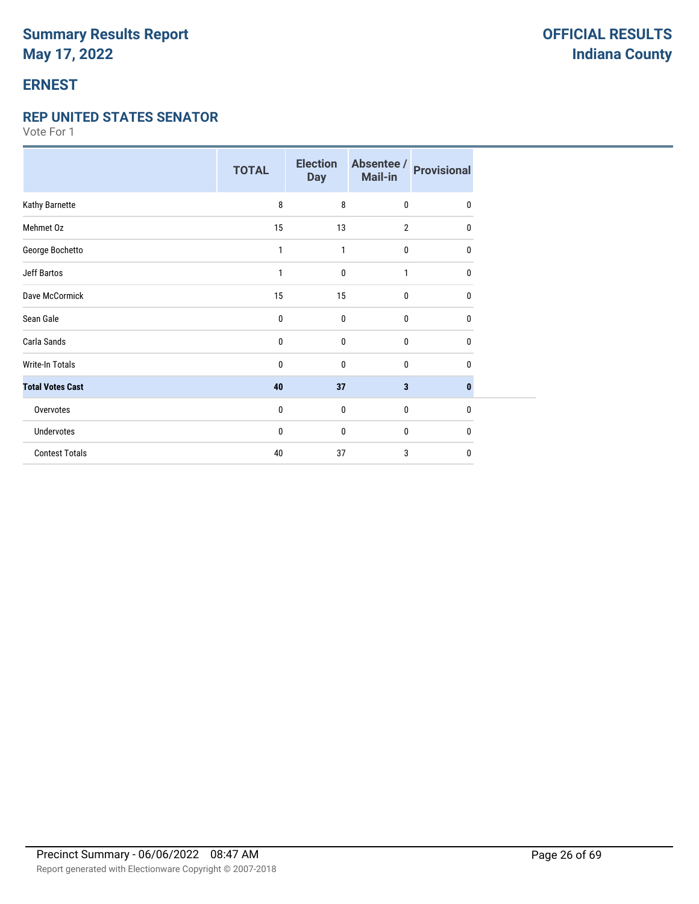# Summary Results Report
# May 17, 2022

**OFFICIAL RESULTS**
**Indiana County**

## ERNEST

### REP UNITED STATES SENATOR

Vote For 1

| | TOTAL | Election Day | Absentee / Mail-in | Provisional |
|---|---|---|---|---|
| Kathy Barnette | 8 | 8 | 0 | 0 |
| Mehmet Oz | 15 | 13 | 2 | 0 |
| George Bochetto | 1 | 1 | 0 | 0 |
| Jeff Bartos | 1 | 0 | 1 | 0 |
| Dave McCormick | 15 | 15 | 0 | 0 |
| Sean Gale | 0 | 0 | 0 | 0 |
| Carla Sands | 0 | 0 | 0 | 0 |
| Write-In Totals | 0 | 0 | 0 | 0 |
| **Total Votes Cast** | **40** | **37** | **3** | **0** |
| Overvotes | 0 | 0 | 0 | 0 |
| Undervotes | 0 | 0 | 0 | 0 |
| Contest Totals | 40 | 37 | 3 | 0 |

Precinct Summary - 06/06/2022 08:47 AM

Report generated with Electionware Copyright © 2007-2018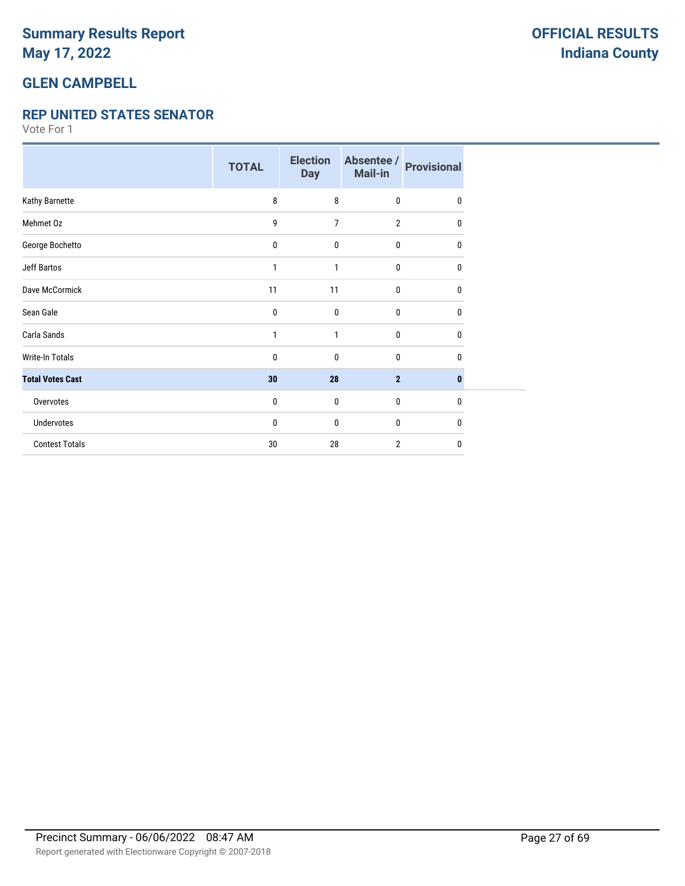# Summary Results Report
# May 17, 2022

**OFFICIAL RESULTS**
**Indiana County**

## GLEN CAMPBELL

### REP UNITED STATES SENATOR

Vote For 1

| | TOTAL | Election Day | Absentee / Mail-in | Provisional |
|---|---|---|---|---|
| Kathy Barnette | 8 | 8 | 0 | 0 |
| Mehmet Oz | 9 | 7 | 2 | 0 |
| George Bochetto | 0 | 0 | 0 | 0 |
| Jeff Bartos | 1 | 1 | 0 | 0 |
| Dave McCormick | 11 | 11 | 0 | 0 |
| Sean Gale | 0 | 0 | 0 | 0 |
| Carla Sands | 1 | 1 | 0 | 0 |
| Write-In Totals | 0 | 0 | 0 | 0 |
| **Total Votes Cast** | **30** | **28** | **2** | **0** |
| Overvotes | 0 | 0 | 0 | 0 |
| Undervotes | 0 | 0 | 0 | 0 |
| Contest Totals | 30 | 28 | 2 | 0 |

Precinct Summary - 06/06/2022 08:47 AM

Report generated with Electionware Copyright © 2007-2018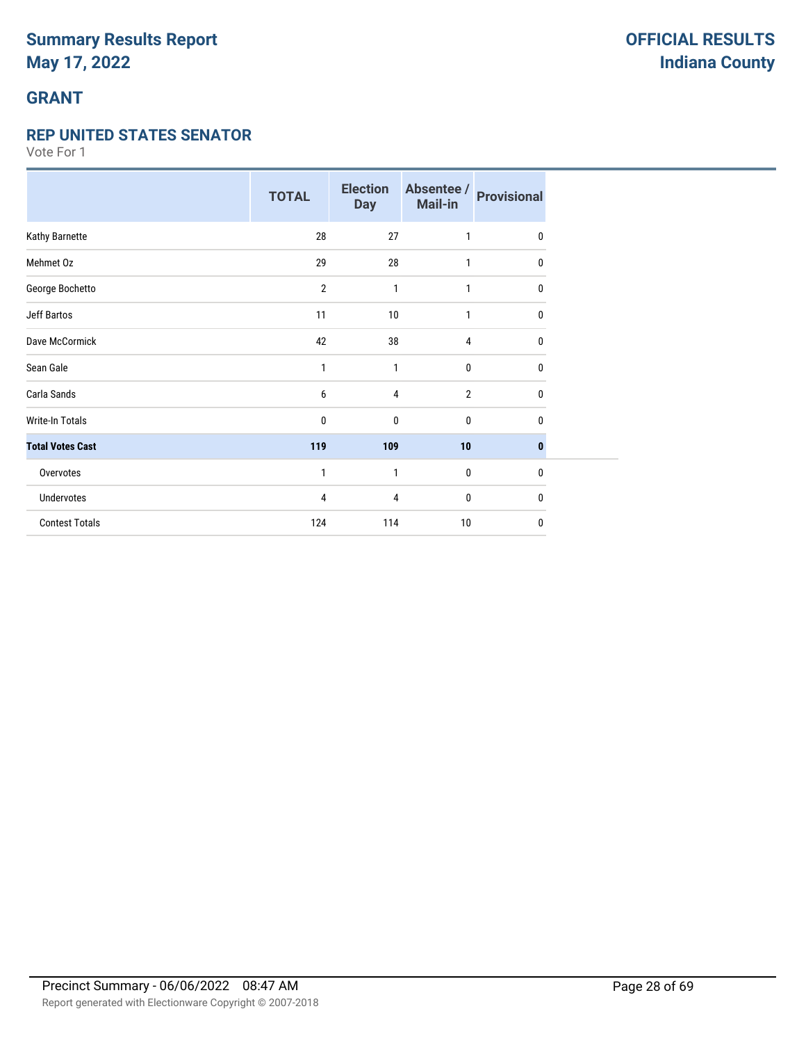# Summary Results Report
# May 17, 2022

**OFFICIAL RESULTS**
**Indiana County**

## GRANT

### REP UNITED STATES SENATOR

Vote For 1

| | TOTAL | Election Day | Absentee / Mail-in | Provisional |
|---|---|---|---|---|
| Kathy Barnette | 28 | 27 | 1 | 0 |
| Mehmet Oz | 29 | 28 | 1 | 0 |
| George Bochetto | 2 | 1 | 1 | 0 |
| Jeff Bartos | 11 | 10 | 1 | 0 |
| Dave McCormick | 42 | 38 | 4 | 0 |
| Sean Gale | 1 | 1 | 0 | 0 |
| Carla Sands | 6 | 4 | 2 | 0 |
| Write-In Totals | 0 | 0 | 0 | 0 |
| **Total Votes Cast** | **119** | **109** | **10** | **0** |
| Overvotes | 1 | 1 | 0 | 0 |
| Undervotes | 4 | 4 | 0 | 0 |
| Contest Totals | 124 | 114 | 10 | 0 |

Precinct Summary - 06/06/2022 08:47 AM

Report generated with Electionware Copyright © 2007-2018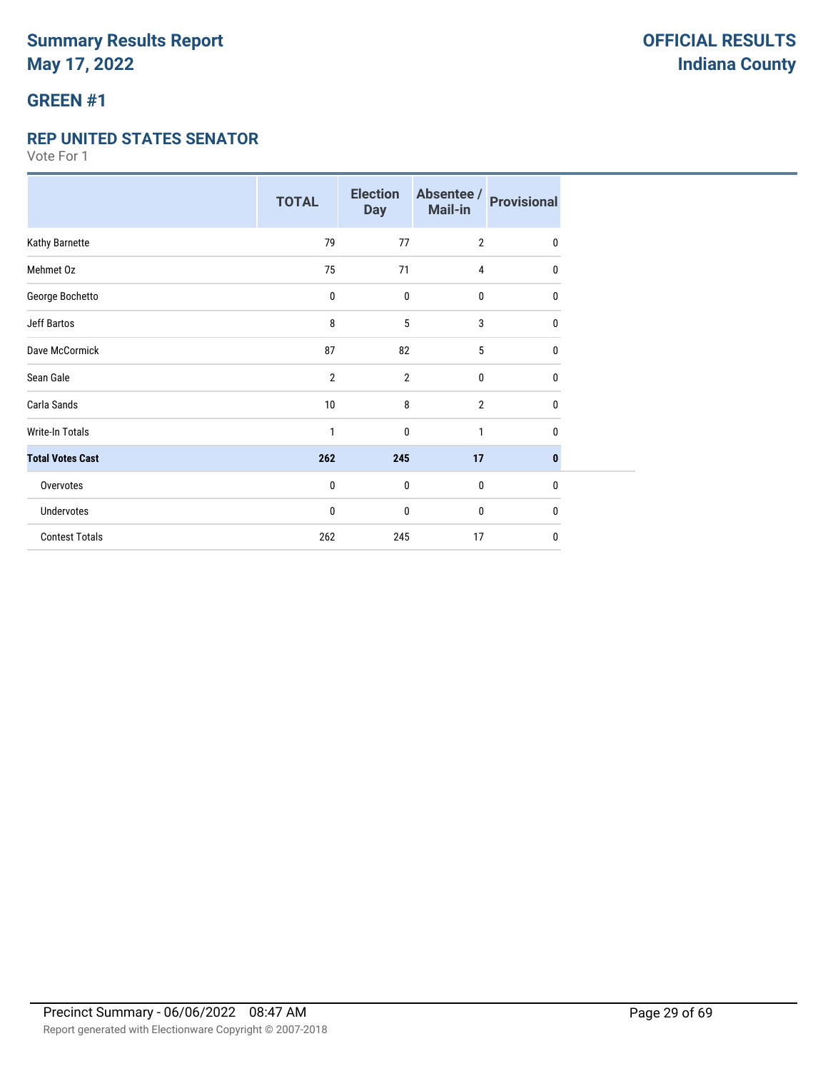# Summary Results Report
# May 17, 2022

**OFFICIAL RESULTS**
**Indiana County**

## GREEN #1

### REP UNITED STATES SENATOR

Vote For 1

| | TOTAL | Election Day | Absentee / Mail-in | Provisional |
|---|---|---|---|---|
| Kathy Barnette | 79 | 77 | 2 | 0 |
| Mehmet Oz | 75 | 71 | 4 | 0 |
| George Bochetto | 0 | 0 | 0 | 0 |
| Jeff Bartos | 8 | 5 | 3 | 0 |
| Dave McCormick | 87 | 82 | 5 | 0 |
| Sean Gale | 2 | 2 | 0 | 0 |
| Carla Sands | 10 | 8 | 2 | 0 |
| Write-In Totals | 1 | 0 | 1 | 0 |
| **Total Votes Cast** | **262** | **245** | **17** | **0** |
| Overvotes | 0 | 0 | 0 | 0 |
| Undervotes | 0 | 0 | 0 | 0 |
| Contest Totals | 262 | 245 | 17 | 0 |

Precinct Summary - 06/06/2022 08:47 AM

Report generated with Electionware Copyright © 2007-2018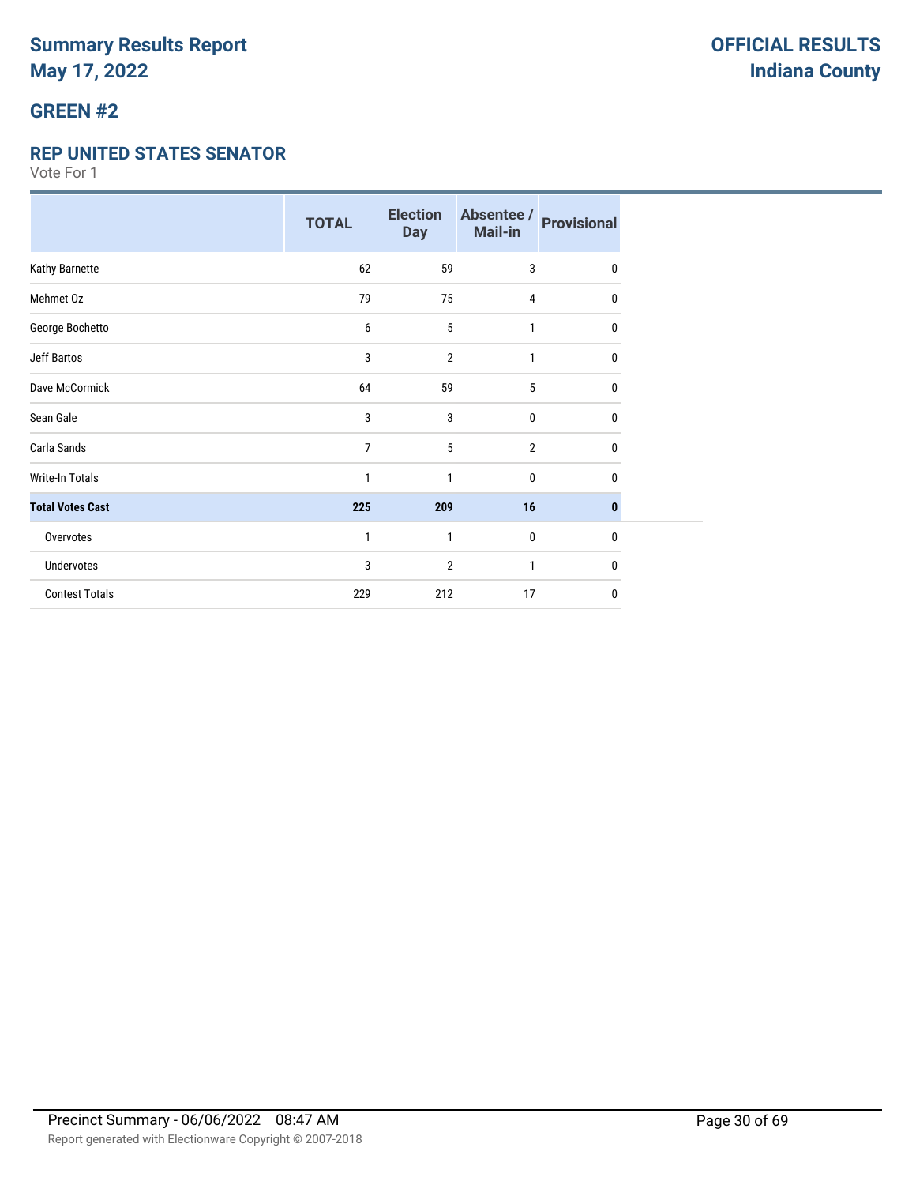# Summary Results Report
# May 17, 2022

**OFFICIAL RESULTS**
**Indiana County**

## GREEN #2

### REP UNITED STATES SENATOR

Vote For 1

| | TOTAL | Election Day | Absentee / Mail-in | Provisional |
|---|---|---|---|---|
| Kathy Barnette | 62 | 59 | 3 | 0 |
| Mehmet Oz | 79 | 75 | 4 | 0 |
| George Bochetto | 6 | 5 | 1 | 0 |
| Jeff Bartos | 3 | 2 | 1 | 0 |
| Dave McCormick | 64 | 59 | 5 | 0 |
| Sean Gale | 3 | 3 | 0 | 0 |
| Carla Sands | 7 | 5 | 2 | 0 |
| Write-In Totals | 1 | 1 | 0 | 0 |
| **Total Votes Cast** | **225** | **209** | **16** | **0** |
| Overvotes | 1 | 1 | 0 | 0 |
| Undervotes | 3 | 2 | 1 | 0 |
| Contest Totals | 229 | 212 | 17 | 0 |

Precinct Summary - 06/06/2022 08:47 AM

Report generated with Electionware Copyright © 2007-2018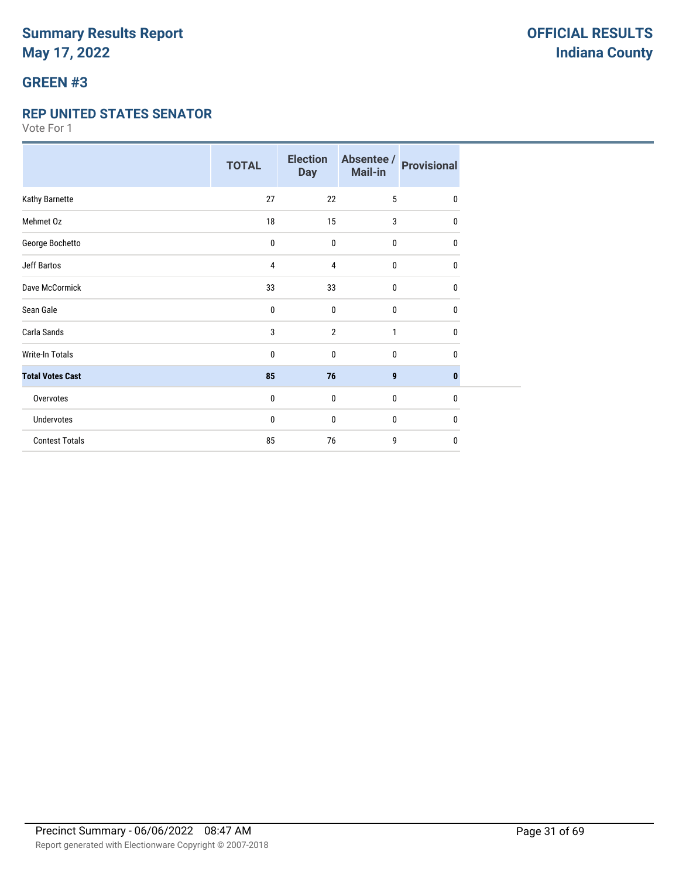# Summary Results Report
# May 17, 2022

**OFFICIAL RESULTS**
**Indiana County**

## GREEN #3

### REP UNITED STATES SENATOR

Vote For 1

| | TOTAL | Election Day | Absentee / Mail-in | Provisional |
|---|---|---|---|---|
| Kathy Barnette | 27 | 22 | 5 | 0 |
| Mehmet Oz | 18 | 15 | 3 | 0 |
| George Bochetto | 0 | 0 | 0 | 0 |
| Jeff Bartos | 4 | 4 | 0 | 0 |
| Dave McCormick | 33 | 33 | 0 | 0 |
| Sean Gale | 0 | 0 | 0 | 0 |
| Carla Sands | 3 | 2 | 1 | 0 |
| Write-In Totals | 0 | 0 | 0 | 0 |
| **Total Votes Cast** | **85** | **76** | **9** | **0** |
| Overvotes | 0 | 0 | 0 | 0 |
| Undervotes | 0 | 0 | 0 | 0 |
| Contest Totals | 85 | 76 | 9 | 0 |

Precinct Summary - 06/06/2022 08:47 AM

Report generated with Electionware Copyright © 2007-2018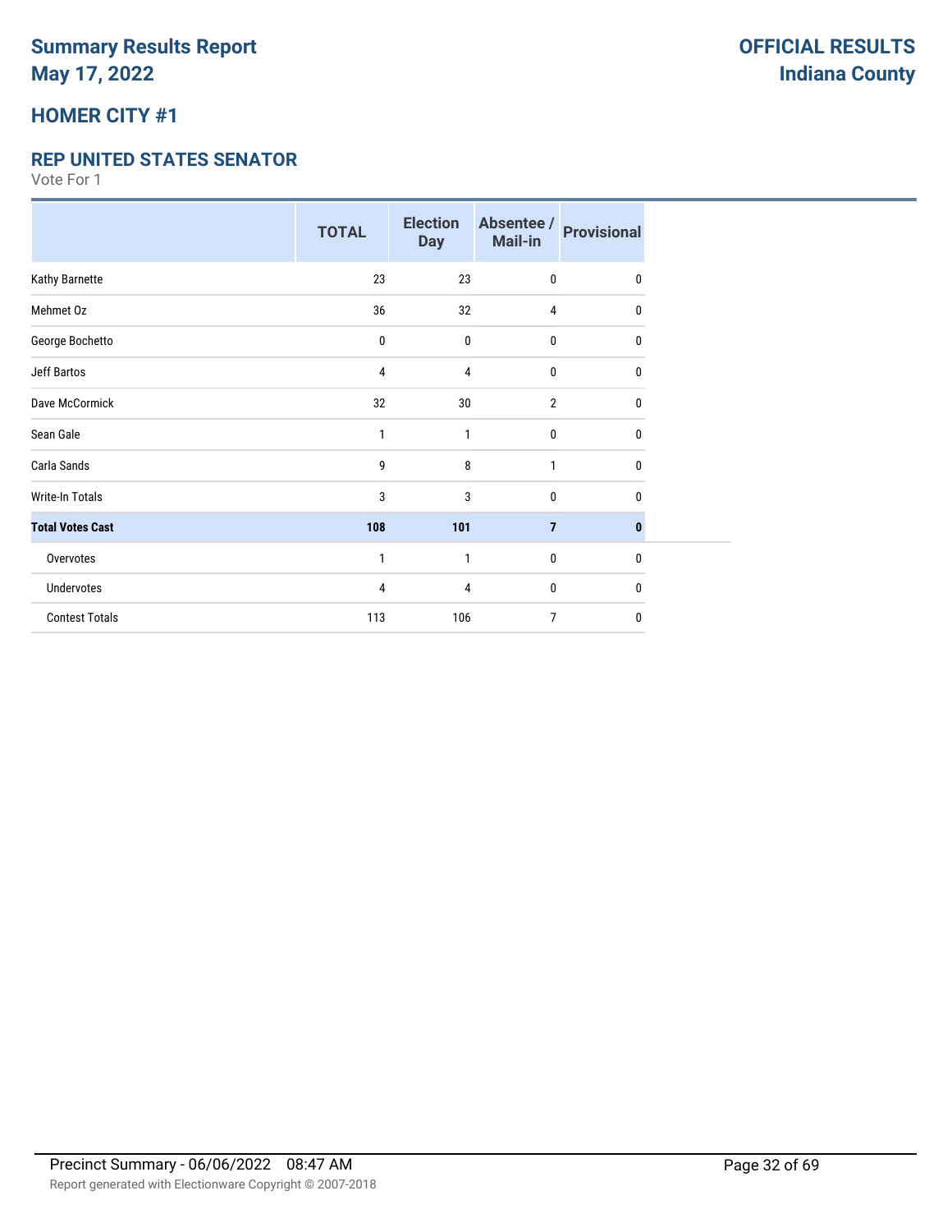# Summary Results Report
# May 17, 2022

**OFFICIAL RESULTS**
**Indiana County**

## HOMER CITY #1

### REP UNITED STATES SENATOR

Vote For 1

| | TOTAL | Election Day | Absentee / Mail-in | Provisional |
|---|---|---|---|---|
| Kathy Barnette | 23 | 23 | 0 | 0 |
| Mehmet Oz | 36 | 32 | 4 | 0 |
| George Bochetto | 0 | 0 | 0 | 0 |
| Jeff Bartos | 4 | 4 | 0 | 0 |
| Dave McCormick | 32 | 30 | 2 | 0 |
| Sean Gale | 1 | 1 | 0 | 0 |
| Carla Sands | 9 | 8 | 1 | 0 |
| Write-In Totals | 3 | 3 | 0 | 0 |
| **Total Votes Cast** | **108** | **101** | **7** | **0** |
| Overvotes | 1 | 1 | 0 | 0 |
| Undervotes | 4 | 4 | 0 | 0 |
| Contest Totals | 113 | 106 | 7 | 0 |

Precinct Summary - 06/06/2022 08:47 AM

Report generated with Electionware Copyright © 2007-2018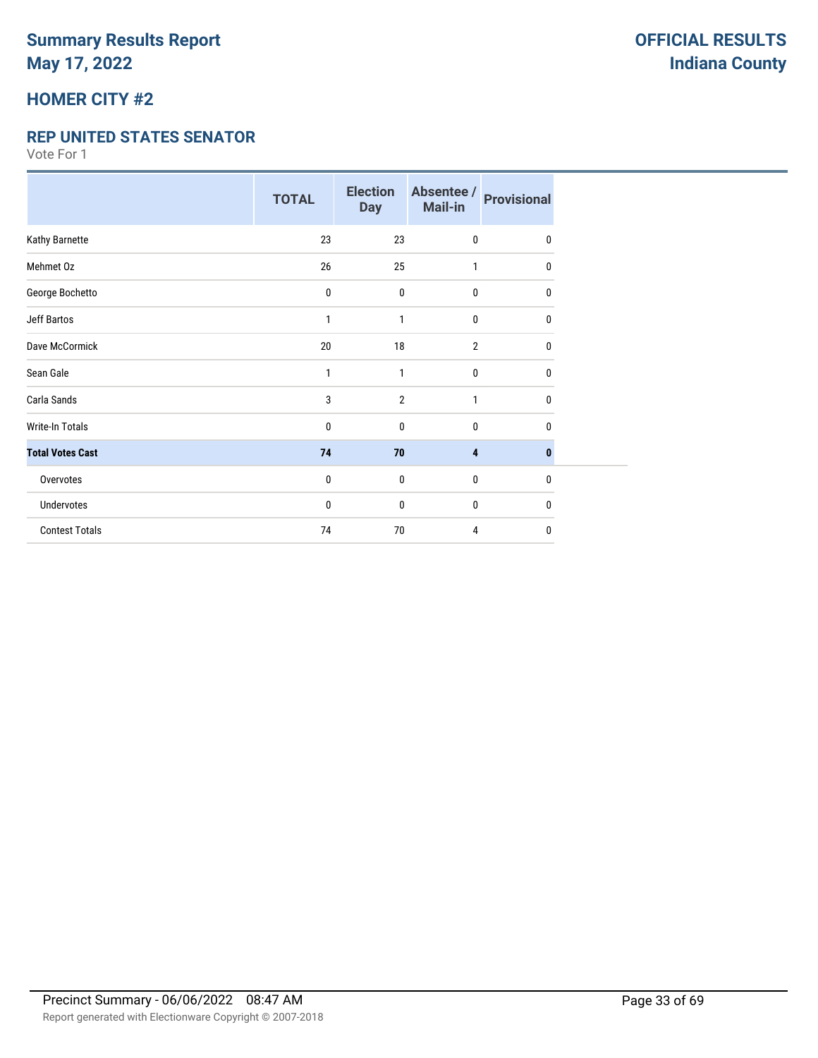# Summary Results Report
# May 17, 2022

**OFFICIAL RESULTS**
**Indiana County**

## HOMER CITY #2

### REP UNITED STATES SENATOR

Vote For 1

| | TOTAL | Election Day | Absentee / Mail-in | Provisional |
|---|---|---|---|---|
| Kathy Barnette | 23 | 23 | 0 | 0 |
| Mehmet Oz | 26 | 25 | 1 | 0 |
| George Bochetto | 0 | 0 | 0 | 0 |
| Jeff Bartos | 1 | 1 | 0 | 0 |
| Dave McCormick | 20 | 18 | 2 | 0 |
| Sean Gale | 1 | 1 | 0 | 0 |
| Carla Sands | 3 | 2 | 1 | 0 |
| Write-In Totals | 0 | 0 | 0 | 0 |
| **Total Votes Cast** | **74** | **70** | **4** | **0** |
| Overvotes | 0 | 0 | 0 | 0 |
| Undervotes | 0 | 0 | 0 | 0 |
| Contest Totals | 74 | 70 | 4 | 0 |

Precinct Summary - 06/06/2022 08:47 AM

Report generated with Electionware Copyright © 2007-2018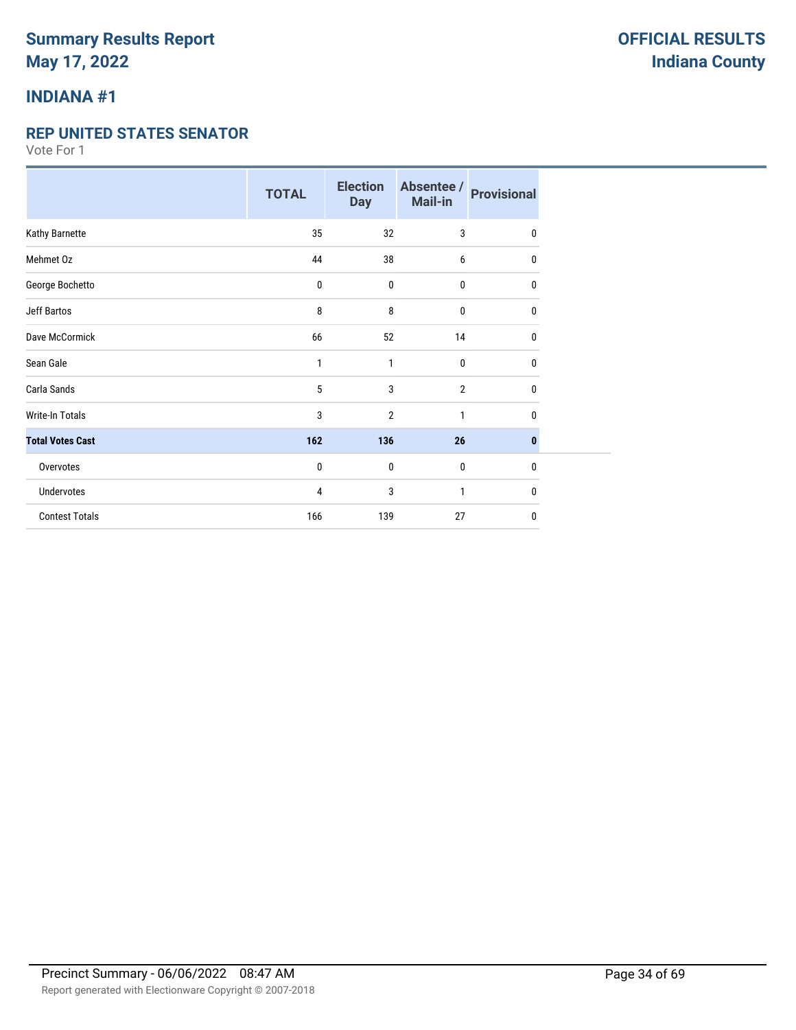# Summary Results Report
# May 17, 2022

**OFFICIAL RESULTS**
**Indiana County**

## INDIANA #1

### REP UNITED STATES SENATOR

Vote For 1

| | TOTAL | Election Day | Absentee / Mail-in | Provisional |
|---|---|---|---|---|
| Kathy Barnette | 35 | 32 | 3 | 0 |
| Mehmet Oz | 44 | 38 | 6 | 0 |
| George Bochetto | 0 | 0 | 0 | 0 |
| Jeff Bartos | 8 | 8 | 0 | 0 |
| Dave McCormick | 66 | 52 | 14 | 0 |
| Sean Gale | 1 | 1 | 0 | 0 |
| Carla Sands | 5 | 3 | 2 | 0 |
| Write-In Totals | 3 | 2 | 1 | 0 |
| **Total Votes Cast** | **162** | **136** | **26** | **0** |
| Overvotes | 0 | 0 | 0 | 0 |
| Undervotes | 4 | 3 | 1 | 0 |
| Contest Totals | 166 | 139 | 27 | 0 |

Precinct Summary - 06/06/2022 08:47 AM

Report generated with Electionware Copyright © 2007-2018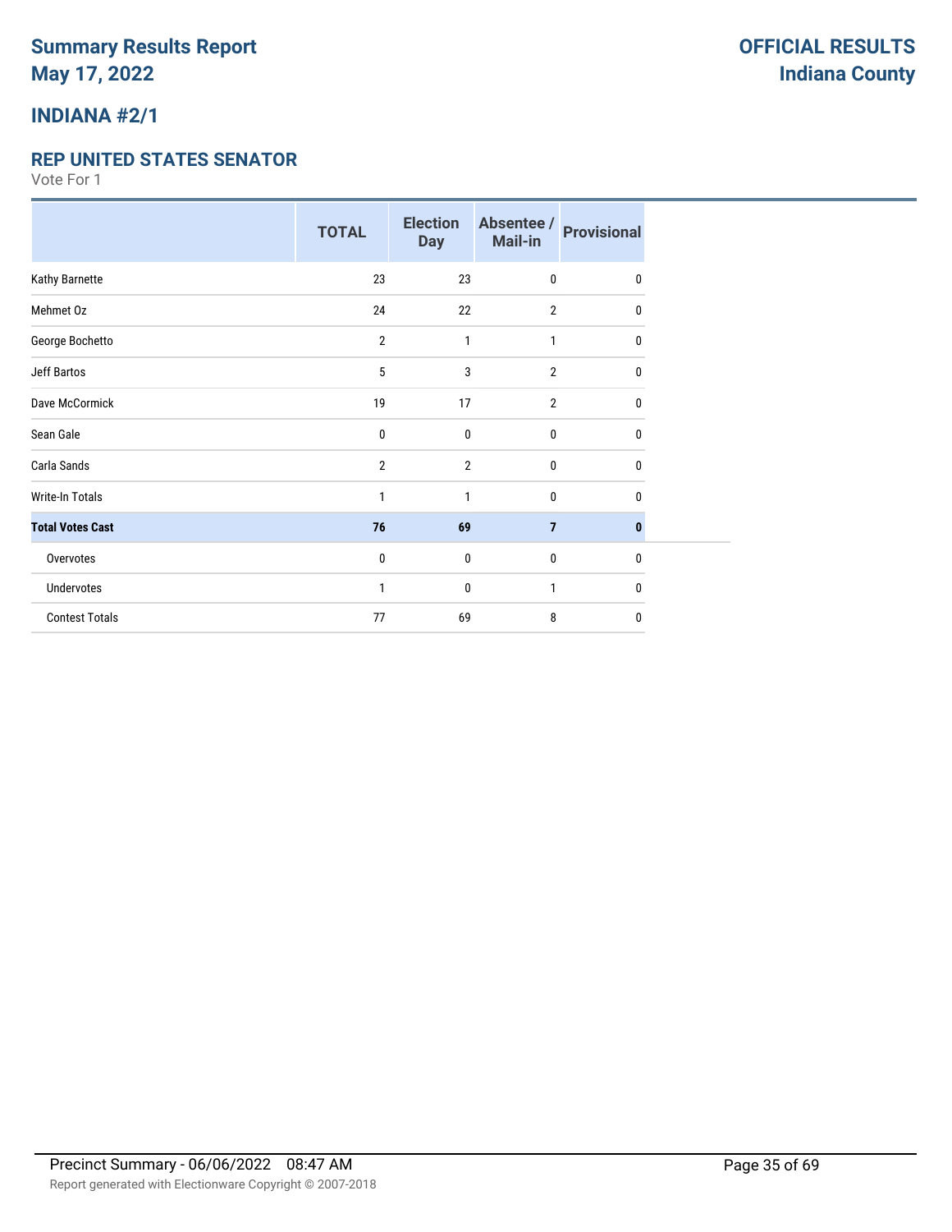# Summary Results Report
# May 17, 2022

**OFFICIAL RESULTS**
**Indiana County**

## INDIANA #2/1

### REP UNITED STATES SENATOR

Vote For 1

| | TOTAL | Election Day | Absentee / Mail-in | Provisional |
|---|---|---|---|---|
| Kathy Barnette | 23 | 23 | 0 | 0 |
| Mehmet Oz | 24 | 22 | 2 | 0 |
| George Bochetto | 2 | 1 | 1 | 0 |
| Jeff Bartos | 5 | 3 | 2 | 0 |
| Dave McCormick | 19 | 17 | 2 | 0 |
| Sean Gale | 0 | 0 | 0 | 0 |
| Carla Sands | 2 | 2 | 0 | 0 |
| Write-In Totals | 1 | 1 | 0 | 0 |
| **Total Votes Cast** | **76** | **69** | **7** | **0** |
| Overvotes | 0 | 0 | 0 | 0 |
| Undervotes | 1 | 0 | 1 | 0 |
| Contest Totals | 77 | 69 | 8 | 0 |

Precinct Summary - 06/06/2022 08:47 AM

Report generated with Electionware Copyright © 2007-2018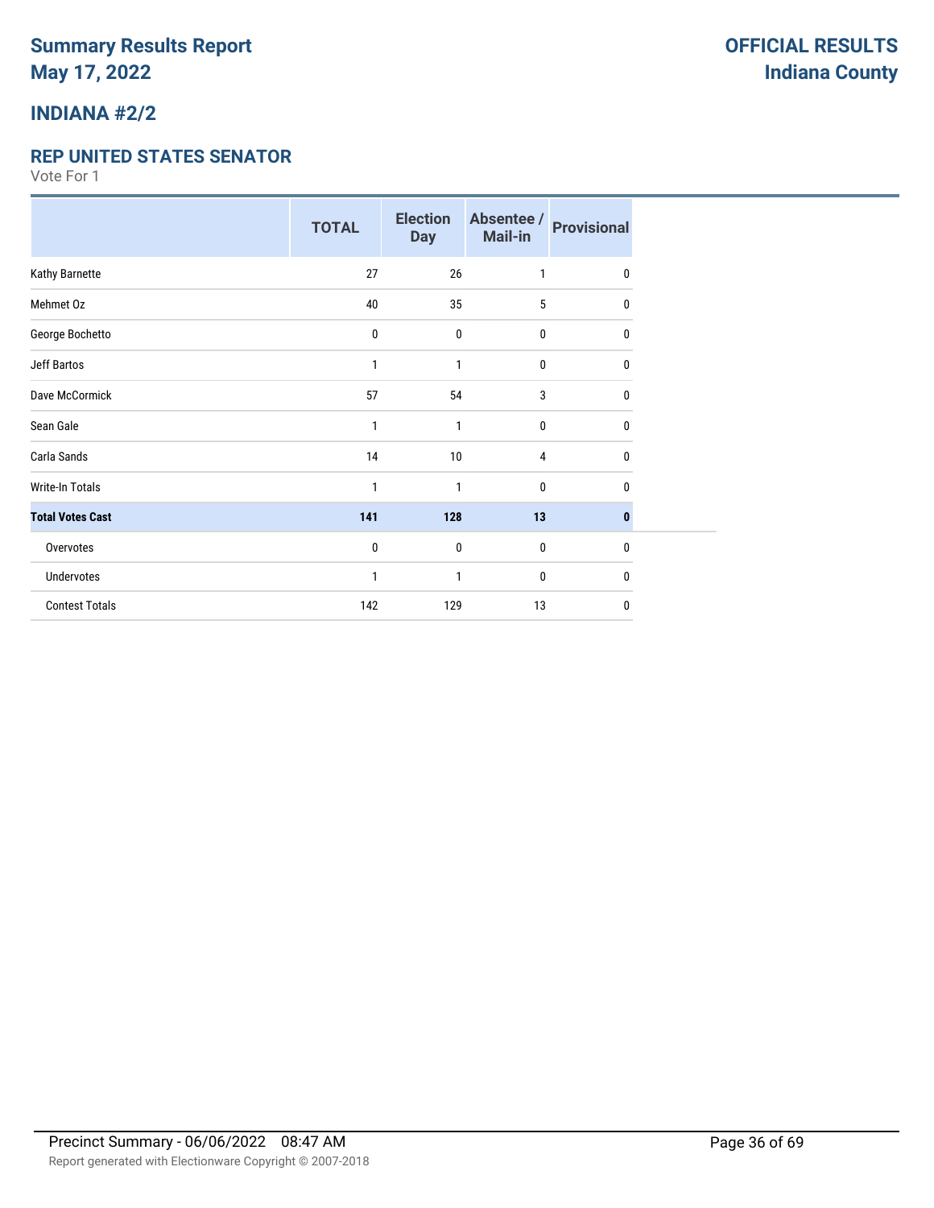# Summary Results Report
# May 17, 2022

**OFFICIAL RESULTS**
**Indiana County**

## INDIANA #2/2

### REP UNITED STATES SENATOR

Vote For 1

| | TOTAL | Election Day | Absentee / Mail-in | Provisional |
|---|---|---|---|---|
| Kathy Barnette | 27 | 26 | 1 | 0 |
| Mehmet Oz | 40 | 35 | 5 | 0 |
| George Bochetto | 0 | 0 | 0 | 0 |
| Jeff Bartos | 1 | 1 | 0 | 0 |
| Dave McCormick | 57 | 54 | 3 | 0 |
| Sean Gale | 1 | 1 | 0 | 0 |
| Carla Sands | 14 | 10 | 4 | 0 |
| Write-In Totals | 1 | 1 | 0 | 0 |
| **Total Votes Cast** | **141** | **128** | **13** | **0** |
| Overvotes | 0 | 0 | 0 | 0 |
| Undervotes | 1 | 1 | 0 | 0 |
| Contest Totals | 142 | 129 | 13 | 0 |

Precinct Summary - 06/06/2022 08:47 AM

Report generated with Electionware Copyright © 2007-2018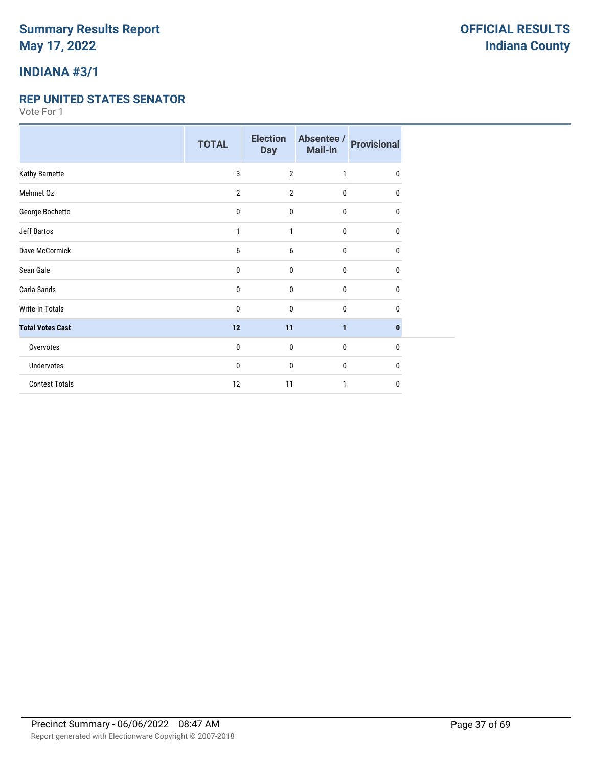# Summary Results Report
# May 17, 2022

**OFFICIAL RESULTS**
**Indiana County**

## INDIANA #3/1

### REP UNITED STATES SENATOR

Vote For 1

| | TOTAL | Election Day | Absentee / Mail-in | Provisional |
|---|---|---|---|---|
| Kathy Barnette | 3 | 2 | 1 | 0 |
| Mehmet Oz | 2 | 2 | 0 | 0 |
| George Bochetto | 0 | 0 | 0 | 0 |
| Jeff Bartos | 1 | 1 | 0 | 0 |
| Dave McCormick | 6 | 6 | 0 | 0 |
| Sean Gale | 0 | 0 | 0 | 0 |
| Carla Sands | 0 | 0 | 0 | 0 |
| Write-In Totals | 0 | 0 | 0 | 0 |
| **Total Votes Cast** | **12** | **11** | **1** | **0** |
| Overvotes | 0 | 0 | 0 | 0 |
| Undervotes | 0 | 0 | 0 | 0 |
| Contest Totals | 12 | 11 | 1 | 0 |

Precinct Summary - 06/06/2022 08:47 AM

Report generated with Electionware Copyright © 2007-2018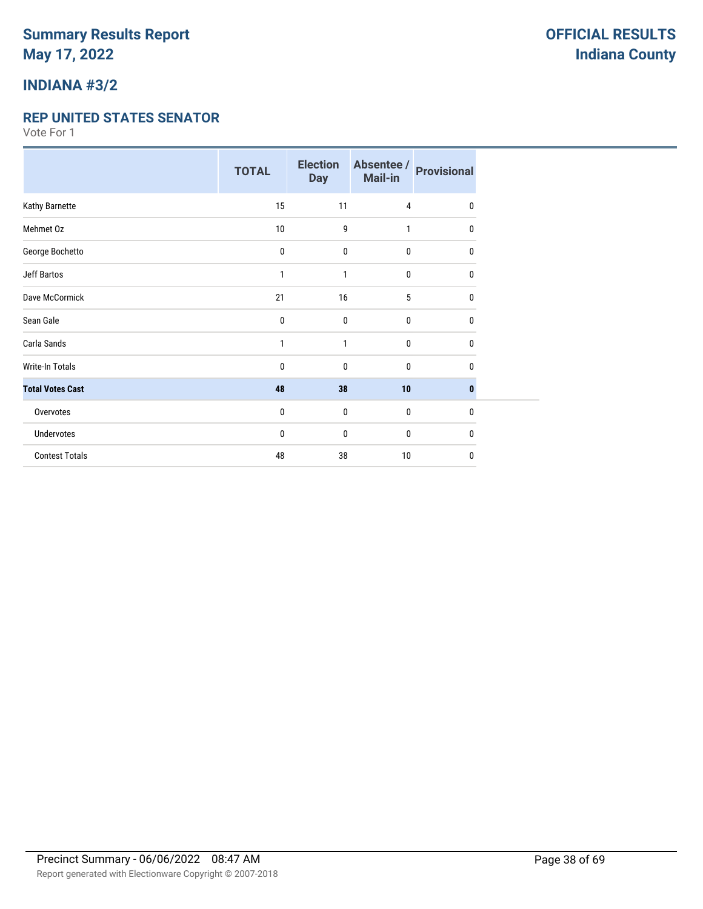# Summary Results Report
# May 17, 2022

**OFFICIAL RESULTS**
**Indiana County**

## INDIANA #3/2

### REP UNITED STATES SENATOR

Vote For 1

| | TOTAL | Election Day | Absentee / Mail-in | Provisional |
|---|---|---|---|---|
| Kathy Barnette | 15 | 11 | 4 | 0 |
| Mehmet Oz | 10 | 9 | 1 | 0 |
| George Bochetto | 0 | 0 | 0 | 0 |
| Jeff Bartos | 1 | 1 | 0 | 0 |
| Dave McCormick | 21 | 16 | 5 | 0 |
| Sean Gale | 0 | 0 | 0 | 0 |
| Carla Sands | 1 | 1 | 0 | 0 |
| Write-In Totals | 0 | 0 | 0 | 0 |
| **Total Votes Cast** | **48** | **38** | **10** | **0** |
| Overvotes | 0 | 0 | 0 | 0 |
| Undervotes | 0 | 0 | 0 | 0 |
| Contest Totals | 48 | 38 | 10 | 0 |

Precinct Summary - 06/06/2022 08:47 AM

Report generated with Electionware Copyright © 2007-2018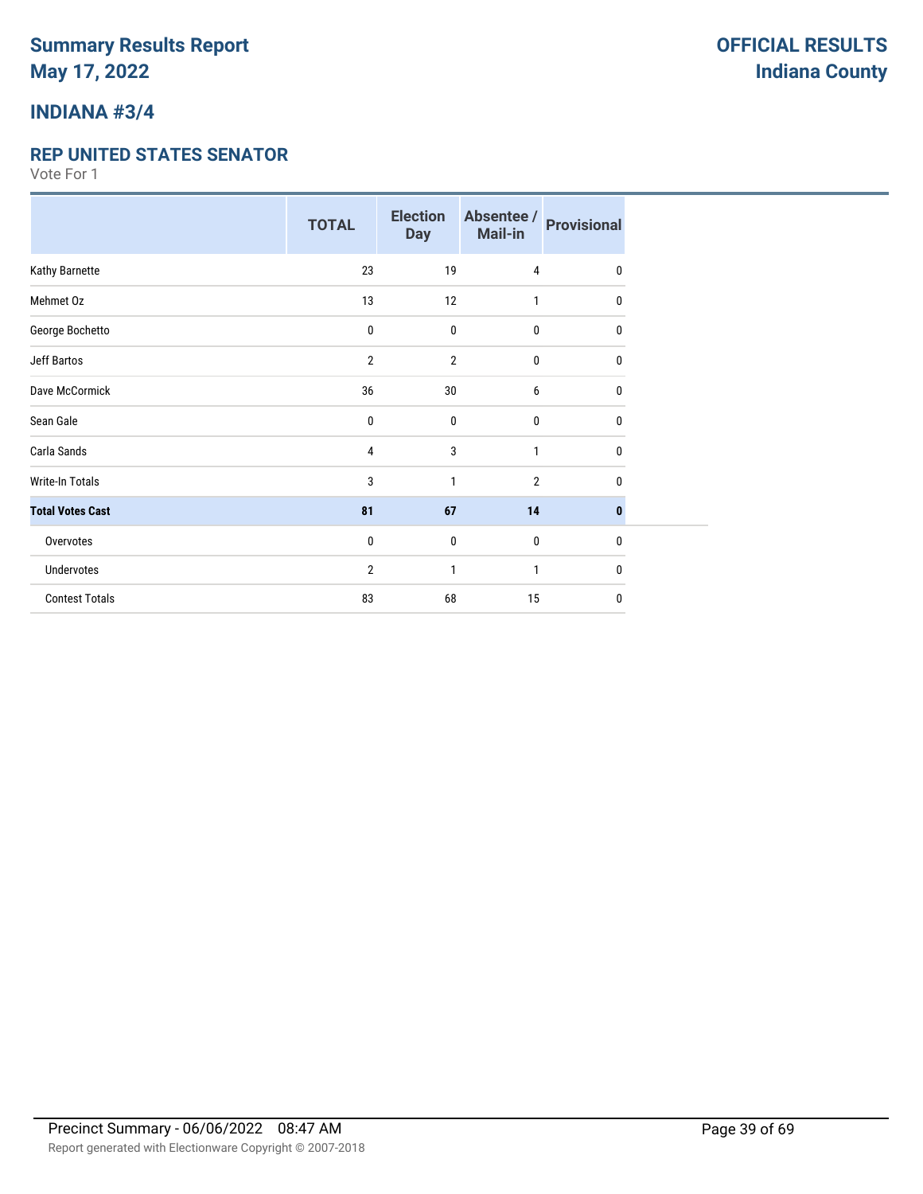# Summary Results Report
# May 17, 2022

**OFFICIAL RESULTS**
**Indiana County**

## INDIANA #3/4

### REP UNITED STATES SENATOR

Vote For 1

| | TOTAL | Election Day | Absentee / Mail-in | Provisional |
|---|---|---|---|---|
| Kathy Barnette | 23 | 19 | 4 | 0 |
| Mehmet Oz | 13 | 12 | 1 | 0 |
| George Bochetto | 0 | 0 | 0 | 0 |
| Jeff Bartos | 2 | 2 | 0 | 0 |
| Dave McCormick | 36 | 30 | 6 | 0 |
| Sean Gale | 0 | 0 | 0 | 0 |
| Carla Sands | 4 | 3 | 1 | 0 |
| Write-In Totals | 3 | 1 | 2 | 0 |
| **Total Votes Cast** | **81** | **67** | **14** | **0** |
| Overvotes | 0 | 0 | 0 | 0 |
| Undervotes | 2 | 1 | 1 | 0 |
| Contest Totals | 83 | 68 | 15 | 0 |

Precinct Summary - 06/06/2022 08:47 AM

Report generated with Electionware Copyright © 2007-2018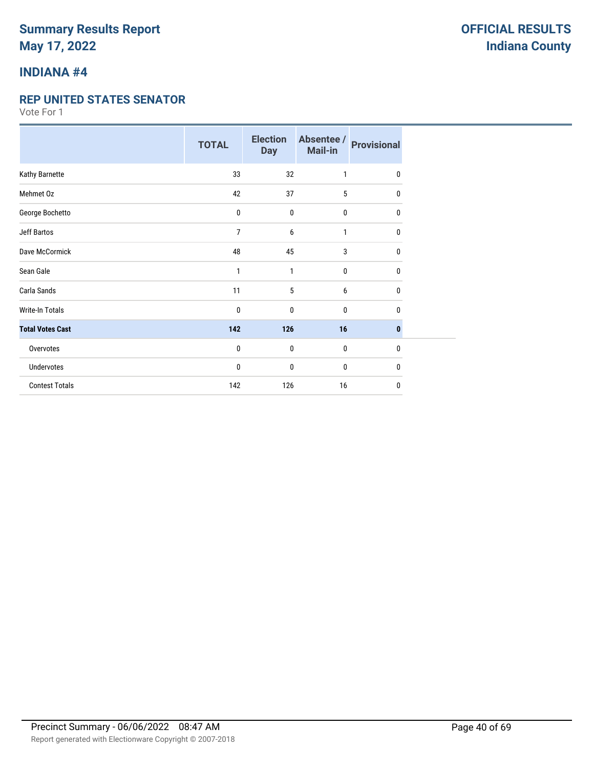# Summary Results Report
# May 17, 2022

**OFFICIAL RESULTS**
**Indiana County**

## INDIANA #4

### REP UNITED STATES SENATOR

Vote For 1

| | TOTAL | Election Day | Absentee / Mail-in | Provisional |
|---|---|---|---|---|
| Kathy Barnette | 33 | 32 | 1 | 0 |
| Mehmet Oz | 42 | 37 | 5 | 0 |
| George Bochetto | 0 | 0 | 0 | 0 |
| Jeff Bartos | 7 | 6 | 1 | 0 |
| Dave McCormick | 48 | 45 | 3 | 0 |
| Sean Gale | 1 | 1 | 0 | 0 |
| Carla Sands | 11 | 5 | 6 | 0 |
| Write-In Totals | 0 | 0 | 0 | 0 |
| **Total Votes Cast** | **142** | **126** | **16** | **0** |
| Overvotes | 0 | 0 | 0 | 0 |
| Undervotes | 0 | 0 | 0 | 0 |
| Contest Totals | 142 | 126 | 16 | 0 |

Precinct Summary - 06/06/2022 08:47 AM

Report generated with Electionware Copyright © 2007-2018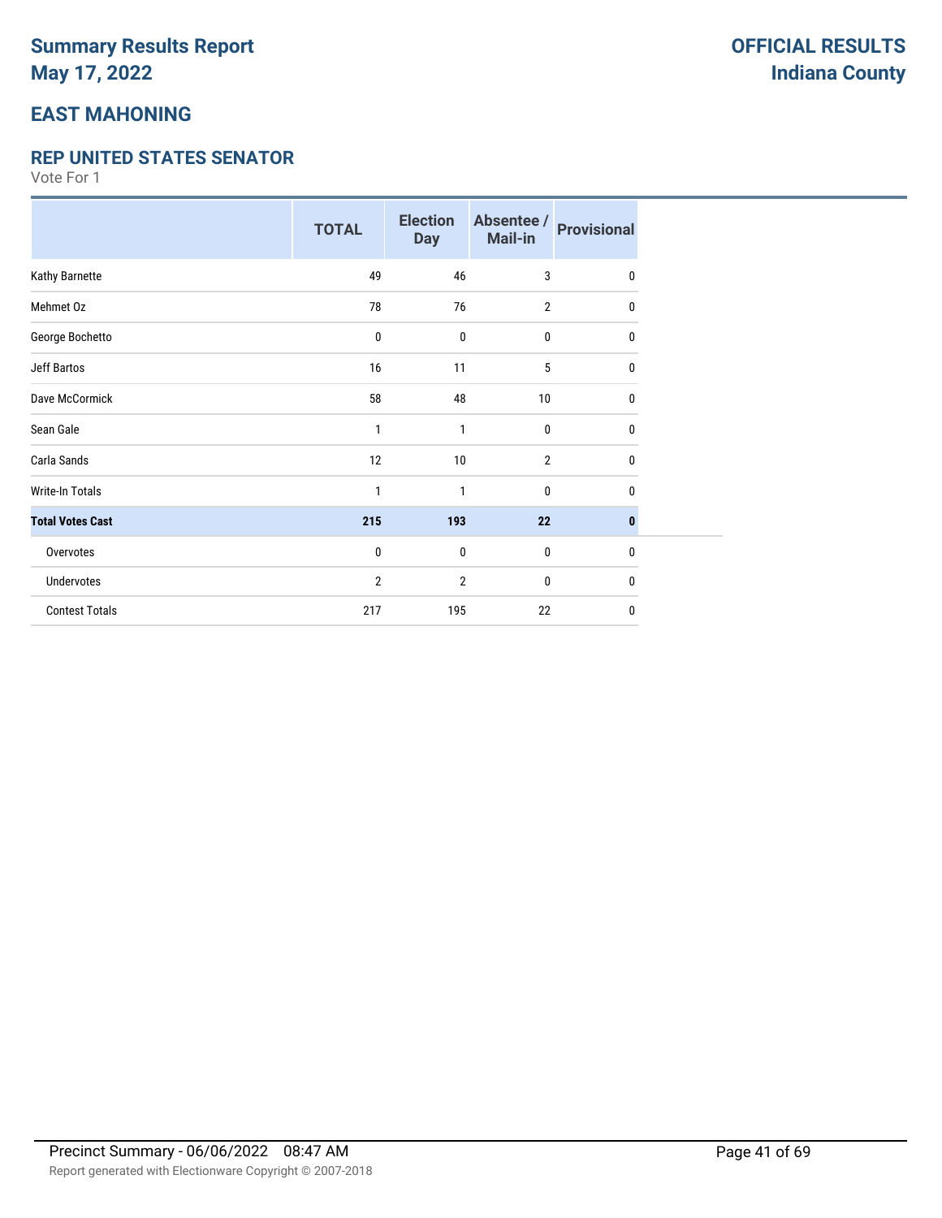# Summary Results Report
# May 17, 2022

**OFFICIAL RESULTS**
**Indiana County**

## EAST MAHONING

### REP UNITED STATES SENATOR

Vote For 1

| | TOTAL | Election Day | Absentee / Mail-in | Provisional |
|---|---|---|---|---|
| Kathy Barnette | 49 | 46 | 3 | 0 |
| Mehmet Oz | 78 | 76 | 2 | 0 |
| George Bochetto | 0 | 0 | 0 | 0 |
| Jeff Bartos | 16 | 11 | 5 | 0 |
| Dave McCormick | 58 | 48 | 10 | 0 |
| Sean Gale | 1 | 1 | 0 | 0 |
| Carla Sands | 12 | 10 | 2 | 0 |
| Write-In Totals | 1 | 1 | 0 | 0 |
| **Total Votes Cast** | **215** | **193** | **22** | **0** |
| Overvotes | 0 | 0 | 0 | 0 |
| Undervotes | 2 | 2 | 0 | 0 |
| Contest Totals | 217 | 195 | 22 | 0 |

Precinct Summary - 06/06/2022 08:47 AM

Report generated with Electionware Copyright © 2007-2018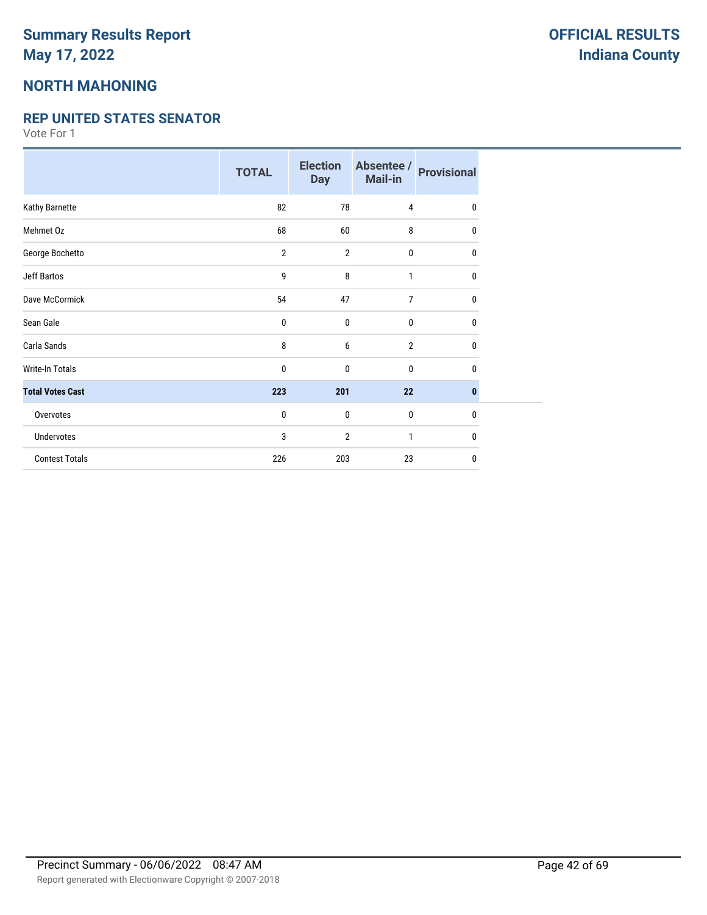# Summary Results Report
# May 17, 2022

**OFFICIAL RESULTS**
**Indiana County**

## NORTH MAHONING

### REP UNITED STATES SENATOR

Vote For 1

| | TOTAL | Election Day | Absentee / Mail-in | Provisional |
|---|---|---|---|---|
| Kathy Barnette | 82 | 78 | 4 | 0 |
| Mehmet Oz | 68 | 60 | 8 | 0 |
| George Bochetto | 2 | 2 | 0 | 0 |
| Jeff Bartos | 9 | 8 | 1 | 0 |
| Dave McCormick | 54 | 47 | 7 | 0 |
| Sean Gale | 0 | 0 | 0 | 0 |
| Carla Sands | 8 | 6 | 2 | 0 |
| Write-In Totals | 0 | 0 | 0 | 0 |
| **Total Votes Cast** | **223** | **201** | **22** | **0** |
| Overvotes | 0 | 0 | 0 | 0 |
| Undervotes | 3 | 2 | 1 | 0 |
| Contest Totals | 226 | 203 | 23 | 0 |

Precinct Summary - 06/06/2022 08:47 AM

Report generated with Electionware Copyright © 2007-2018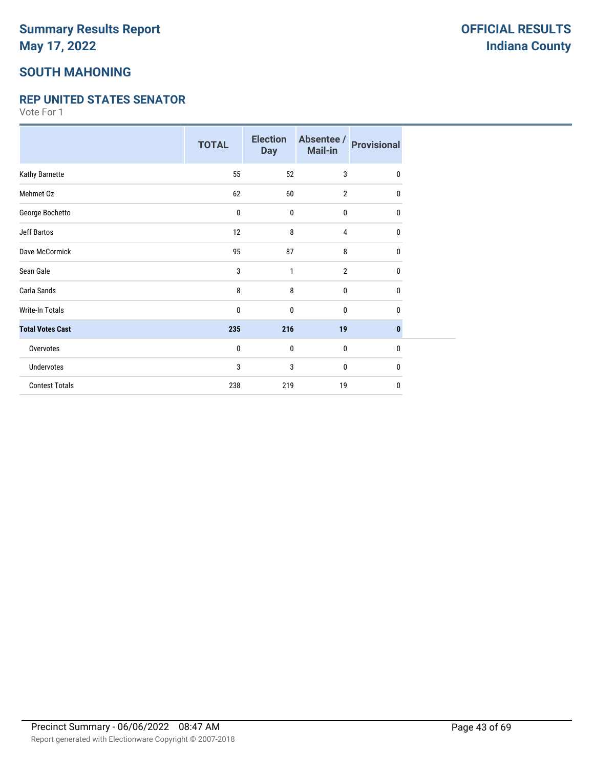# Summary Results Report
## May 17, 2022

**OFFICIAL RESULTS**
**Indiana County**

## SOUTH MAHONING

### REP UNITED STATES SENATOR

Vote For 1

| | TOTAL | Election Day | Absentee / Mail-in | Provisional |
|---|---|---|---|---|
| Kathy Barnette | 55 | 52 | 3 | 0 |
| Mehmet Oz | 62 | 60 | 2 | 0 |
| George Bochetto | 0 | 0 | 0 | 0 |
| Jeff Bartos | 12 | 8 | 4 | 0 |
| Dave McCormick | 95 | 87 | 8 | 0 |
| Sean Gale | 3 | 1 | 2 | 0 |
| Carla Sands | 8 | 8 | 0 | 0 |
| Write-In Totals | 0 | 0 | 0 | 0 |
| **Total Votes Cast** | **235** | **216** | **19** | **0** |
| Overvotes | 0 | 0 | 0 | 0 |
| Undervotes | 3 | 3 | 0 | 0 |
| Contest Totals | 238 | 219 | 19 | 0 |

Precinct Summary - 06/06/2022 08:47 AM

Report generated with Electionware Copyright © 2007-2018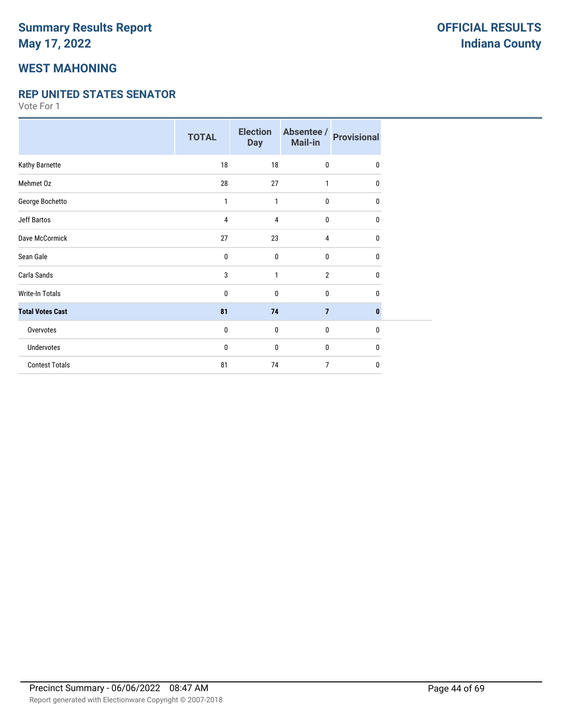# Summary Results Report
# May 17, 2022

**OFFICIAL RESULTS**
**Indiana County**

## WEST MAHONING

### REP UNITED STATES SENATOR

Vote For 1

| | TOTAL | Election Day | Absentee / Mail-in | Provisional |
|---|---|---|---|---|
| Kathy Barnette | 18 | 18 | 0 | 0 |
| Mehmet Oz | 28 | 27 | 1 | 0 |
| George Bochetto | 1 | 1 | 0 | 0 |
| Jeff Bartos | 4 | 4 | 0 | 0 |
| Dave McCormick | 27 | 23 | 4 | 0 |
| Sean Gale | 0 | 0 | 0 | 0 |
| Carla Sands | 3 | 1 | 2 | 0 |
| Write-In Totals | 0 | 0 | 0 | 0 |
| **Total Votes Cast** | **81** | **74** | **7** | **0** |
| Overvotes | 0 | 0 | 0 | 0 |
| Undervotes | 0 | 0 | 0 | 0 |
| Contest Totals | 81 | 74 | 7 | 0 |

Precinct Summary - 06/06/2022 08:47 AM

Report generated with Electionware Copyright © 2007-2018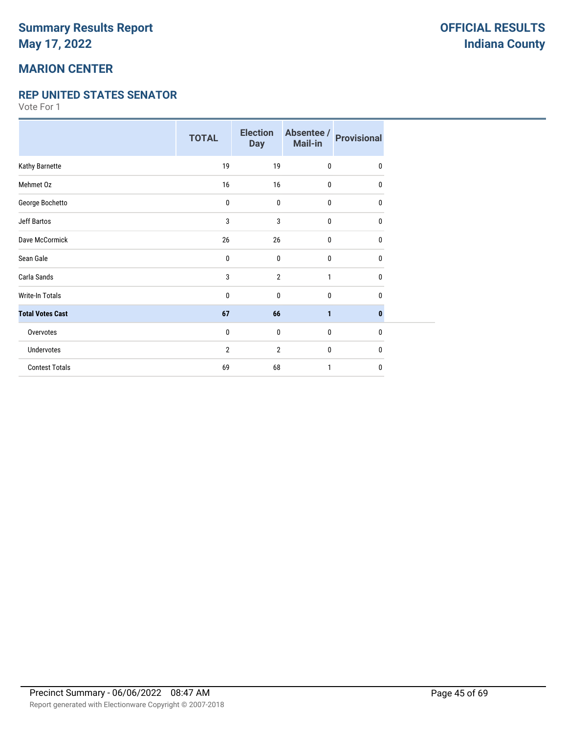# Summary Results Report
# May 17, 2022

**OFFICIAL RESULTS**
**Indiana County**

## MARION CENTER

### REP UNITED STATES SENATOR

Vote For 1

| | TOTAL | Election Day | Absentee / Mail-in | Provisional |
|---|---|---|---|---|
| Kathy Barnette | 19 | 19 | 0 | 0 |
| Mehmet Oz | 16 | 16 | 0 | 0 |
| George Bochetto | 0 | 0 | 0 | 0 |
| Jeff Bartos | 3 | 3 | 0 | 0 |
| Dave McCormick | 26 | 26 | 0 | 0 |
| Sean Gale | 0 | 0 | 0 | 0 |
| Carla Sands | 3 | 2 | 1 | 0 |
| Write-In Totals | 0 | 0 | 0 | 0 |
| **Total Votes Cast** | **67** | **66** | **1** | **0** |
| Overvotes | 0 | 0 | 0 | 0 |
| Undervotes | 2 | 2 | 0 | 0 |
| Contest Totals | 69 | 68 | 1 | 0 |

Precinct Summary - 06/06/2022 08:47 AM

Report generated with Electionware Copyright © 2007-2018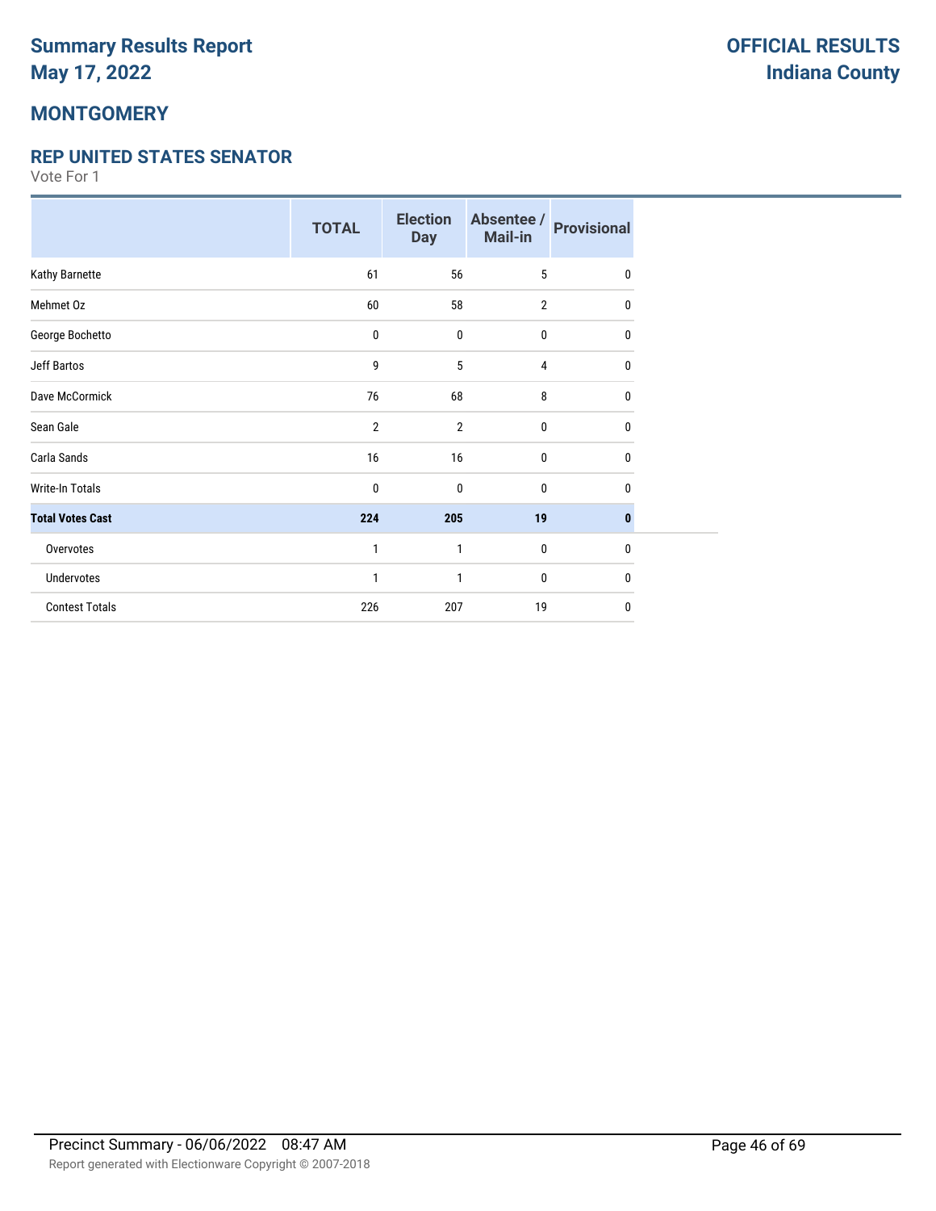# Summary Results Report
# May 17, 2022

**OFFICIAL RESULTS**
**Indiana County**

## MONTGOMERY

### REP UNITED STATES SENATOR

Vote For 1

| | TOTAL | Election Day | Absentee / Mail-in | Provisional |
|---|---|---|---|---|
| Kathy Barnette | 61 | 56 | 5 | 0 |
| Mehmet Oz | 60 | 58 | 2 | 0 |
| George Bochetto | 0 | 0 | 0 | 0 |
| Jeff Bartos | 9 | 5 | 4 | 0 |
| Dave McCormick | 76 | 68 | 8 | 0 |
| Sean Gale | 2 | 2 | 0 | 0 |
| Carla Sands | 16 | 16 | 0 | 0 |
| Write-In Totals | 0 | 0 | 0 | 0 |
| **Total Votes Cast** | **224** | **205** | **19** | **0** |
| Overvotes | 1 | 1 | 0 | 0 |
| Undervotes | 1 | 1 | 0 | 0 |
| Contest Totals | 226 | 207 | 19 | 0 |

Precinct Summary - 06/06/2022 08:47 AM

Report generated with Electionware Copyright © 2007-2018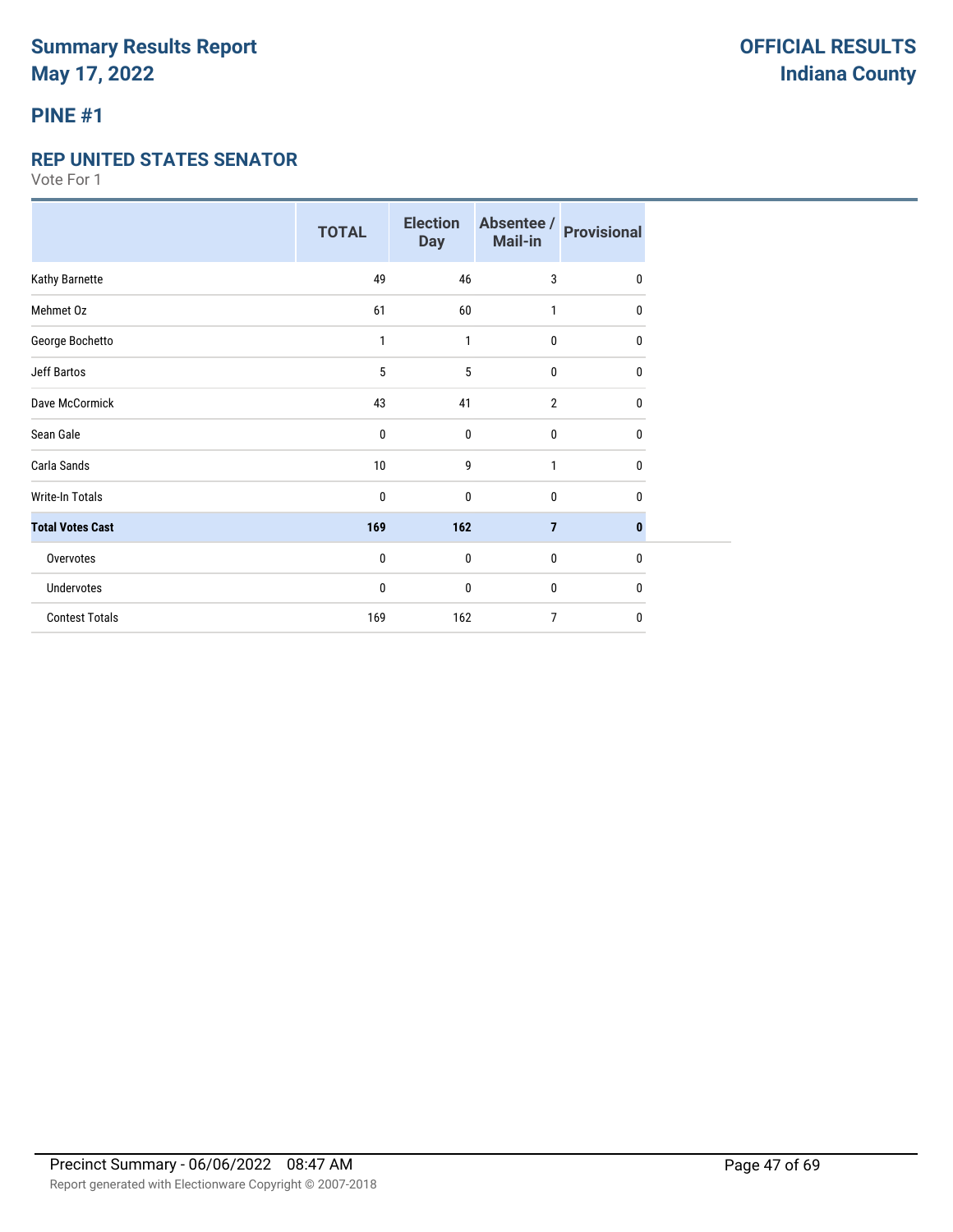# Summary Results Report
# May 17, 2022

**OFFICIAL RESULTS**
**Indiana County**

## PINE #1

### REP UNITED STATES SENATOR

Vote For 1

| | TOTAL | Election Day | Absentee / Mail-in | Provisional |
|---|---|---|---|---|
| Kathy Barnette | 49 | 46 | 3 | 0 |
| Mehmet Oz | 61 | 60 | 1 | 0 |
| George Bochetto | 1 | 1 | 0 | 0 |
| Jeff Bartos | 5 | 5 | 0 | 0 |
| Dave McCormick | 43 | 41 | 2 | 0 |
| Sean Gale | 0 | 0 | 0 | 0 |
| Carla Sands | 10 | 9 | 1 | 0 |
| Write-In Totals | 0 | 0 | 0 | 0 |
| **Total Votes Cast** | **169** | **162** | **7** | **0** |
| Overvotes | 0 | 0 | 0 | 0 |
| Undervotes | 0 | 0 | 0 | 0 |
| Contest Totals | 169 | 162 | 7 | 0 |

Precinct Summary - 06/06/2022 08:47 AM

Report generated with Electionware Copyright © 2007-2018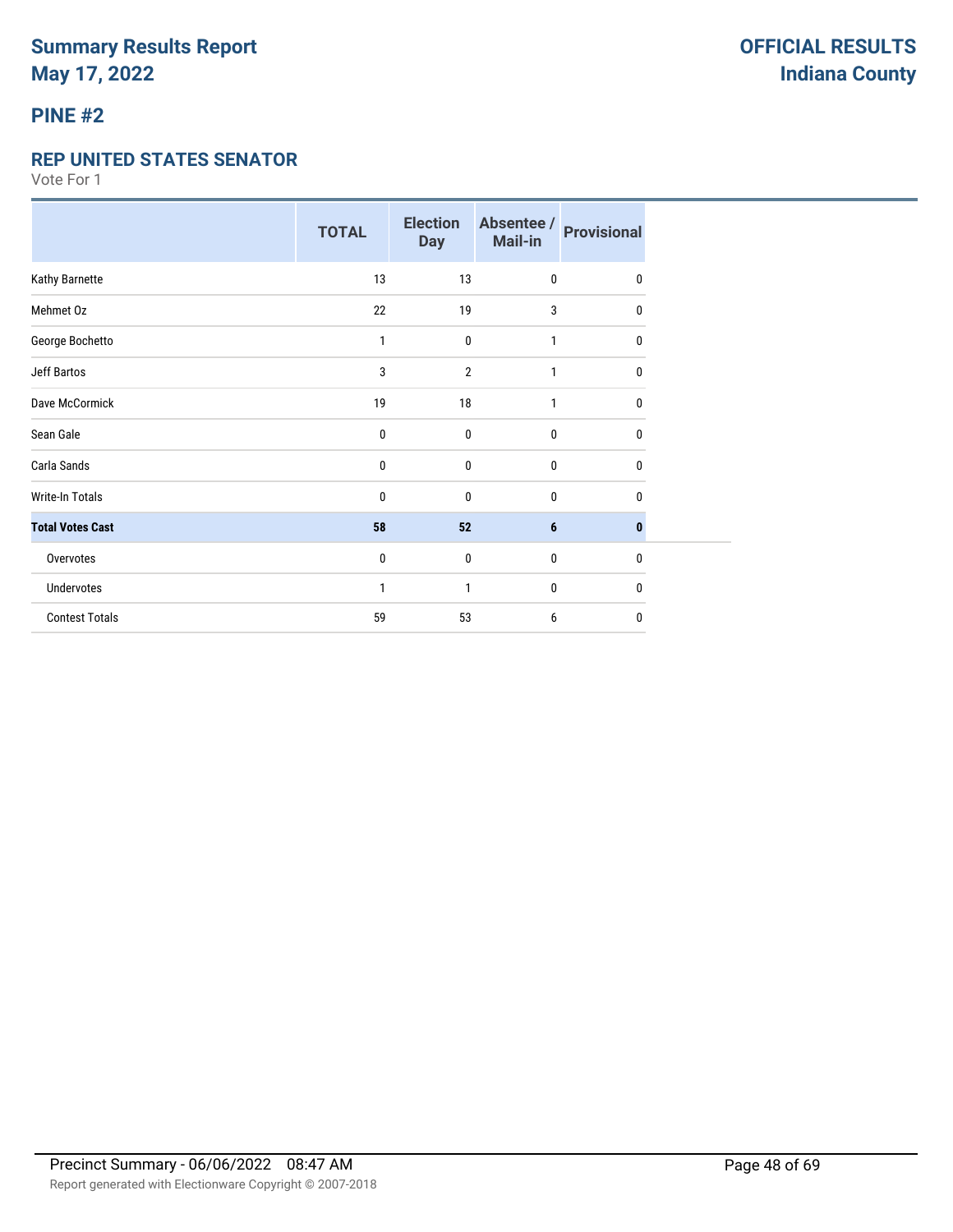# Summary Results Report
# May 17, 2022

# OFFICIAL RESULTS
# Indiana County

## PINE #2

### REP UNITED STATES SENATOR

Vote For 1

| | TOTAL | Election Day | Absentee / Mail-in | Provisional |
|---|---|---|---|---|
| Kathy Barnette | 13 | 13 | 0 | 0 |
| Mehmet Oz | 22 | 19 | 3 | 0 |
| George Bochetto | 1 | 0 | 1 | 0 |
| Jeff Bartos | 3 | 2 | 1 | 0 |
| Dave McCormick | 19 | 18 | 1 | 0 |
| Sean Gale | 0 | 0 | 0 | 0 |
| Carla Sands | 0 | 0 | 0 | 0 |
| Write-In Totals | 0 | 0 | 0 | 0 |
| **Total Votes Cast** | **58** | **52** | **6** | **0** |
| Overvotes | 0 | 0 | 0 | 0 |
| Undervotes | 1 | 1 | 0 | 0 |
| Contest Totals | 59 | 53 | 6 | 0 |

Precinct Summary - 06/06/2022 08:47 AM

Report generated with Electionware Copyright © 2007-2018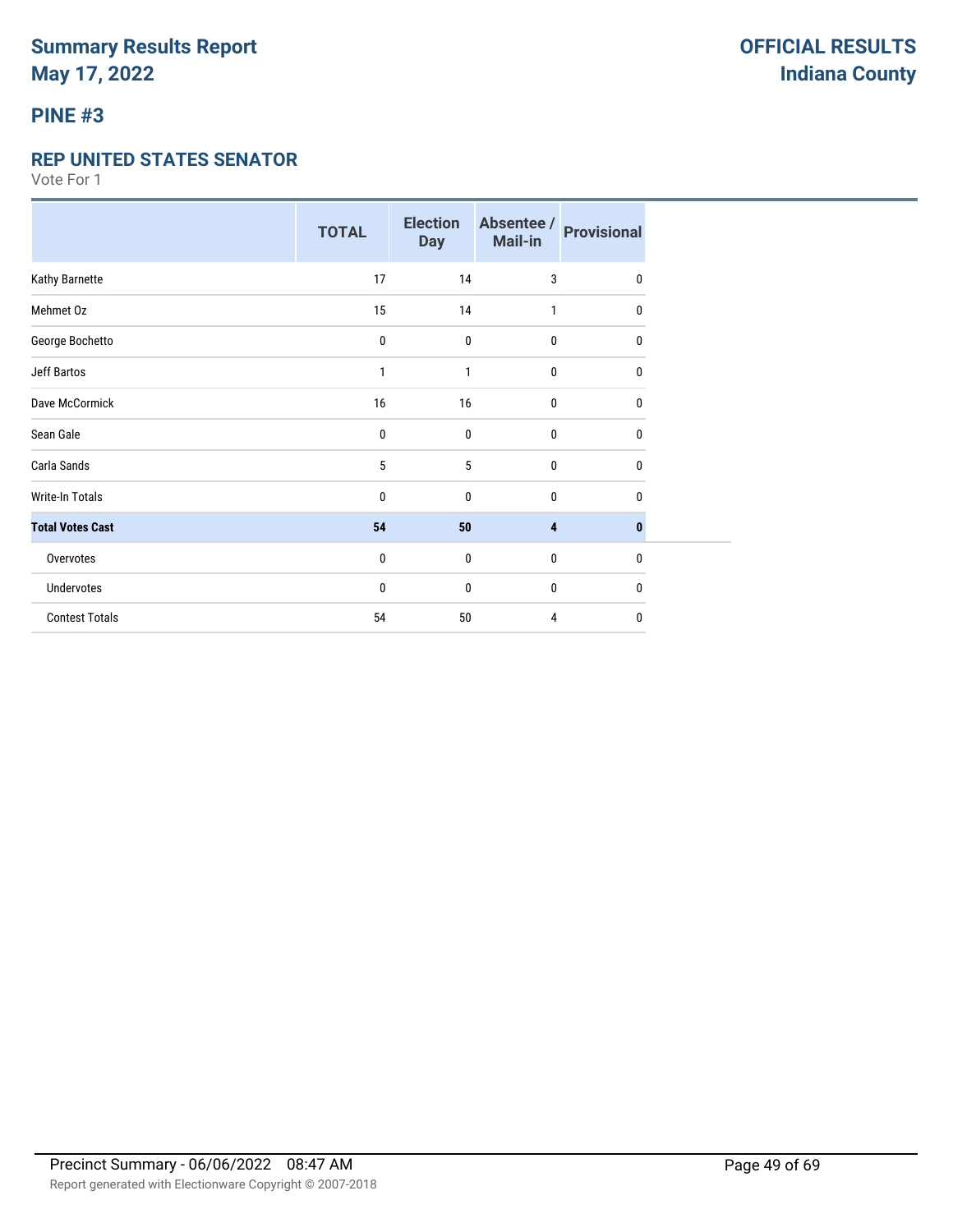# Summary Results Report
# May 17, 2022

**OFFICIAL RESULTS**
**Indiana County**

## PINE #3

### REP UNITED STATES SENATOR

Vote For 1

| | TOTAL | Election Day | Absentee / Mail-in | Provisional |
|---|---|---|---|---|
| Kathy Barnette | 17 | 14 | 3 | 0 |
| Mehmet Oz | 15 | 14 | 1 | 0 |
| George Bochetto | 0 | 0 | 0 | 0 |
| Jeff Bartos | 1 | 1 | 0 | 0 |
| Dave McCormick | 16 | 16 | 0 | 0 |
| Sean Gale | 0 | 0 | 0 | 0 |
| Carla Sands | 5 | 5 | 0 | 0 |
| Write-In Totals | 0 | 0 | 0 | 0 |
| **Total Votes Cast** | **54** | **50** | **4** | **0** |
| Overvotes | 0 | 0 | 0 | 0 |
| Undervotes | 0 | 0 | 0 | 0 |
| Contest Totals | 54 | 50 | 4 | 0 |

Precinct Summary - 06/06/2022 08:47 AM

Report generated with Electionware Copyright © 2007-2018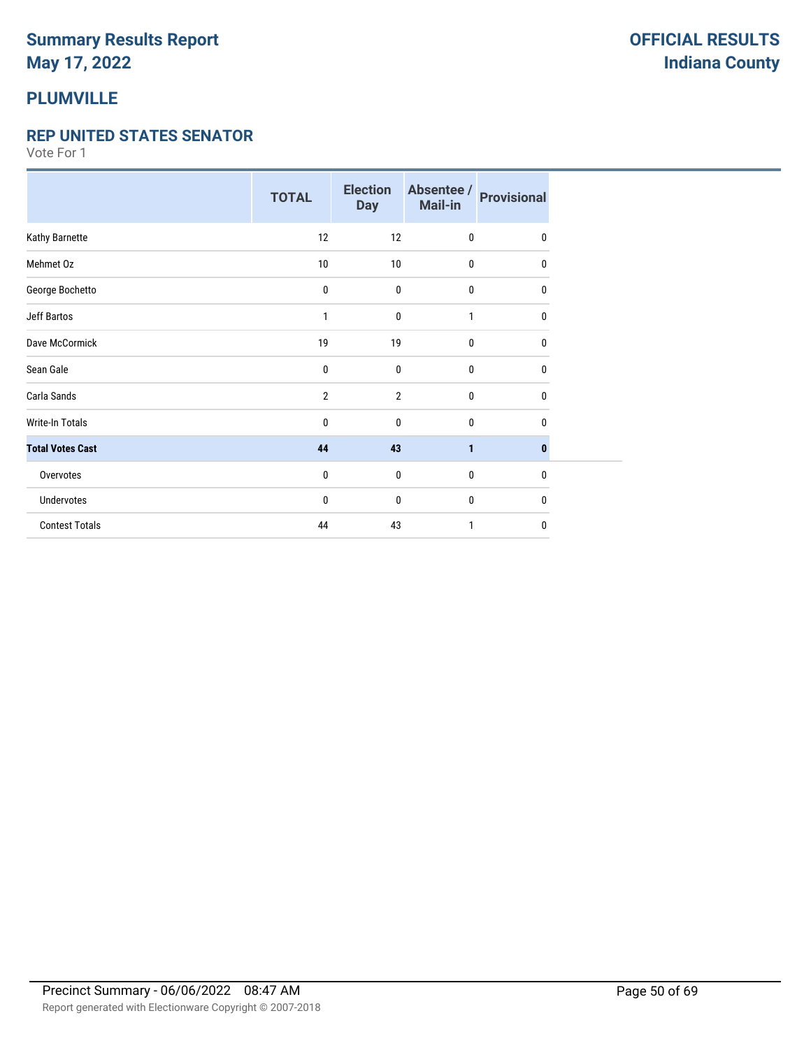# Summary Results Report
# May 17, 2022

**OFFICIAL RESULTS**
**Indiana County**

## PLUMVILLE

### REP UNITED STATES SENATOR

Vote For 1

| | TOTAL | Election Day | Absentee / Mail-in | Provisional |
|---|---|---|---|---|
| Kathy Barnette | 12 | 12 | 0 | 0 |
| Mehmet Oz | 10 | 10 | 0 | 0 |
| George Bochetto | 0 | 0 | 0 | 0 |
| Jeff Bartos | 1 | 0 | 1 | 0 |
| Dave McCormick | 19 | 19 | 0 | 0 |
| Sean Gale | 0 | 0 | 0 | 0 |
| Carla Sands | 2 | 2 | 0 | 0 |
| Write-In Totals | 0 | 0 | 0 | 0 |
| **Total Votes Cast** | **44** | **43** | **1** | **0** |
| Overvotes | 0 | 0 | 0 | 0 |
| Undervotes | 0 | 0 | 0 | 0 |
| Contest Totals | 44 | 43 | 1 | 0 |

Precinct Summary - 06/06/2022 08:47 AM

Report generated with Electionware Copyright © 2007-2018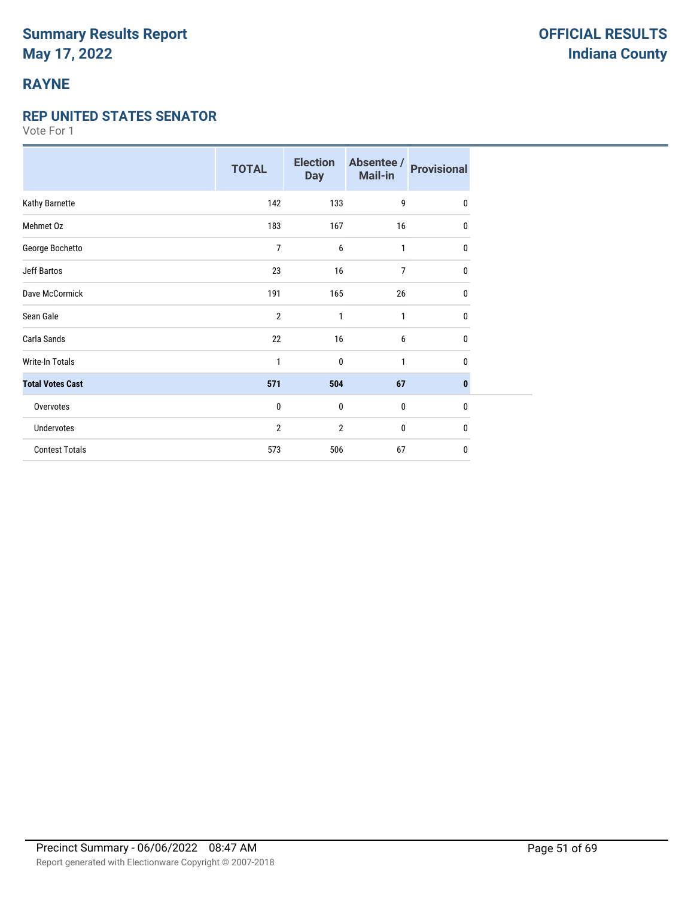# Summary Results Report
# May 17, 2022

**OFFICIAL RESULTS**
**Indiana County**

## RAYNE

### REP UNITED STATES SENATOR

Vote For 1

| | TOTAL | Election Day | Absentee / Mail-in | Provisional |
|---|---|---|---|---|
| Kathy Barnette | 142 | 133 | 9 | 0 |
| Mehmet Oz | 183 | 167 | 16 | 0 |
| George Bochetto | 7 | 6 | 1 | 0 |
| Jeff Bartos | 23 | 16 | 7 | 0 |
| Dave McCormick | 191 | 165 | 26 | 0 |
| Sean Gale | 2 | 1 | 1 | 0 |
| Carla Sands | 22 | 16 | 6 | 0 |
| Write-In Totals | 1 | 0 | 1 | 0 |
| **Total Votes Cast** | **571** | **504** | **67** | **0** |
| Overvotes | 0 | 0 | 0 | 0 |
| Undervotes | 2 | 2 | 0 | 0 |
| Contest Totals | 573 | 506 | 67 | 0 |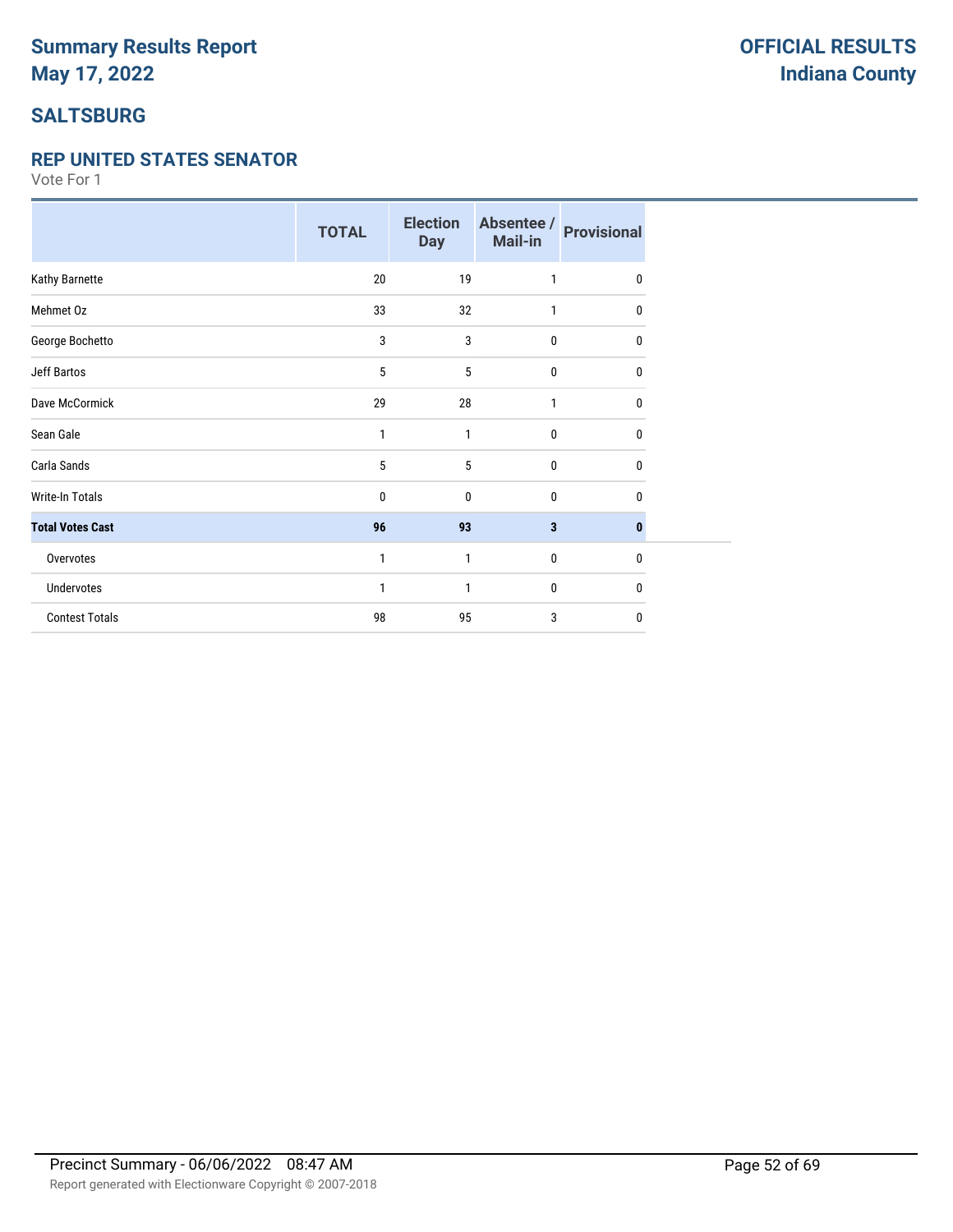# Summary Results Report
# May 17, 2022

**OFFICIAL RESULTS**
**Indiana County**

## SALTSBURG

### REP UNITED STATES SENATOR

Vote For 1

| | TOTAL | Election Day | Absentee / Mail-in | Provisional |
|---|---|---|---|---|
| Kathy Barnette | 20 | 19 | 1 | 0 |
| Mehmet Oz | 33 | 32 | 1 | 0 |
| George Bochetto | 3 | 3 | 0 | 0 |
| Jeff Bartos | 5 | 5 | 0 | 0 |
| Dave McCormick | 29 | 28 | 1 | 0 |
| Sean Gale | 1 | 1 | 0 | 0 |
| Carla Sands | 5 | 5 | 0 | 0 |
| Write-In Totals | 0 | 0 | 0 | 0 |
| **Total Votes Cast** | **96** | **93** | **3** | **0** |
| Overvotes | 1 | 1 | 0 | 0 |
| Undervotes | 1 | 1 | 0 | 0 |
| Contest Totals | 98 | 95 | 3 | 0 |

Precinct Summary - 06/06/2022 08:47 AM

Report generated with Electionware Copyright © 2007-2018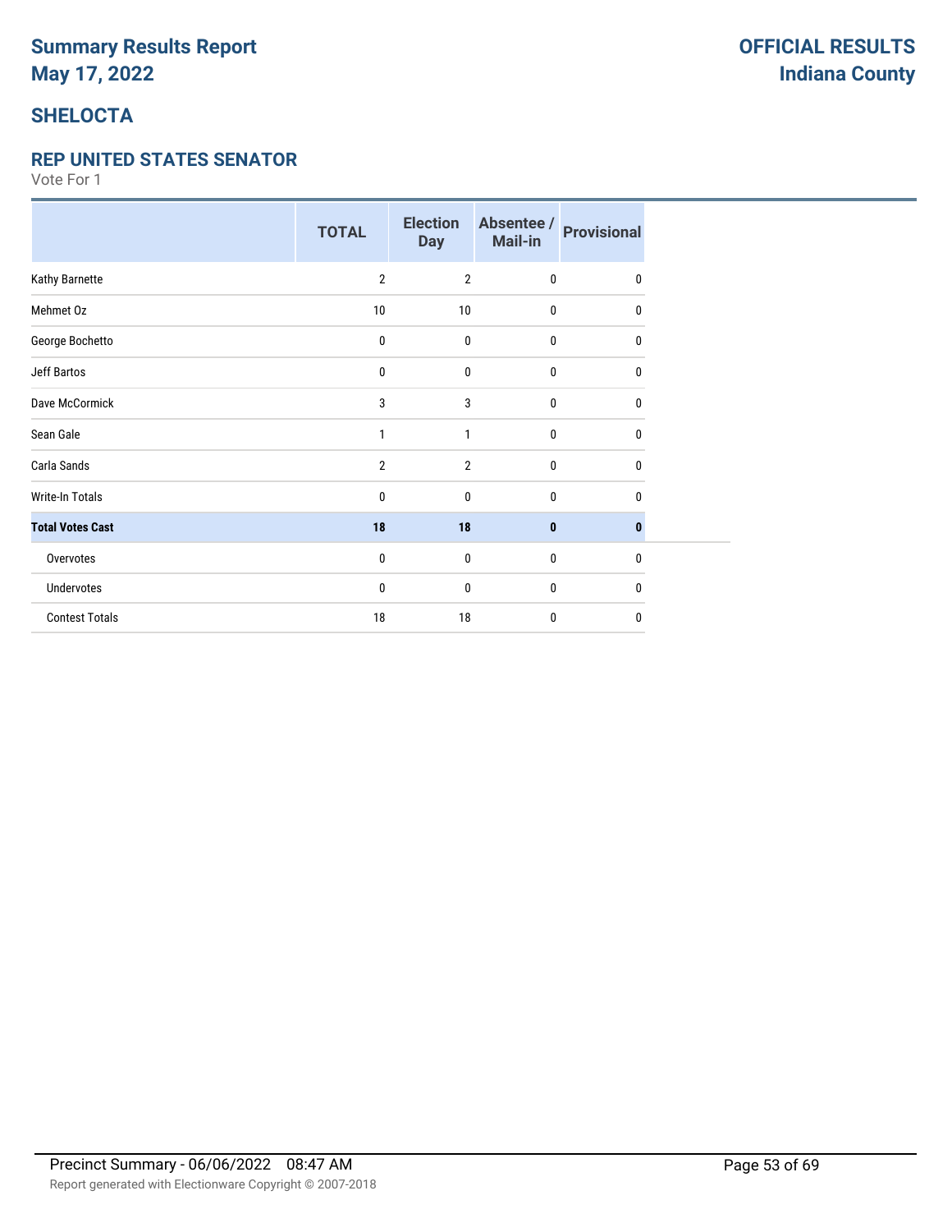# Summary Results Report
# May 17, 2022

**OFFICIAL RESULTS**
**Indiana County**

## SHELOCTA

### REP UNITED STATES SENATOR

Vote For 1

| | TOTAL | Election Day | Absentee / Mail-in | Provisional |
|---|---|---|---|---|
| Kathy Barnette | 2 | 2 | 0 | 0 |
| Mehmet Oz | 10 | 10 | 0 | 0 |
| George Bochetto | 0 | 0 | 0 | 0 |
| Jeff Bartos | 0 | 0 | 0 | 0 |
| Dave McCormick | 3 | 3 | 0 | 0 |
| Sean Gale | 1 | 1 | 0 | 0 |
| Carla Sands | 2 | 2 | 0 | 0 |
| Write-In Totals | 0 | 0 | 0 | 0 |
| **Total Votes Cast** | **18** | **18** | **0** | **0** |
| Overvotes | 0 | 0 | 0 | 0 |
| Undervotes | 0 | 0 | 0 | 0 |
| Contest Totals | 18 | 18 | 0 | 0 |

Precinct Summary - 06/06/2022 08:47 AM

Report generated with Electionware Copyright © 2007-2018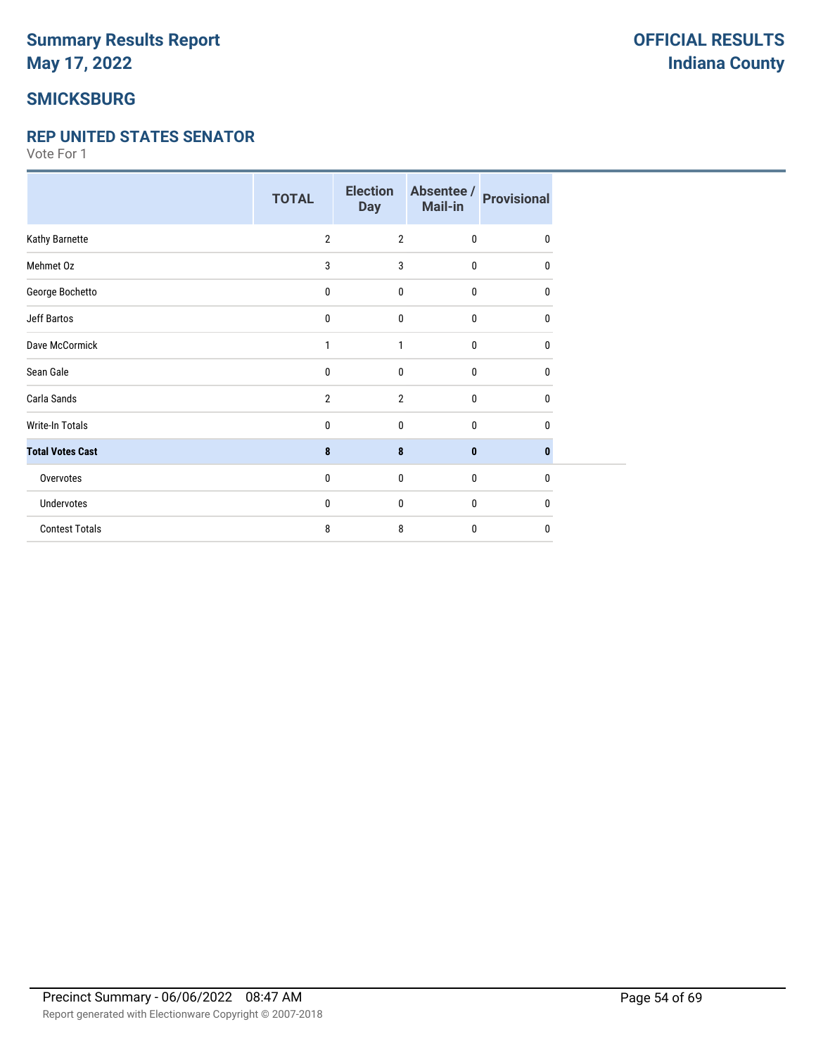# Summary Results Report
# May 17, 2022

**OFFICIAL RESULTS**
**Indiana County**

## SMICKSBURG

### REP UNITED STATES SENATOR

Vote For 1

| | TOTAL | Election Day | Absentee / Mail-in | Provisional |
|---|---|---|---|---|
| Kathy Barnette | 2 | 2 | 0 | 0 |
| Mehmet Oz | 3 | 3 | 0 | 0 |
| George Bochetto | 0 | 0 | 0 | 0 |
| Jeff Bartos | 0 | 0 | 0 | 0 |
| Dave McCormick | 1 | 1 | 0 | 0 |
| Sean Gale | 0 | 0 | 0 | 0 |
| Carla Sands | 2 | 2 | 0 | 0 |
| Write-In Totals | 0 | 0 | 0 | 0 |
| **Total Votes Cast** | **8** | **8** | **0** | **0** |
| Overvotes | 0 | 0 | 0 | 0 |
| Undervotes | 0 | 0 | 0 | 0 |
| Contest Totals | 8 | 8 | 0 | 0 |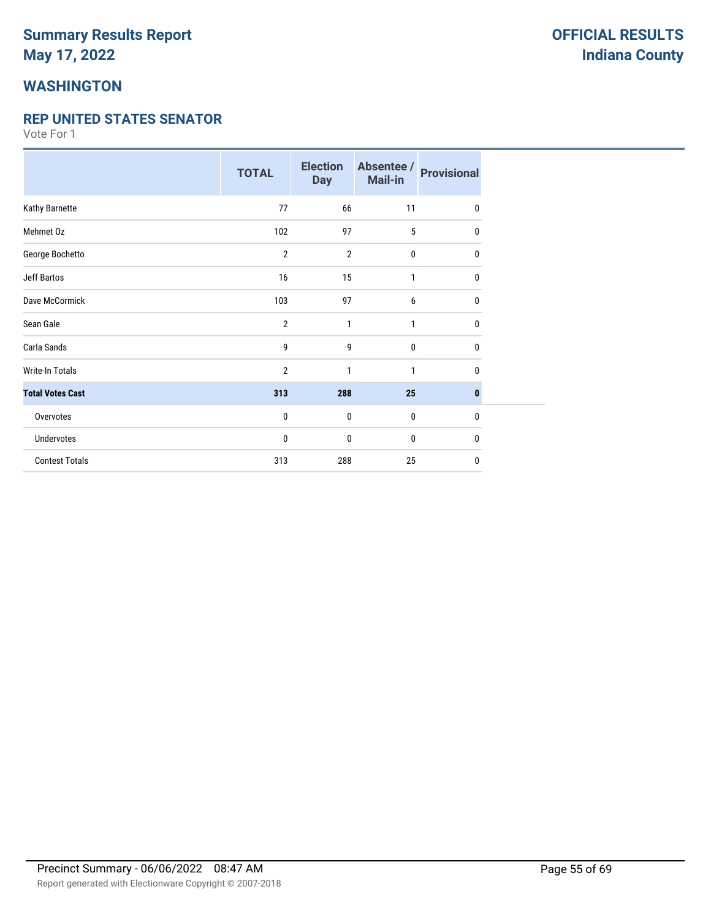# Summary Results Report
# May 17, 2022

**OFFICIAL RESULTS**
**Indiana County**

## WASHINGTON

### REP UNITED STATES SENATOR

Vote For 1

| | TOTAL | Election Day | Absentee / Mail-in | Provisional |
|---|---|---|---|---|
| Kathy Barnette | 77 | 66 | 11 | 0 |
| Mehmet Oz | 102 | 97 | 5 | 0 |
| George Bochetto | 2 | 2 | 0 | 0 |
| Jeff Bartos | 16 | 15 | 1 | 0 |
| Dave McCormick | 103 | 97 | 6 | 0 |
| Sean Gale | 2 | 1 | 1 | 0 |
| Carla Sands | 9 | 9 | 0 | 0 |
| Write-In Totals | 2 | 1 | 1 | 0 |
| **Total Votes Cast** | **313** | **288** | **25** | **0** |
| Overvotes | 0 | 0 | 0 | 0 |
| Undervotes | 0 | 0 | 0 | 0 |
| Contest Totals | 313 | 288 | 25 | 0 |

Precinct Summary - 06/06/2022 08:47 AM

Report generated with Electionware Copyright © 2007-2018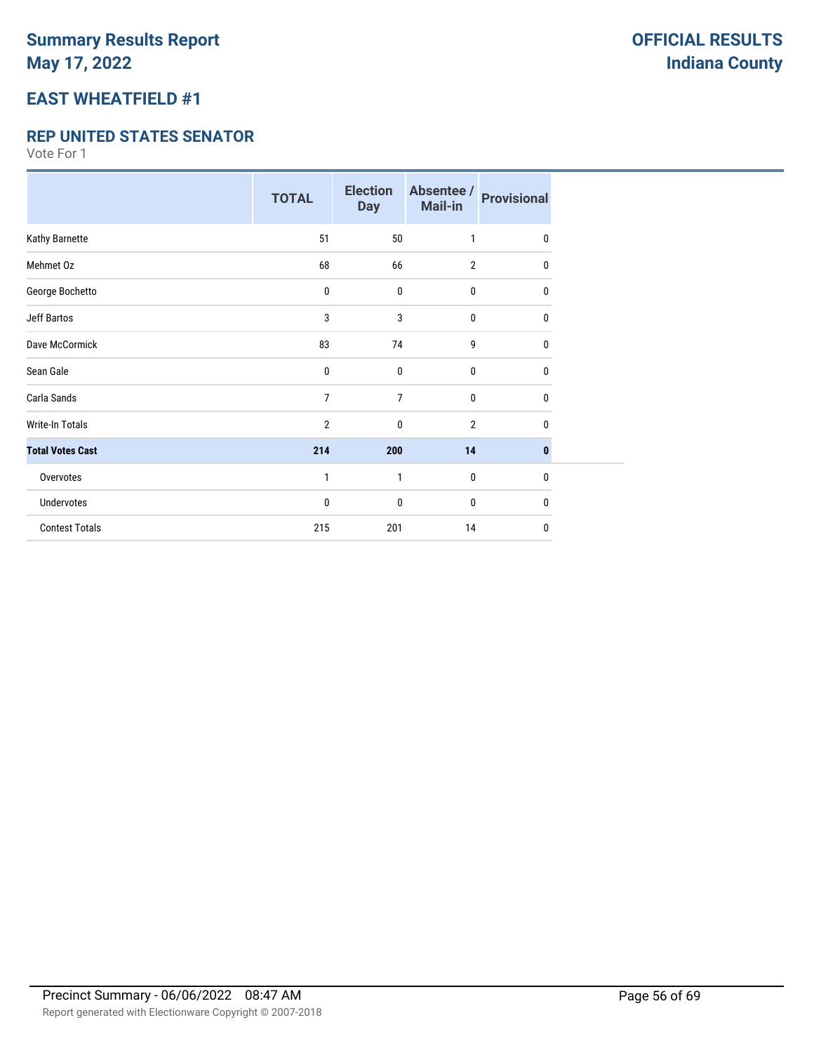# Summary Results Report
# May 17, 2022

**OFFICIAL RESULTS**
**Indiana County**

## EAST WHEATFIELD #1

### REP UNITED STATES SENATOR

Vote For 1

| | TOTAL | Election Day | Absentee / Mail-in | Provisional |
|---|---|---|---|---|
| Kathy Barnette | 51 | 50 | 1 | 0 |
| Mehmet Oz | 68 | 66 | 2 | 0 |
| George Bochetto | 0 | 0 | 0 | 0 |
| Jeff Bartos | 3 | 3 | 0 | 0 |
| Dave McCormick | 83 | 74 | 9 | 0 |
| Sean Gale | 0 | 0 | 0 | 0 |
| Carla Sands | 7 | 7 | 0 | 0 |
| Write-In Totals | 2 | 0 | 2 | 0 |
| **Total Votes Cast** | **214** | **200** | **14** | **0** |
| Overvotes | 1 | 1 | 0 | 0 |
| Undervotes | 0 | 0 | 0 | 0 |
| Contest Totals | 215 | 201 | 14 | 0 |

Precinct Summary - 06/06/2022 08:47 AM

Report generated with Electionware Copyright © 2007-2018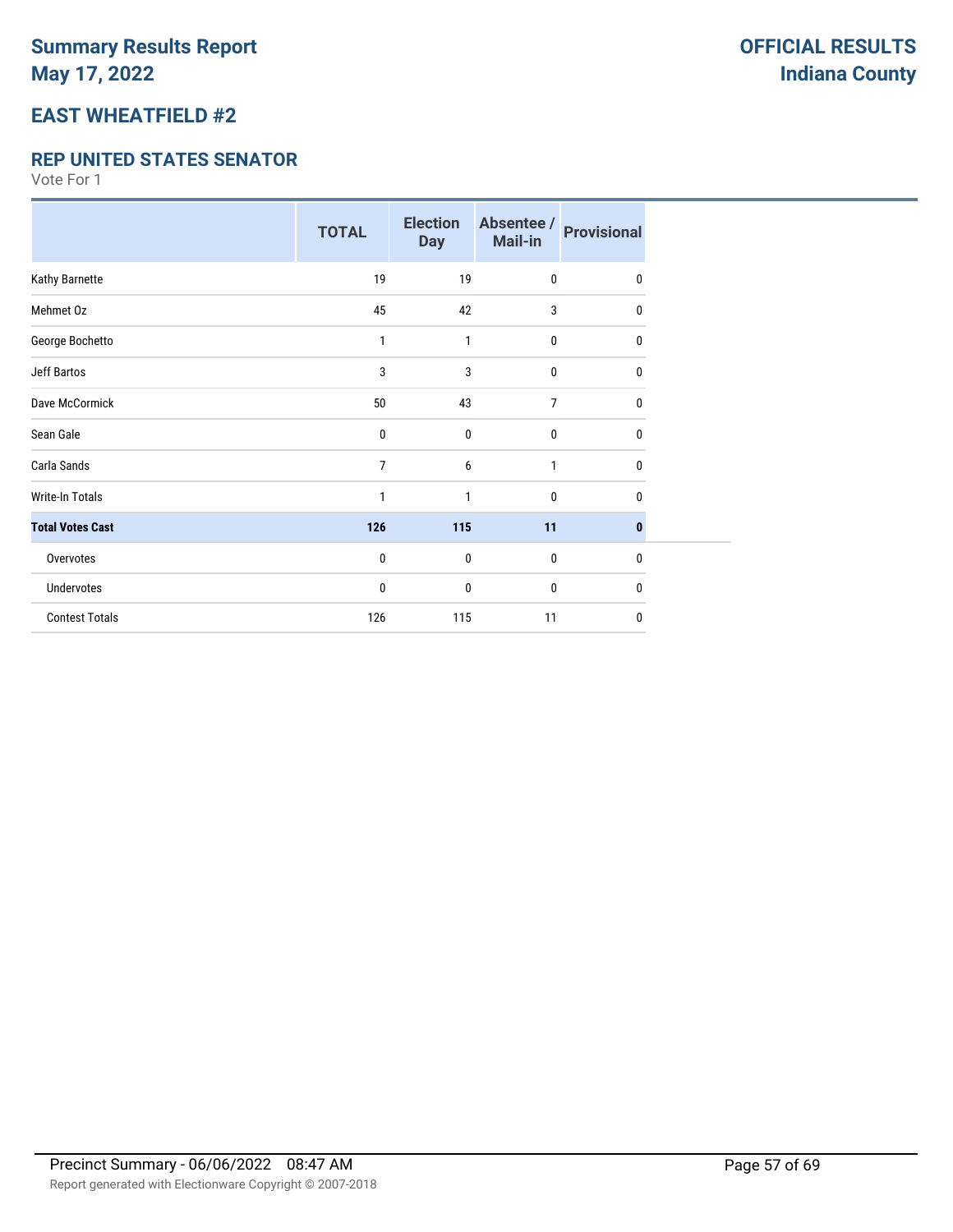# Summary Results Report
# May 17, 2022

**OFFICIAL RESULTS**
**Indiana County**

## EAST WHEATFIELD #2

### REP UNITED STATES SENATOR

Vote For 1

| | TOTAL | Election Day | Absentee / Mail-in | Provisional |
|---|---|---|---|---|
| Kathy Barnette | 19 | 19 | 0 | 0 |
| Mehmet Oz | 45 | 42 | 3 | 0 |
| George Bochetto | 1 | 1 | 0 | 0 |
| Jeff Bartos | 3 | 3 | 0 | 0 |
| Dave McCormick | 50 | 43 | 7 | 0 |
| Sean Gale | 0 | 0 | 0 | 0 |
| Carla Sands | 7 | 6 | 1 | 0 |
| Write-In Totals | 1 | 1 | 0 | 0 |
| **Total Votes Cast** | **126** | **115** | **11** | **0** |
| Overvotes | 0 | 0 | 0 | 0 |
| Undervotes | 0 | 0 | 0 | 0 |
| Contest Totals | 126 | 115 | 11 | 0 |

Precinct Summary - 06/06/2022 08:47 AM

Report generated with Electionware Copyright © 2007-2018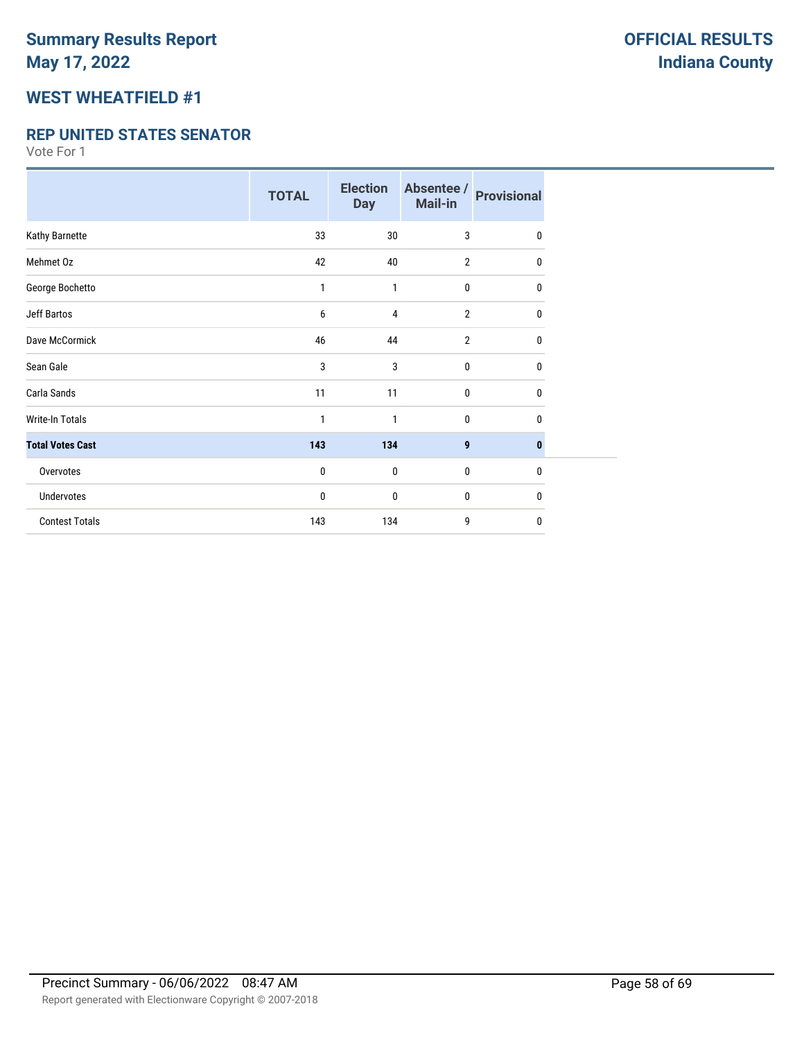# Summary Results Report

**May 17, 2022**

**OFFICIAL RESULTS**
**Indiana County**

## WEST WHEATFIELD #1

### REP UNITED STATES SENATOR

Vote For 1

| | TOTAL | Election Day | Absentee / Mail-in | Provisional |
|---|---|---|---|---|
| Kathy Barnette | 33 | 30 | 3 | 0 |
| Mehmet Oz | 42 | 40 | 2 | 0 |
| George Bochetto | 1 | 1 | 0 | 0 |
| Jeff Bartos | 6 | 4 | 2 | 0 |
| Dave McCormick | 46 | 44 | 2 | 0 |
| Sean Gale | 3 | 3 | 0 | 0 |
| Carla Sands | 11 | 11 | 0 | 0 |
| Write-In Totals | 1 | 1 | 0 | 0 |
| **Total Votes Cast** | **143** | **134** | **9** | **0** |
| Overvotes | 0 | 0 | 0 | 0 |
| Undervotes | 0 | 0 | 0 | 0 |
| Contest Totals | 143 | 134 | 9 | 0 |

Precinct Summary - 06/06/2022 08:47 AM

Report generated with Electionware Copyright © 2007-2018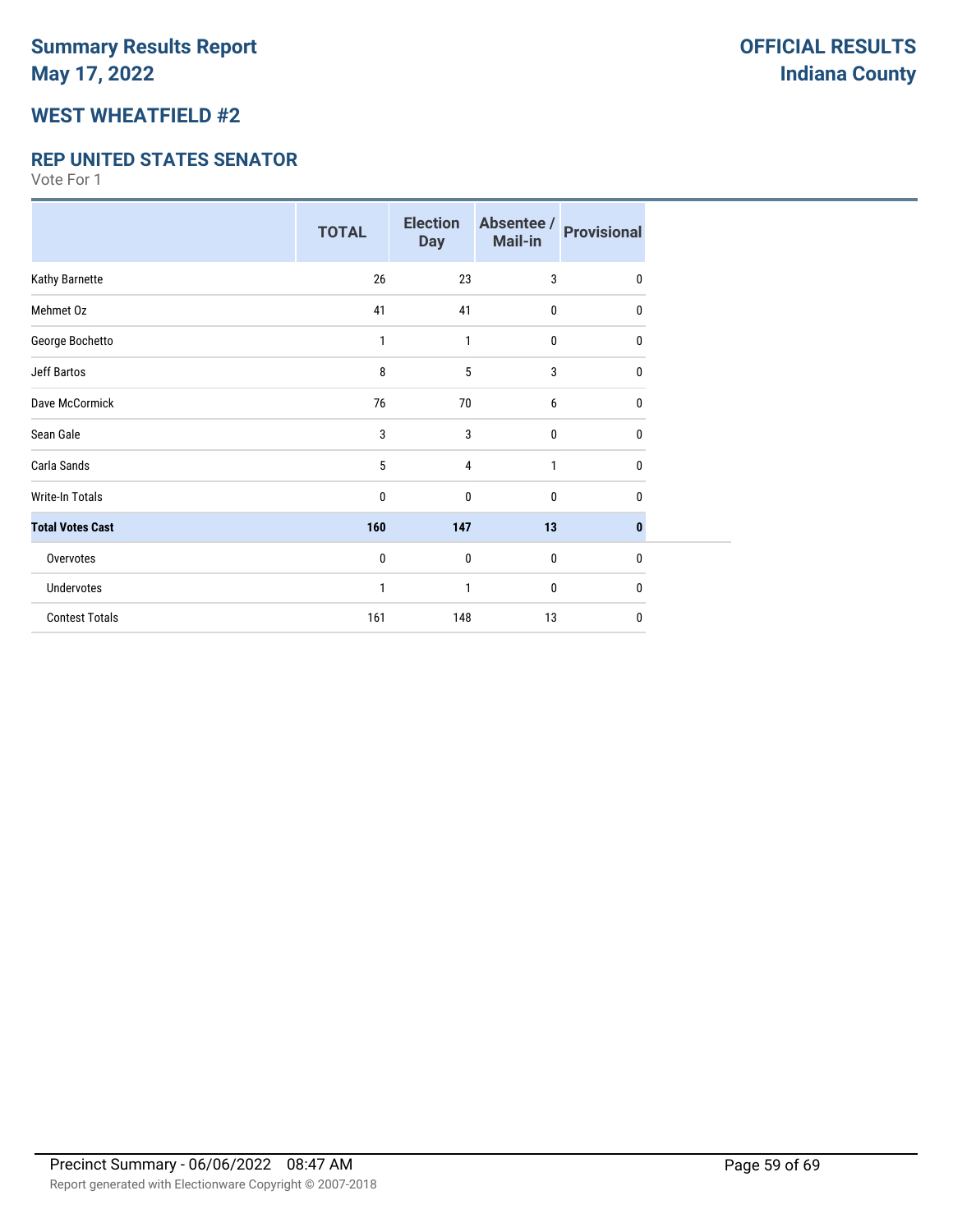# Summary Results Report
# May 17, 2022

**OFFICIAL RESULTS**
**Indiana County**

## WEST WHEATFIELD #2

### REP UNITED STATES SENATOR

Vote For 1

| | TOTAL | Election Day | Absentee / Mail-in | Provisional |
|---|---|---|---|---|
| Kathy Barnette | 26 | 23 | 3 | 0 |
| Mehmet Oz | 41 | 41 | 0 | 0 |
| George Bochetto | 1 | 1 | 0 | 0 |
| Jeff Bartos | 8 | 5 | 3 | 0 |
| Dave McCormick | 76 | 70 | 6 | 0 |
| Sean Gale | 3 | 3 | 0 | 0 |
| Carla Sands | 5 | 4 | 1 | 0 |
| Write-In Totals | 0 | 0 | 0 | 0 |
| **Total Votes Cast** | **160** | **147** | **13** | **0** |
| Overvotes | 0 | 0 | 0 | 0 |
| Undervotes | 1 | 1 | 0 | 0 |
| Contest Totals | 161 | 148 | 13 | 0 |

Precinct Summary - 06/06/2022 08:47 AM

Report generated with Electionware Copyright © 2007-2018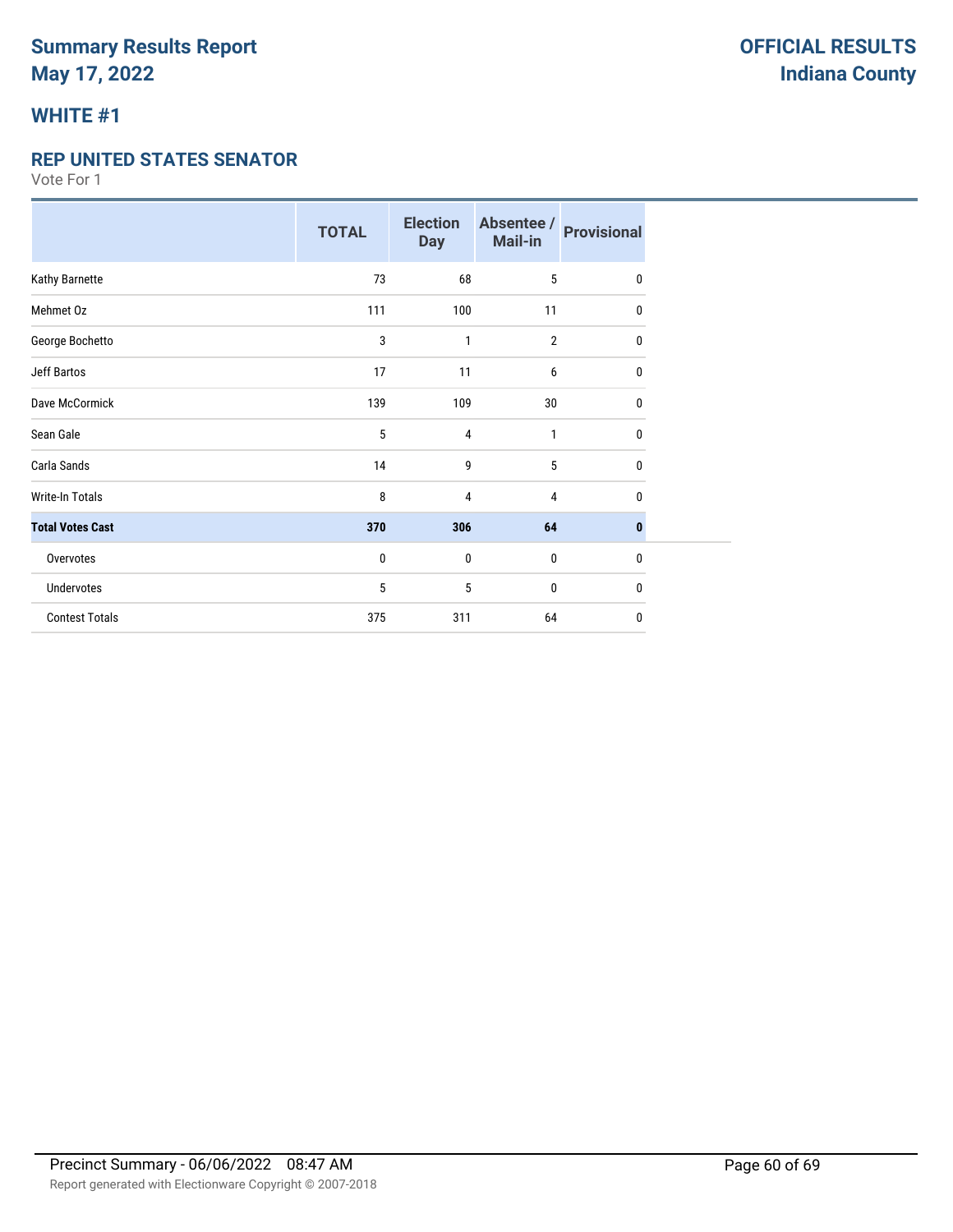# Summary Results Report
# May 17, 2022

**OFFICIAL RESULTS**
**Indiana County**

## WHITE #1

### REP UNITED STATES SENATOR

Vote For 1

| | TOTAL | Election Day | Absentee / Mail-in | Provisional |
|---|---|---|---|---|
| Kathy Barnette | 73 | 68 | 5 | 0 |
| Mehmet Oz | 111 | 100 | 11 | 0 |
| George Bochetto | 3 | 1 | 2 | 0 |
| Jeff Bartos | 17 | 11 | 6 | 0 |
| Dave McCormick | 139 | 109 | 30 | 0 |
| Sean Gale | 5 | 4 | 1 | 0 |
| Carla Sands | 14 | 9 | 5 | 0 |
| Write-In Totals | 8 | 4 | 4 | 0 |
| **Total Votes Cast** | **370** | **306** | **64** | **0** |
| Overvotes | 0 | 0 | 0 | 0 |
| Undervotes | 5 | 5 | 0 | 0 |
| Contest Totals | 375 | 311 | 64 | 0 |

Precinct Summary - 06/06/2022 08:47 AM

Report generated with Electionware Copyright © 2007-2018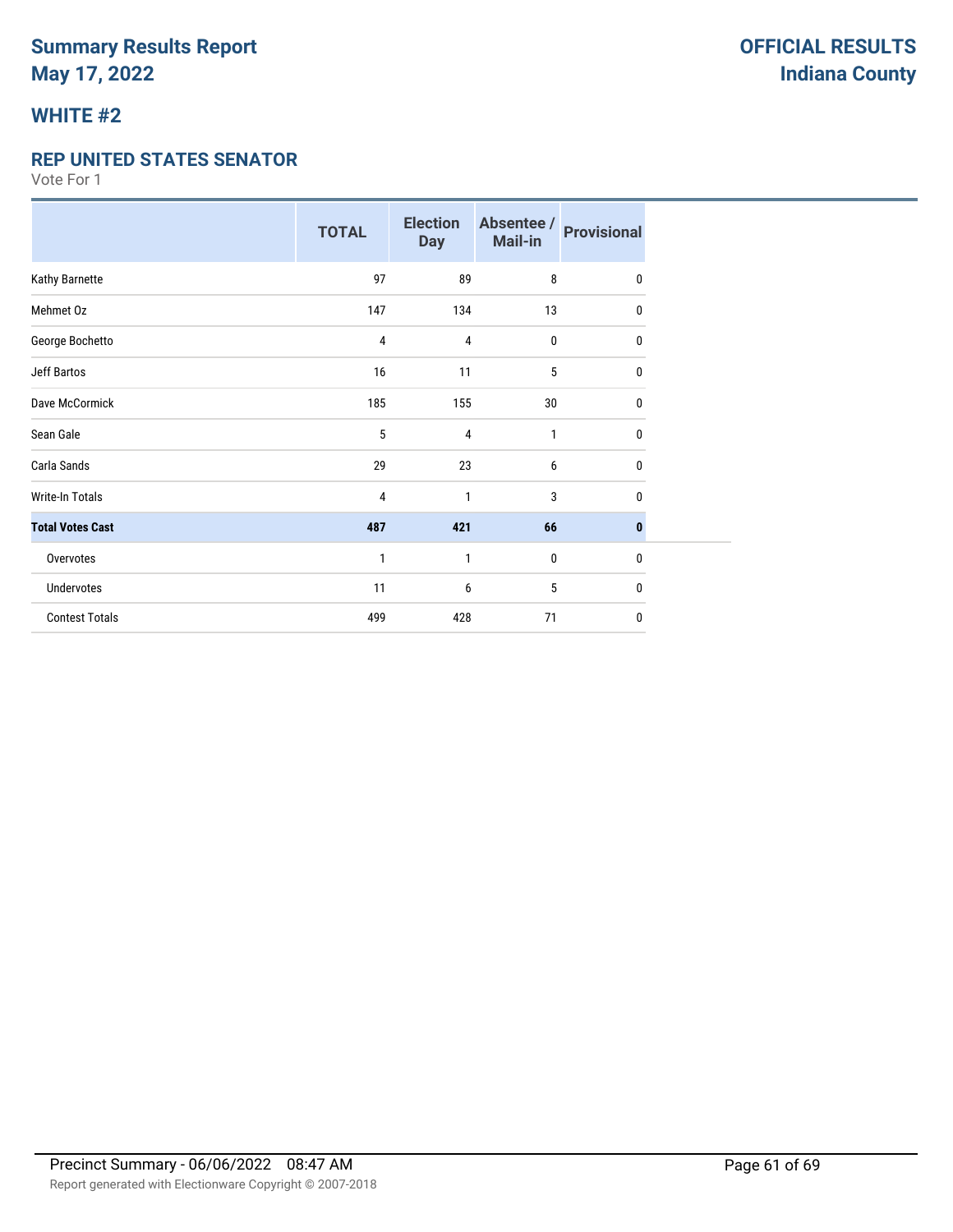# Summary Results Report
# May 17, 2022

**OFFICIAL RESULTS**
**Indiana County**

## WHITE #2

### REP UNITED STATES SENATOR

Vote For 1

| | TOTAL | Election Day | Absentee / Mail-in | Provisional |
|---|---|---|---|---|
| Kathy Barnette | 97 | 89 | 8 | 0 |
| Mehmet Oz | 147 | 134 | 13 | 0 |
| George Bochetto | 4 | 4 | 0 | 0 |
| Jeff Bartos | 16 | 11 | 5 | 0 |
| Dave McCormick | 185 | 155 | 30 | 0 |
| Sean Gale | 5 | 4 | 1 | 0 |
| Carla Sands | 29 | 23 | 6 | 0 |
| Write-In Totals | 4 | 1 | 3 | 0 |
| **Total Votes Cast** | **487** | **421** | **66** | **0** |
| Overvotes | 1 | 1 | 0 | 0 |
| Undervotes | 11 | 6 | 5 | 0 |
| Contest Totals | 499 | 428 | 71 | 0 |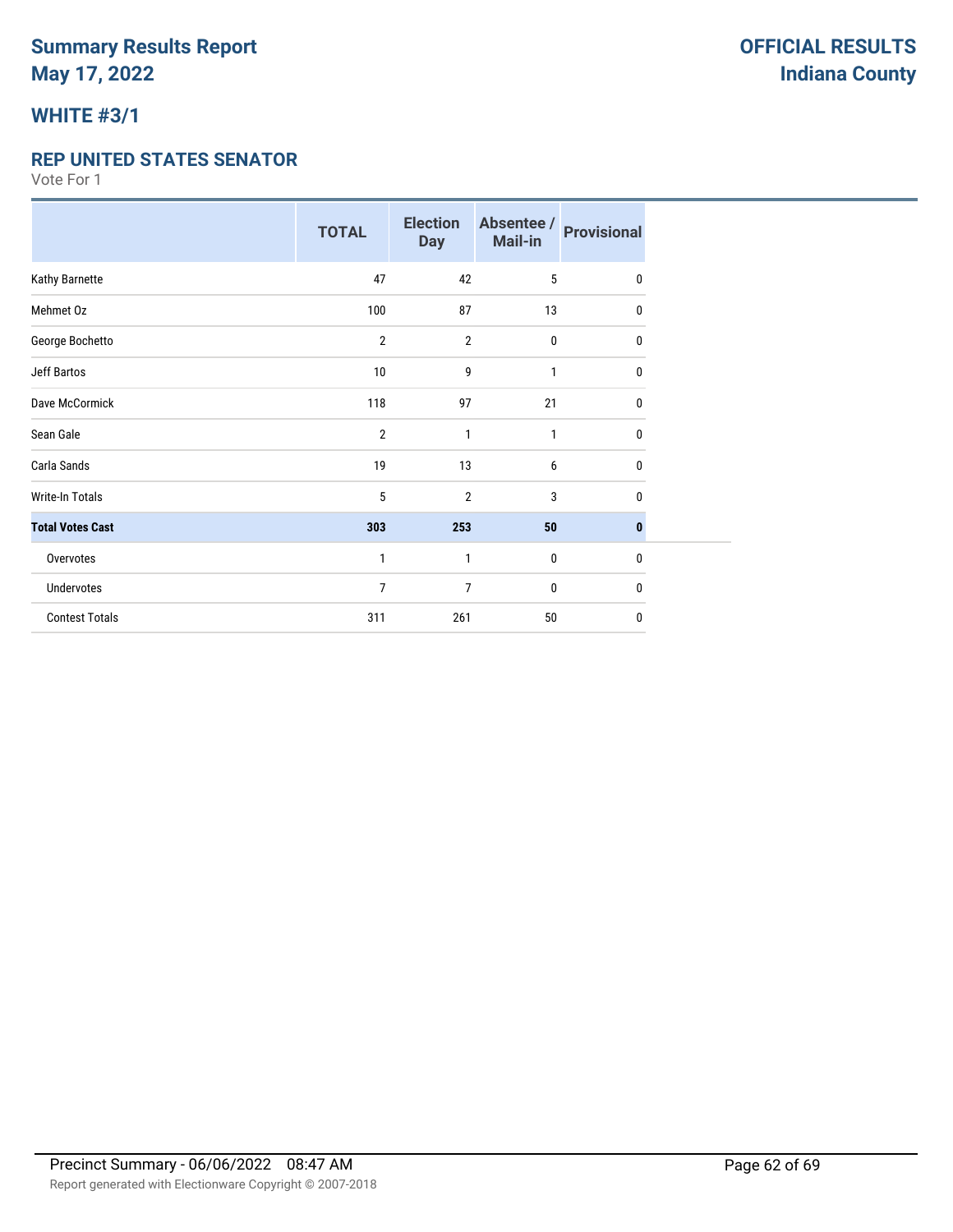# Summary Results Report
# May 17, 2022

**OFFICIAL RESULTS**
**Indiana County**

## WHITE #3/1

### REP UNITED STATES SENATOR

Vote For 1

| | TOTAL | Election Day | Absentee / Mail-in | Provisional |
|---|---|---|---|---|
| Kathy Barnette | 47 | 42 | 5 | 0 |
| Mehmet Oz | 100 | 87 | 13 | 0 |
| George Bochetto | 2 | 2 | 0 | 0 |
| Jeff Bartos | 10 | 9 | 1 | 0 |
| Dave McCormick | 118 | 97 | 21 | 0 |
| Sean Gale | 2 | 1 | 1 | 0 |
| Carla Sands | 19 | 13 | 6 | 0 |
| Write-In Totals | 5 | 2 | 3 | 0 |
| **Total Votes Cast** | **303** | **253** | **50** | **0** |
| Overvotes | 1 | 1 | 0 | 0 |
| Undervotes | 7 | 7 | 0 | 0 |
| Contest Totals | 311 | 261 | 50 | 0 |

Precinct Summary - 06/06/2022 08:47 AM

Report generated with Electionware Copyright © 2007-2018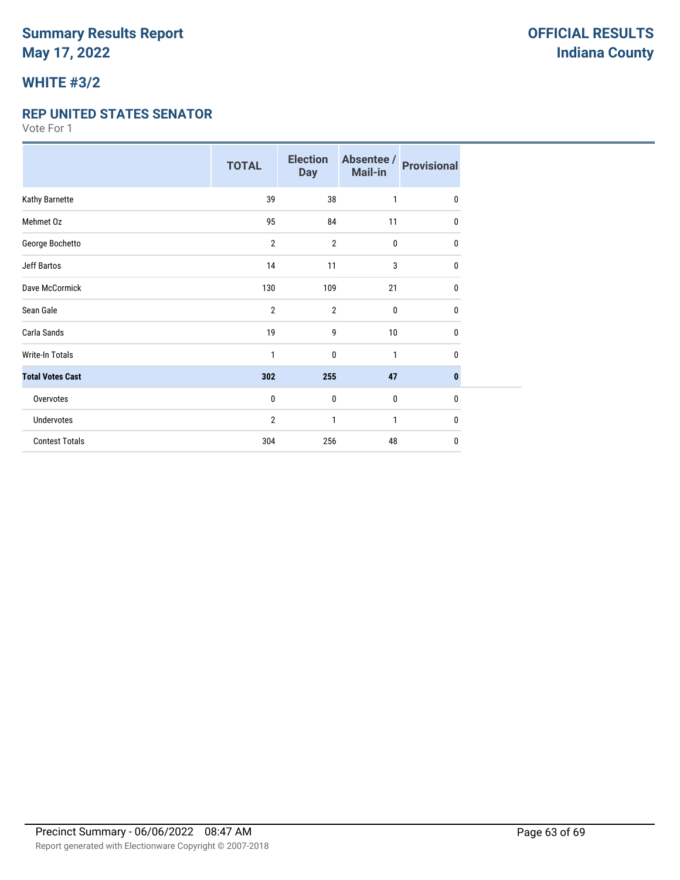# Summary Results Report
# May 17, 2022

**OFFICIAL RESULTS**
**Indiana County**

## WHITE #3/2

### REP UNITED STATES SENATOR

Vote For 1

| | TOTAL | Election Day | Absentee / Mail-in | Provisional |
|---|---|---|---|---|
| Kathy Barnette | 39 | 38 | 1 | 0 |
| Mehmet Oz | 95 | 84 | 11 | 0 |
| George Bochetto | 2 | 2 | 0 | 0 |
| Jeff Bartos | 14 | 11 | 3 | 0 |
| Dave McCormick | 130 | 109 | 21 | 0 |
| Sean Gale | 2 | 2 | 0 | 0 |
| Carla Sands | 19 | 9 | 10 | 0 |
| Write-In Totals | 1 | 0 | 1 | 0 |
| **Total Votes Cast** | **302** | **255** | **47** | **0** |
| Overvotes | 0 | 0 | 0 | 0 |
| Undervotes | 2 | 1 | 1 | 0 |
| Contest Totals | 304 | 256 | 48 | 0 |

Precinct Summary - 06/06/2022 08:47 AM

Report generated with Electionware Copyright © 2007-2018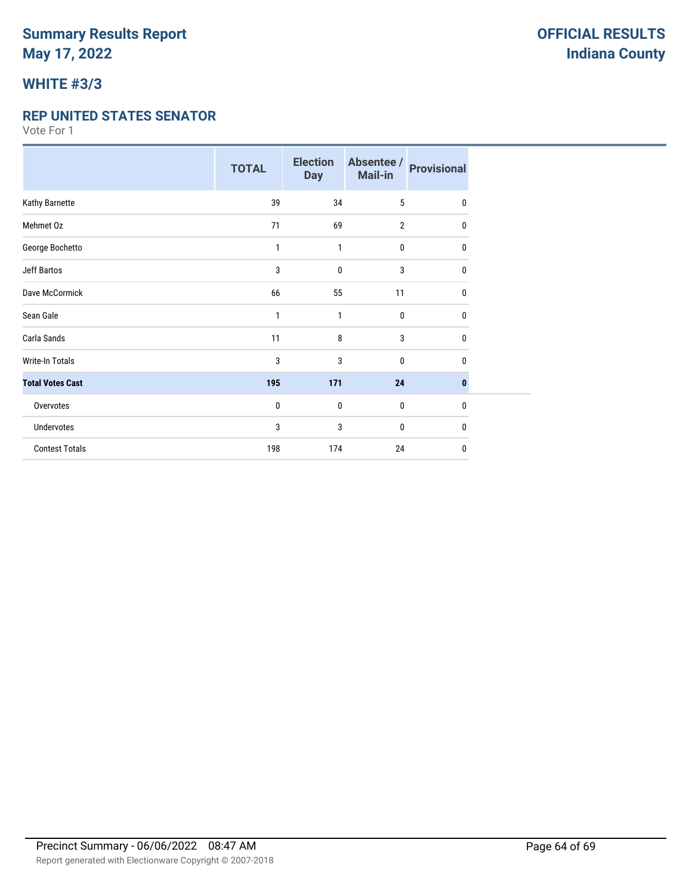# Summary Results Report
# May 17, 2022

**OFFICIAL RESULTS**
**Indiana County**

## WHITE #3/3

### REP UNITED STATES SENATOR

Vote For 1

| | TOTAL | Election Day | Absentee / Mail-in | Provisional |
|---|---|---|---|---|
| Kathy Barnette | 39 | 34 | 5 | 0 |
| Mehmet Oz | 71 | 69 | 2 | 0 |
| George Bochetto | 1 | 1 | 0 | 0 |
| Jeff Bartos | 3 | 0 | 3 | 0 |
| Dave McCormick | 66 | 55 | 11 | 0 |
| Sean Gale | 1 | 1 | 0 | 0 |
| Carla Sands | 11 | 8 | 3 | 0 |
| Write-In Totals | 3 | 3 | 0 | 0 |
| **Total Votes Cast** | **195** | **171** | **24** | **0** |
| Overvotes | 0 | 0 | 0 | 0 |
| Undervotes | 3 | 3 | 0 | 0 |
| Contest Totals | 198 | 174 | 24 | 0 |

Precinct Summary - 06/06/2022 08:47 AM

Report generated with Electionware Copyright © 2007-2018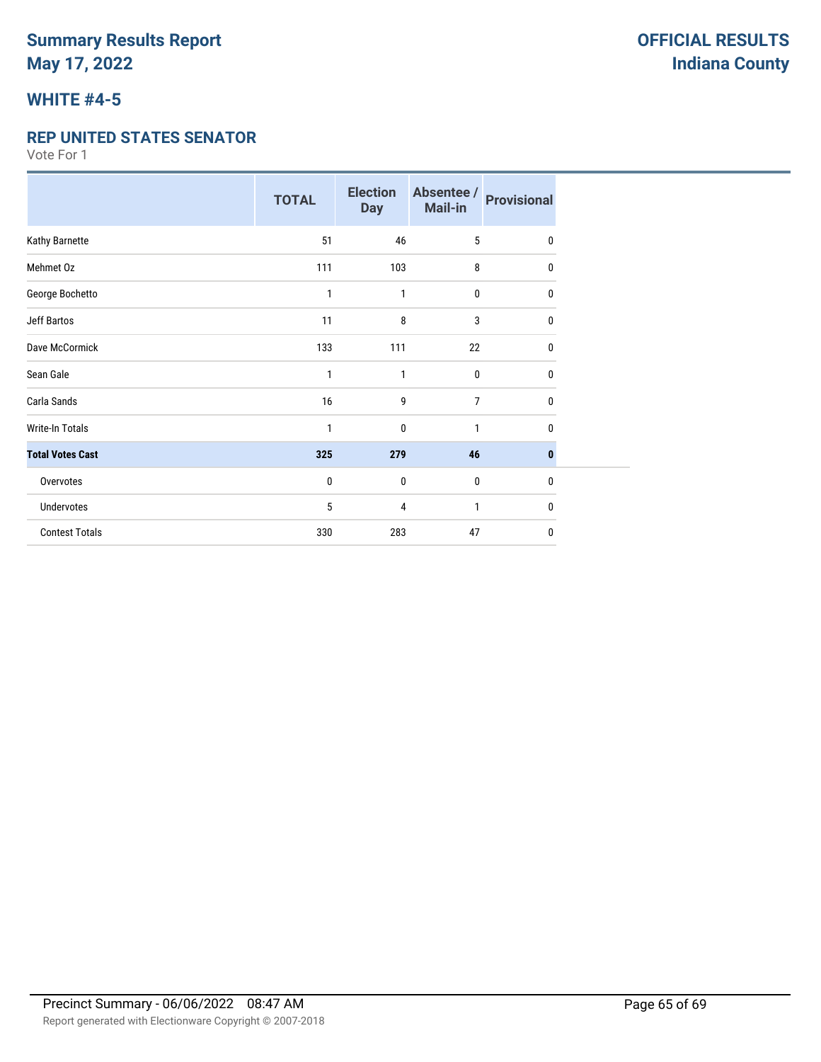# Summary Results Report
# May 17, 2022

**OFFICIAL RESULTS**
**Indiana County**

## WHITE #4-5

### REP UNITED STATES SENATOR

Vote For 1

| | TOTAL | Election Day | Absentee / Mail-in | Provisional |
|---|---|---|---|---|
| Kathy Barnette | 51 | 46 | 5 | 0 |
| Mehmet Oz | 111 | 103 | 8 | 0 |
| George Bochetto | 1 | 1 | 0 | 0 |
| Jeff Bartos | 11 | 8 | 3 | 0 |
| Dave McCormick | 133 | 111 | 22 | 0 |
| Sean Gale | 1 | 1 | 0 | 0 |
| Carla Sands | 16 | 9 | 7 | 0 |
| Write-In Totals | 1 | 0 | 1 | 0 |
| **Total Votes Cast** | **325** | **279** | **46** | **0** |
| Overvotes | 0 | 0 | 0 | 0 |
| Undervotes | 5 | 4 | 1 | 0 |
| Contest Totals | 330 | 283 | 47 | 0 |

Precinct Summary - 06/06/2022 08:47 AM

Report generated with Electionware Copyright © 2007-2018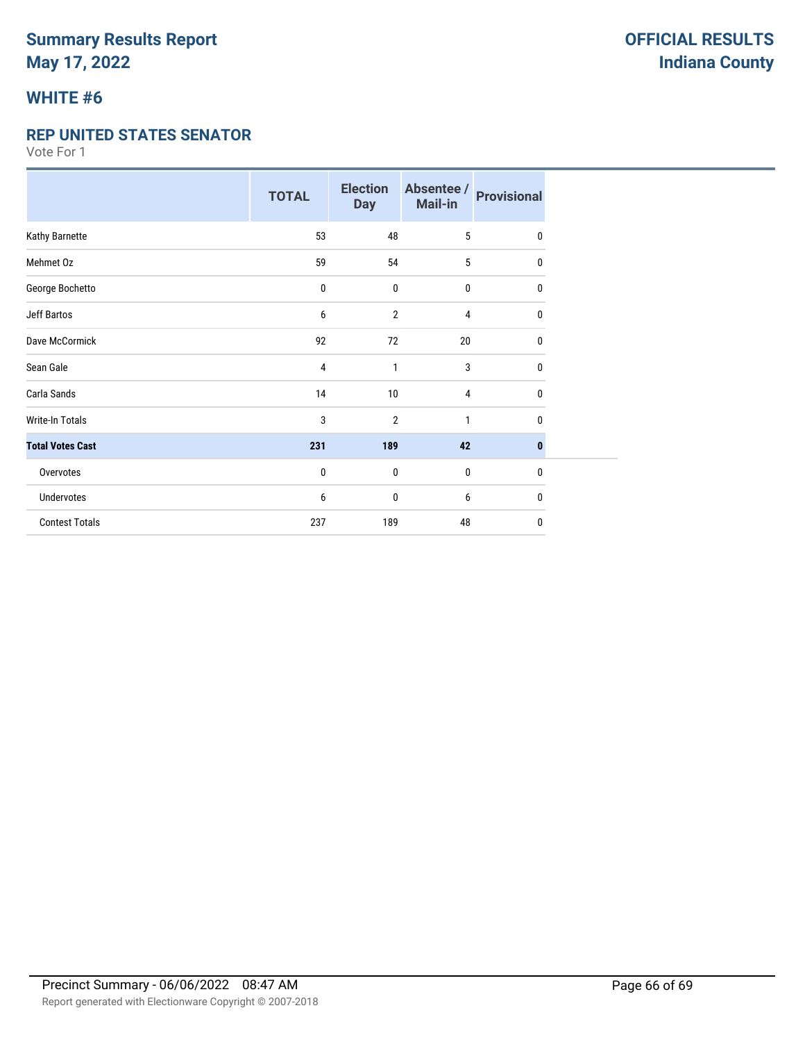# Summary Results Report
# May 17, 2022

**OFFICIAL RESULTS**
**Indiana County**

## WHITE #6

### REP UNITED STATES SENATOR

Vote For 1

| | TOTAL | Election Day | Absentee / Mail-in | Provisional |
|---|---|---|---|---|
| Kathy Barnette | 53 | 48 | 5 | 0 |
| Mehmet Oz | 59 | 54 | 5 | 0 |
| George Bochetto | 0 | 0 | 0 | 0 |
| Jeff Bartos | 6 | 2 | 4 | 0 |
| Dave McCormick | 92 | 72 | 20 | 0 |
| Sean Gale | 4 | 1 | 3 | 0 |
| Carla Sands | 14 | 10 | 4 | 0 |
| Write-In Totals | 3 | 2 | 1 | 0 |
| **Total Votes Cast** | **231** | **189** | **42** | **0** |
| Overvotes | 0 | 0 | 0 | 0 |
| Undervotes | 6 | 0 | 6 | 0 |
| Contest Totals | 237 | 189 | 48 | 0 |

Precinct Summary - 06/06/2022 08:47 AM

Report generated with Electionware Copyright © 2007-2018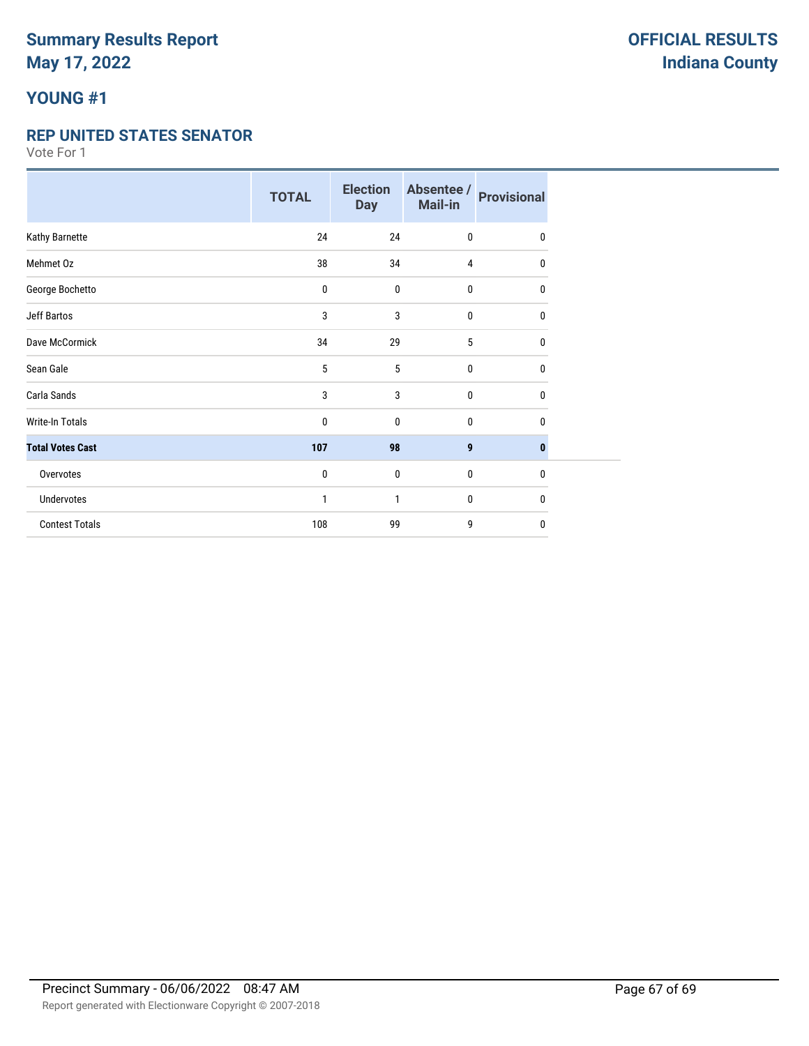**Summary Results Report**
**May 17, 2022**

**OFFICIAL RESULTS**
**Indiana County**

## YOUNG #1

### REP UNITED STATES SENATOR

Vote For 1

| | TOTAL | Election Day | Absentee / Mail-in | Provisional |
|---|---|---|---|---|
| Kathy Barnette | 24 | 24 | 0 | 0 |
| Mehmet Oz | 38 | 34 | 4 | 0 |
| George Bochetto | 0 | 0 | 0 | 0 |
| Jeff Bartos | 3 | 3 | 0 | 0 |
| Dave McCormick | 34 | 29 | 5 | 0 |
| Sean Gale | 5 | 5 | 0 | 0 |
| Carla Sands | 3 | 3 | 0 | 0 |
| Write-In Totals | 0 | 0 | 0 | 0 |
| **Total Votes Cast** | **107** | **98** | **9** | **0** |
| Overvotes | 0 | 0 | 0 | 0 |
| Undervotes | 1 | 1 | 0 | 0 |
| Contest Totals | 108 | 99 | 9 | 0 |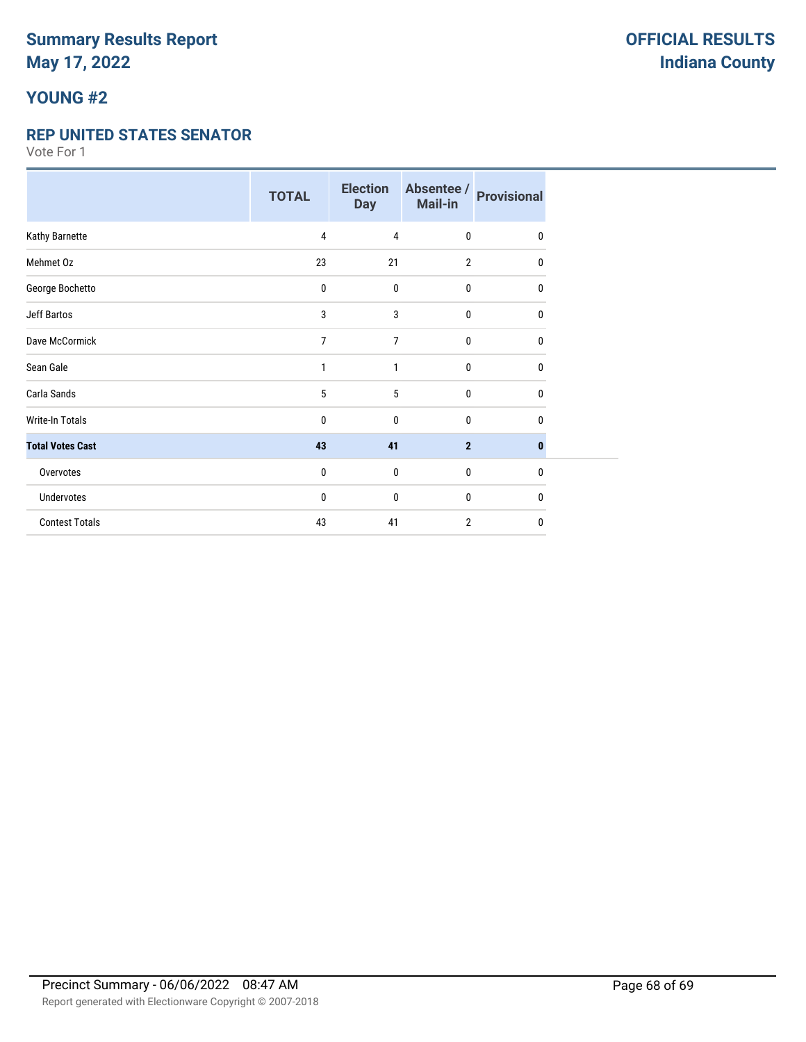# Summary Results Report
# May 17, 2022

**OFFICIAL RESULTS**
**Indiana County**

## YOUNG #2

### REP UNITED STATES SENATOR

Vote For 1

| | TOTAL | Election Day | Absentee / Mail-in | Provisional |
|---|---|---|---|---|
| Kathy Barnette | 4 | 4 | 0 | 0 |
| Mehmet Oz | 23 | 21 | 2 | 0 |
| George Bochetto | 0 | 0 | 0 | 0 |
| Jeff Bartos | 3 | 3 | 0 | 0 |
| Dave McCormick | 7 | 7 | 0 | 0 |
| Sean Gale | 1 | 1 | 0 | 0 |
| Carla Sands | 5 | 5 | 0 | 0 |
| Write-In Totals | 0 | 0 | 0 | 0 |
| **Total Votes Cast** | **43** | **41** | **2** | **0** |
| Overvotes | 0 | 0 | 0 | 0 |
| Undervotes | 0 | 0 | 0 | 0 |
| Contest Totals | 43 | 41 | 2 | 0 |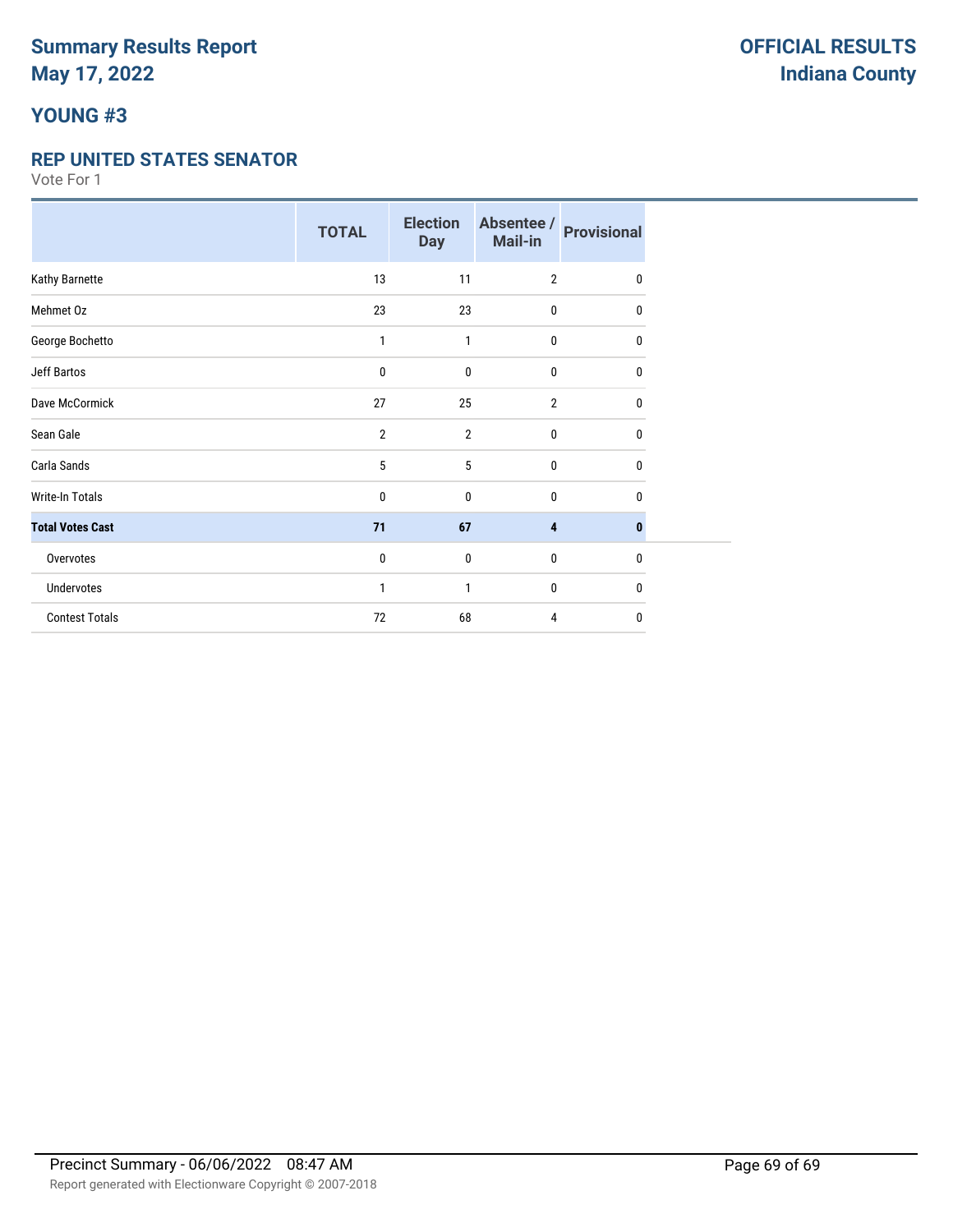# Summary Results Report
# May 17, 2022

**OFFICIAL RESULTS**
**Indiana County**

## YOUNG #3

### REP UNITED STATES SENATOR

Vote For 1

| | TOTAL | Election Day | Absentee / Mail-in | Provisional |
|---|---|---|---|---|
| Kathy Barnette | 13 | 11 | 2 | 0 |
| Mehmet Oz | 23 | 23 | 0 | 0 |
| George Bochetto | 1 | 1 | 0 | 0 |
| Jeff Bartos | 0 | 0 | 0 | 0 |
| Dave McCormick | 27 | 25 | 2 | 0 |
| Sean Gale | 2 | 2 | 0 | 0 |
| Carla Sands | 5 | 5 | 0 | 0 |
| Write-In Totals | 0 | 0 | 0 | 0 |
| **Total Votes Cast** | **71** | **67** | **4** | **0** |
| Overvotes | 0 | 0 | 0 | 0 |
| Undervotes | 1 | 1 | 0 | 0 |
| Contest Totals | 72 | 68 | 4 | 0 |

Precinct Summary - 06/06/2022 08:47 AM

Report generated with Electionware Copyright © 2007-2018